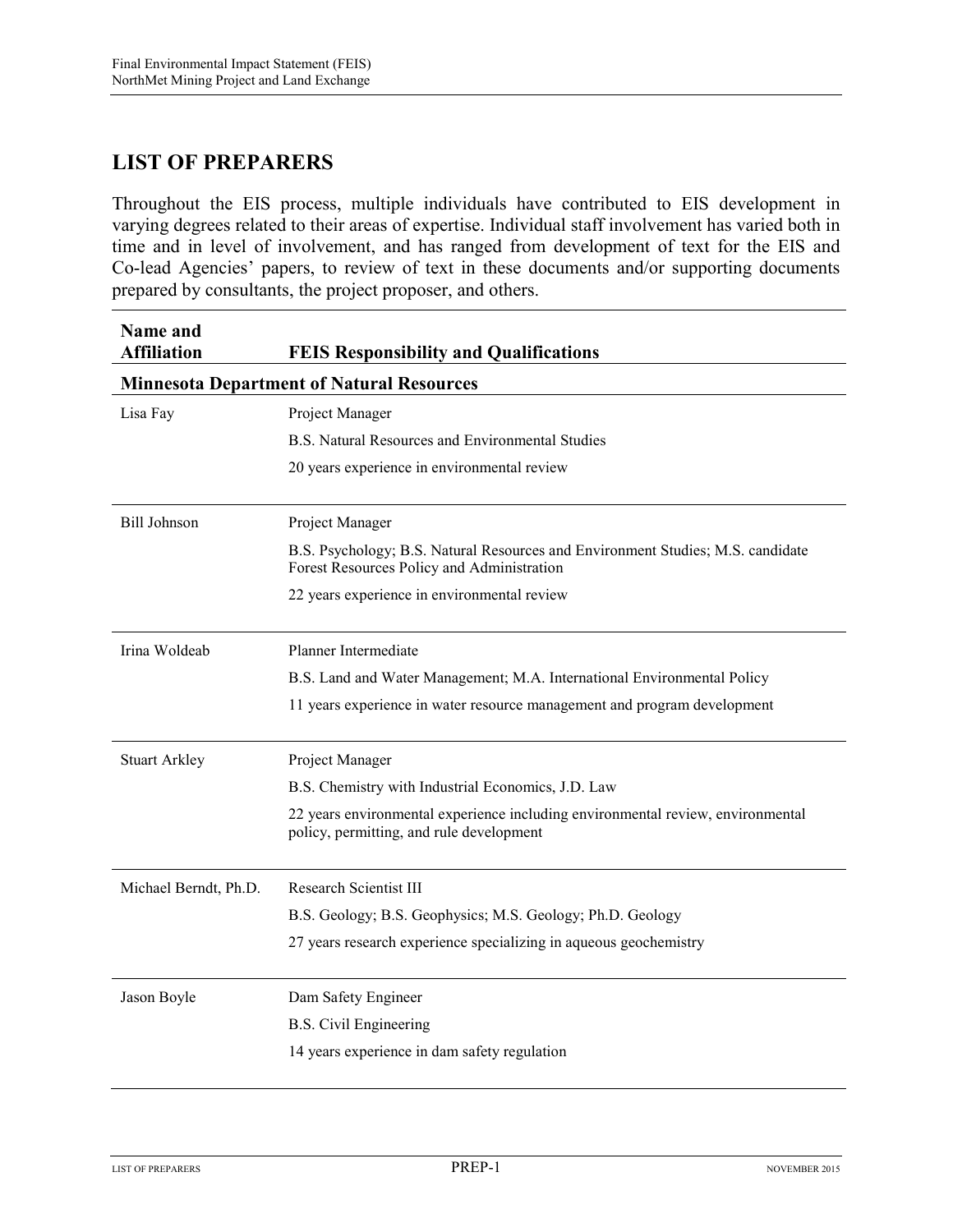## LIST OF PREPARERS

Throughout the EIS process, multiple individuals have contributed to EIS development in varying degrees related to their areas of expertise. Individual staff involvement has varied both in time and in level of involvement, and has ranged from development of text for the EIS and Co-lead Agencies' papers, to review of text in these documents and/or supporting documents prepared by consultants, the project proposer, and others.

| Name and Affiliation | FEIS Responsibility and Qualifications |
|---|---|
| **Minnesota Department of Natural Resources** | |
| Lisa Fay | Project Manager<br>B.S. Natural Resources and Environmental Studies<br>20 years experience in environmental review |
| Bill Johnson | Project Manager<br>B.S. Psychology; B.S. Natural Resources and Environment Studies; M.S. candidate Forest Resources Policy and Administration<br>22 years experience in environmental review |
| Irina Woldeab | Planner Intermediate<br>B.S. Land and Water Management; M.A. International Environmental Policy<br>11 years experience in water resource management and program development |
| Stuart Arkley | Project Manager<br>B.S. Chemistry with Industrial Economics, J.D. Law<br>22 years environmental experience including environmental review, environmental policy, permitting, and rule development |
| Michael Berndt, Ph.D. | Research Scientist III<br>B.S. Geology; B.S. Geophysics; M.S. Geology; Ph.D. Geology<br>27 years research experience specializing in aqueous geochemistry |
| Jason Boyle | Dam Safety Engineer<br>B.S. Civil Engineering<br>14 years experience in dam safety regulation |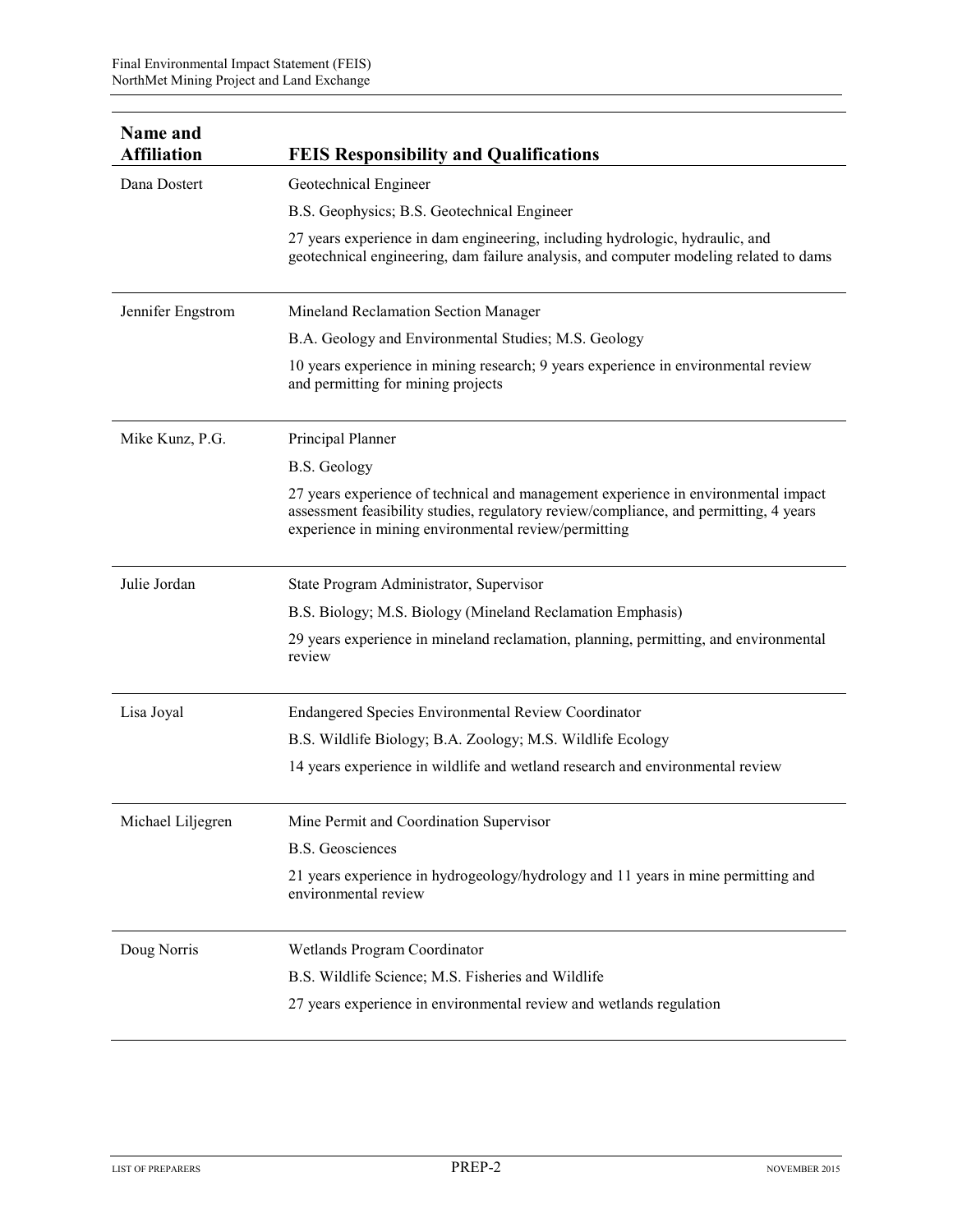| Name and Affiliation | FEIS Responsibility and Qualifications |
| --- | --- |
| Dana Dostert | Geotechnical Engineer<br>B.S. Geophysics; B.S. Geotechnical Engineer<br>27 years experience in dam engineering, including hydrologic, hydraulic, and geotechnical engineering, dam failure analysis, and computer modeling related to dams |
| Jennifer Engstrom | Mineland Reclamation Section Manager<br>B.A. Geology and Environmental Studies; M.S. Geology<br>10 years experience in mining research; 9 years experience in environmental review and permitting for mining projects |
| Mike Kunz, P.G. | Principal Planner<br>B.S. Geology<br>27 years experience of technical and management experience in environmental impact assessment feasibility studies, regulatory review/compliance, and permitting, 4 years experience in mining environmental review/permitting |
| Julie Jordan | State Program Administrator, Supervisor<br>B.S. Biology; M.S. Biology (Mineland Reclamation Emphasis)<br>29 years experience in mineland reclamation, planning, permitting, and environmental review |
| Lisa Joyal | Endangered Species Environmental Review Coordinator<br>B.S. Wildlife Biology; B.A. Zoology; M.S. Wildlife Ecology<br>14 years experience in wildlife and wetland research and environmental review |
| Michael Liljegren | Mine Permit and Coordination Supervisor<br>B.S. Geosciences<br>21 years experience in hydrogeology/hydrology and 11 years in mine permitting and environmental review |
| Doug Norris | Wetlands Program Coordinator<br>B.S. Wildlife Science; M.S. Fisheries and Wildlife<br>27 years experience in environmental review and wetlands regulation |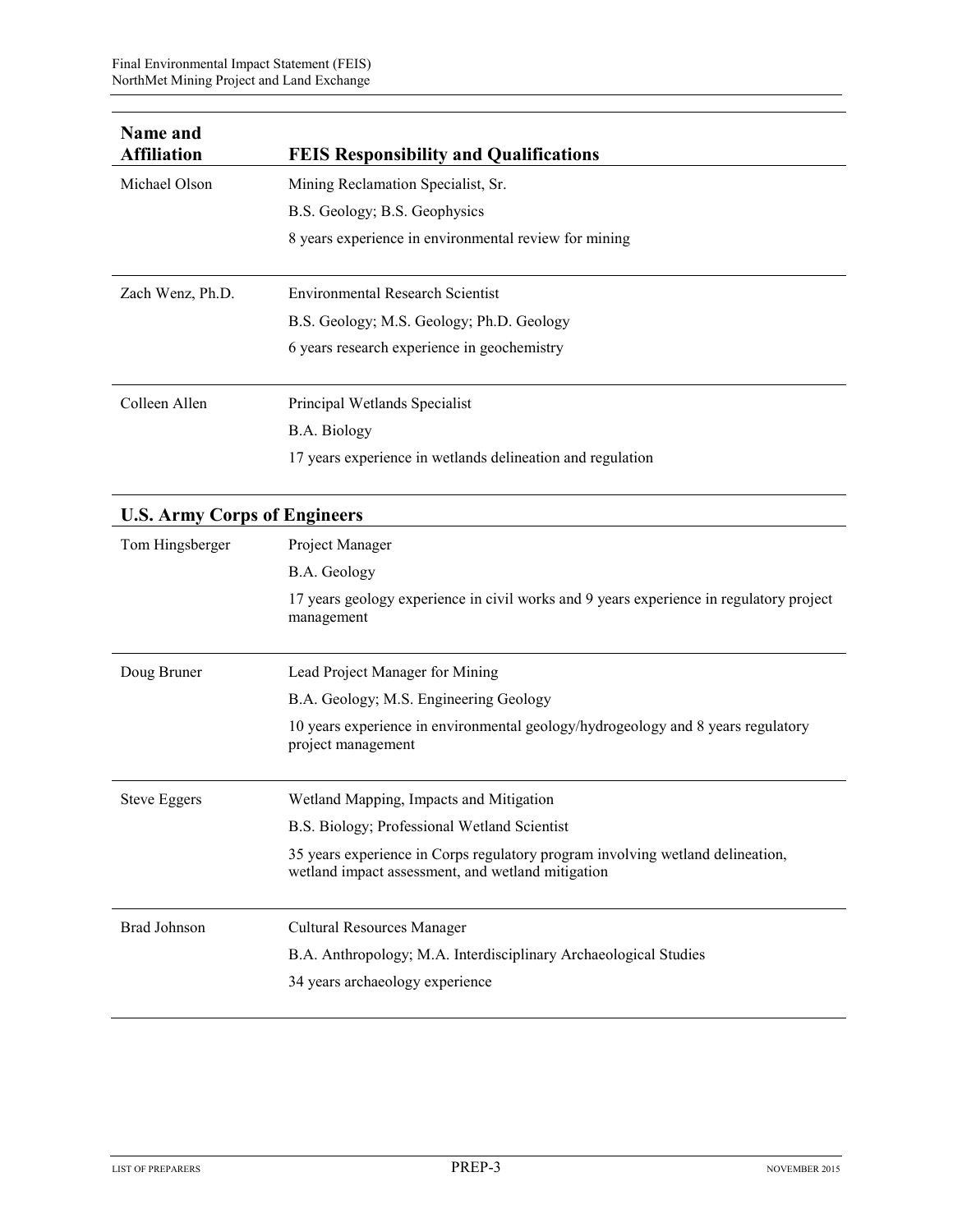| Name and Affiliation | FEIS Responsibility and Qualifications |
|---|---|
| Michael Olson | Mining Reclamation Specialist, Sr.<br>B.S. Geology; B.S. Geophysics<br>8 years experience in environmental review for mining |
| Zach Wenz, Ph.D. | Environmental Research Scientist<br>B.S. Geology; M.S. Geology; Ph.D. Geology<br>6 years research experience in geochemistry |
| Colleen Allen | Principal Wetlands Specialist<br>B.A. Biology<br>17 years experience in wetlands delineation and regulation |
| **U.S. Army Corps of Engineers** | |
| Tom Hingsberger | Project Manager<br>B.A. Geology<br>17 years geology experience in civil works and 9 years experience in regulatory project management |
| Doug Bruner | Lead Project Manager for Mining<br>B.A. Geology; M.S. Engineering Geology<br>10 years experience in environmental geology/hydrogeology and 8 years regulatory project management |
| Steve Eggers | Wetland Mapping, Impacts and Mitigation<br>B.S. Biology; Professional Wetland Scientist<br>35 years experience in Corps regulatory program involving wetland delineation, wetland impact assessment, and wetland mitigation |
| Brad Johnson | Cultural Resources Manager<br>B.A. Anthropology; M.A. Interdisciplinary Archaeological Studies<br>34 years archaeology experience |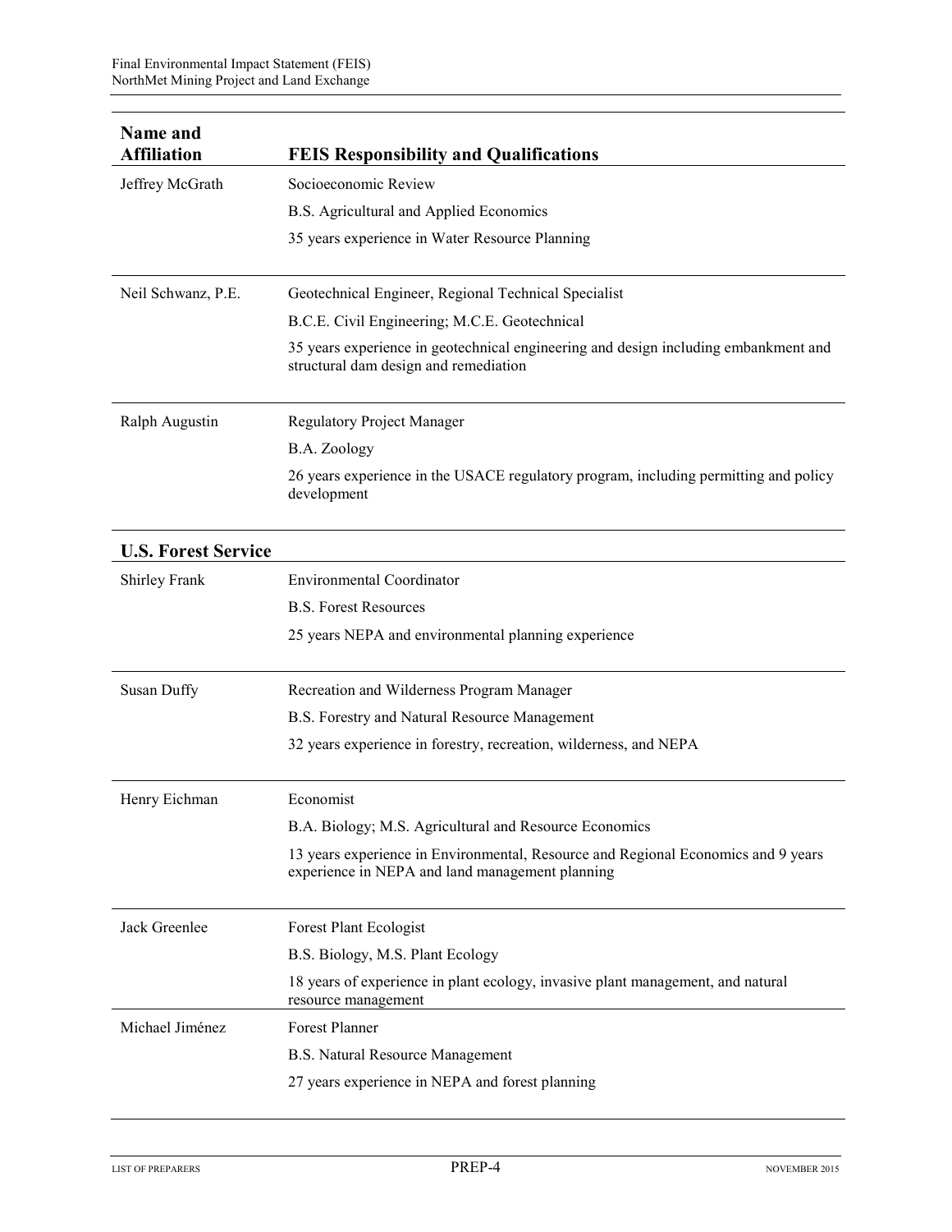| Name and Affiliation | FEIS Responsibility and Qualifications |
|---|---|
| Jeffrey McGrath | Socioeconomic Review<br>B.S. Agricultural and Applied Economics<br>35 years experience in Water Resource Planning |
| Neil Schwanz, P.E. | Geotechnical Engineer, Regional Technical Specialist<br>B.C.E. Civil Engineering; M.C.E. Geotechnical<br>35 years experience in geotechnical engineering and design including embankment and structural dam design and remediation |
| Ralph Augustin | Regulatory Project Manager<br>B.A. Zoology<br>26 years experience in the USACE regulatory program, including permitting and policy development |
| **U.S. Forest Service** | |
| Shirley Frank | Environmental Coordinator<br>B.S. Forest Resources<br>25 years NEPA and environmental planning experience |
| Susan Duffy | Recreation and Wilderness Program Manager<br>B.S. Forestry and Natural Resource Management<br>32 years experience in forestry, recreation, wilderness, and NEPA |
| Henry Eichman | Economist<br>B.A. Biology; M.S. Agricultural and Resource Economics<br>13 years experience in Environmental, Resource and Regional Economics and 9 years experience in NEPA and land management planning |
| Jack Greenlee | Forest Plant Ecologist<br>B.S. Biology, M.S. Plant Ecology<br>18 years of experience in plant ecology, invasive plant management, and natural resource management |
| Michael Jiménez | Forest Planner<br>B.S. Natural Resource Management<br>27 years experience in NEPA and forest planning |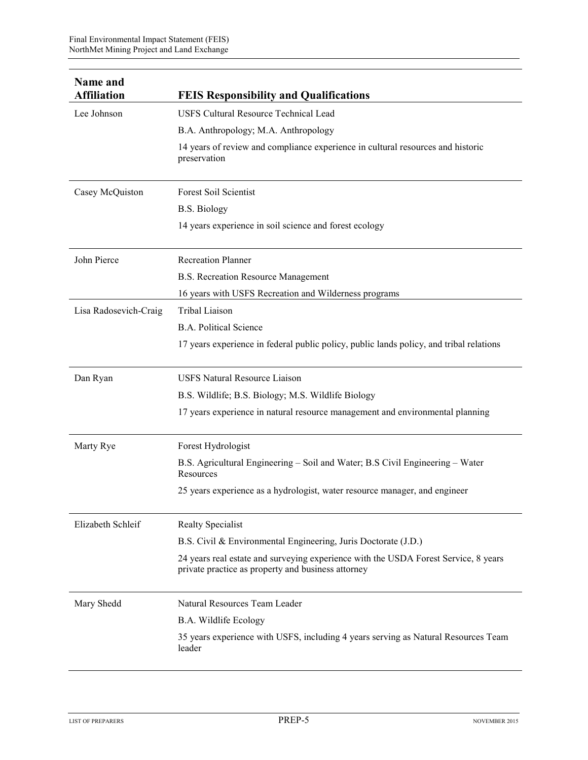| Name and Affiliation | FEIS Responsibility and Qualifications |
| --- | --- |
| Lee Johnson | USFS Cultural Resource Technical Lead<br>B.A. Anthropology; M.A. Anthropology<br>14 years of review and compliance experience in cultural resources and historic preservation |
| Casey McQuiston | Forest Soil Scientist<br>B.S. Biology<br>14 years experience in soil science and forest ecology |
| John Pierce | Recreation Planner<br>B.S. Recreation Resource Management<br>16 years with USFS Recreation and Wilderness programs |
| Lisa Radosevich-Craig | Tribal Liaison<br>B.A. Political Science<br>17 years experience in federal public policy, public lands policy, and tribal relations |
| Dan Ryan | USFS Natural Resource Liaison<br>B.S. Wildlife; B.S. Biology; M.S. Wildlife Biology<br>17 years experience in natural resource management and environmental planning |
| Marty Rye | Forest Hydrologist<br>B.S. Agricultural Engineering – Soil and Water; B.S Civil Engineering – Water Resources<br>25 years experience as a hydrologist, water resource manager, and engineer |
| Elizabeth Schleif | Realty Specialist<br>B.S. Civil & Environmental Engineering, Juris Doctorate (J.D.)<br>24 years real estate and surveying experience with the USDA Forest Service, 8 years private practice as property and business attorney |
| Mary Shedd | Natural Resources Team Leader<br>B.A. Wildlife Ecology<br>35 years experience with USFS, including 4 years serving as Natural Resources Team leader |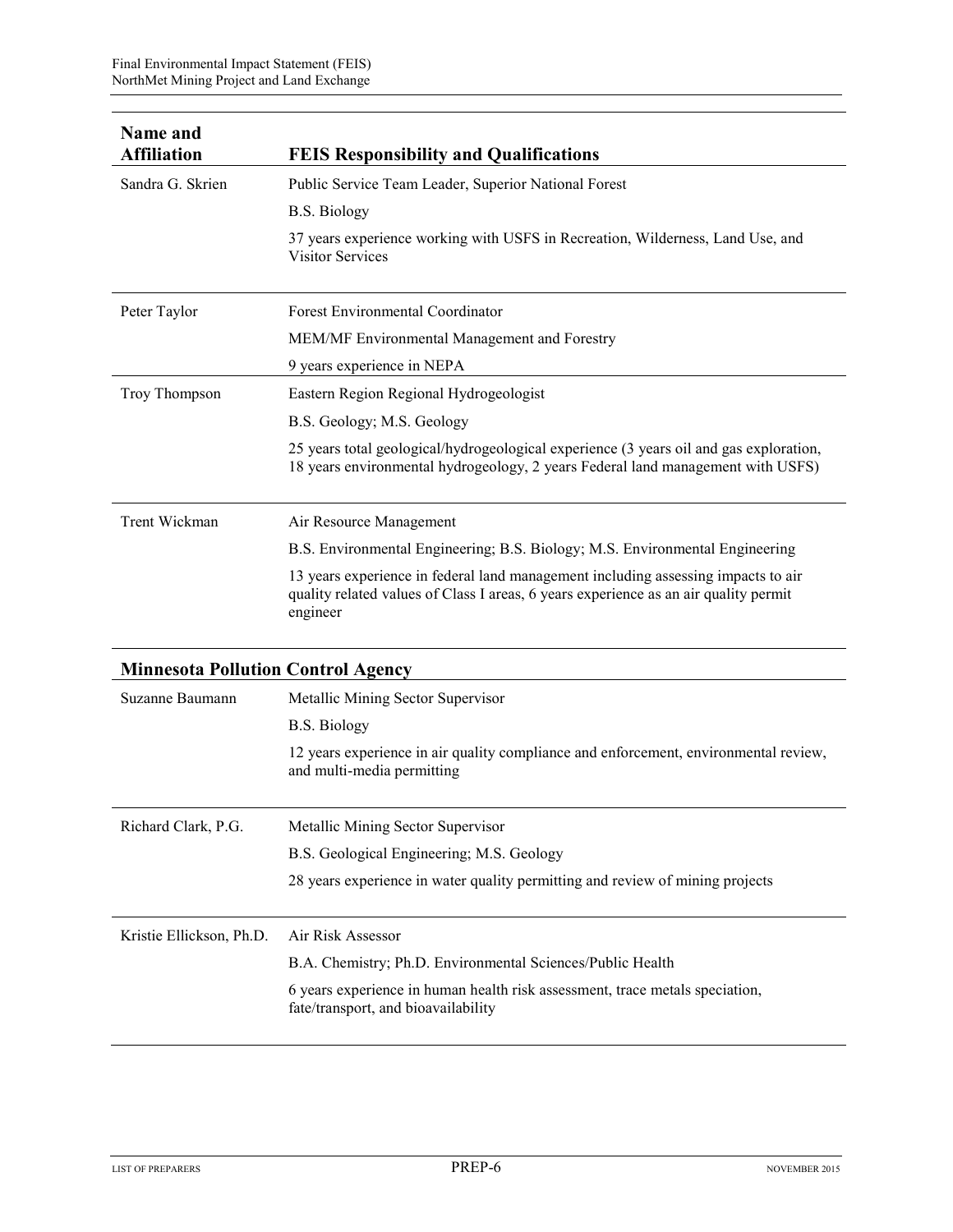| Name and Affiliation | FEIS Responsibility and Qualifications |
|---|---|
| Sandra G. Skrien | Public Service Team Leader, Superior National Forest |
| | B.S. Biology |
| | 37 years experience working with USFS in Recreation, Wilderness, Land Use, and Visitor Services |
| Peter Taylor | Forest Environmental Coordinator |
| | MEM/MF Environmental Management and Forestry |
| | 9 years experience in NEPA |
| Troy Thompson | Eastern Region Regional Hydrogeologist |
| | B.S. Geology; M.S. Geology |
| | 25 years total geological/hydrogeological experience (3 years oil and gas exploration, 18 years environmental hydrogeology, 2 years Federal land management with USFS) |
| Trent Wickman | Air Resource Management |
| | B.S. Environmental Engineering; B.S. Biology; M.S. Environmental Engineering |
| | 13 years experience in federal land management including assessing impacts to air quality related values of Class I areas, 6 years experience as an air quality permit engineer |

**Minnesota Pollution Control Agency**

| Name and Affiliation | FEIS Responsibility and Qualifications |
|---|---|
| Suzanne Baumann | Metallic Mining Sector Supervisor |
| | B.S. Biology |
| | 12 years experience in air quality compliance and enforcement, environmental review, and multi-media permitting |
| Richard Clark, P.G. | Metallic Mining Sector Supervisor |
| | B.S. Geological Engineering; M.S. Geology |
| | 28 years experience in water quality permitting and review of mining projects |
| Kristie Ellickson, Ph.D. | Air Risk Assessor |
| | B.A. Chemistry; Ph.D. Environmental Sciences/Public Health |
| | 6 years experience in human health risk assessment, trace metals speciation, fate/transport, and bioavailability |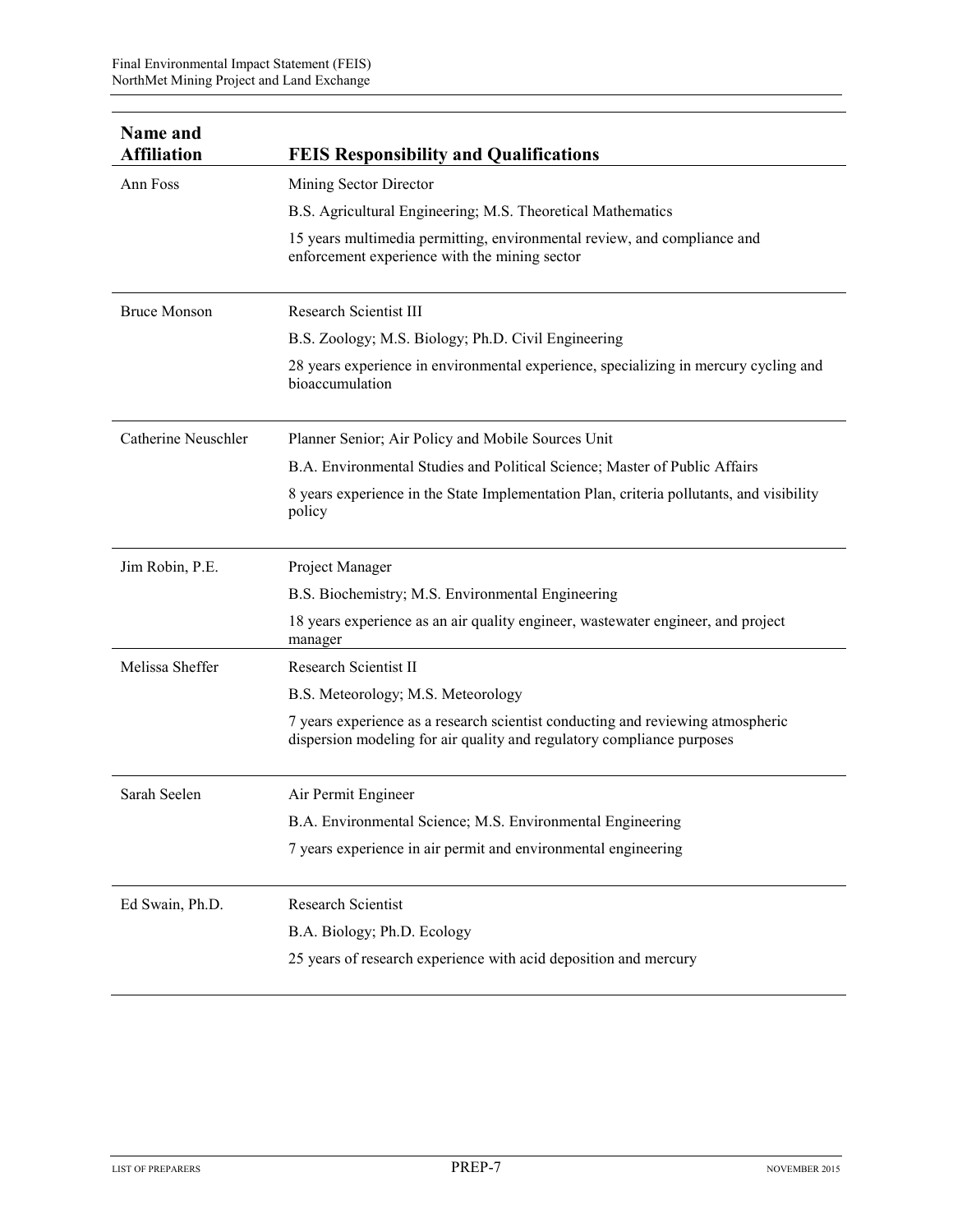| Name and Affiliation | FEIS Responsibility and Qualifications |
|---|---|
| Ann Foss | Mining Sector Director<br>B.S. Agricultural Engineering; M.S. Theoretical Mathematics<br>15 years multimedia permitting, environmental review, and compliance and enforcement experience with the mining sector |
| Bruce Monson | Research Scientist III<br>B.S. Zoology; M.S. Biology; Ph.D. Civil Engineering<br>28 years experience in environmental experience, specializing in mercury cycling and bioaccumulation |
| Catherine Neuschler | Planner Senior; Air Policy and Mobile Sources Unit<br>B.A. Environmental Studies and Political Science; Master of Public Affairs<br>8 years experience in the State Implementation Plan, criteria pollutants, and visibility policy |
| Jim Robin, P.E. | Project Manager<br>B.S. Biochemistry; M.S. Environmental Engineering<br>18 years experience as an air quality engineer, wastewater engineer, and project manager |
| Melissa Sheffer | Research Scientist II<br>B.S. Meteorology; M.S. Meteorology<br>7 years experience as a research scientist conducting and reviewing atmospheric dispersion modeling for air quality and regulatory compliance purposes |
| Sarah Seelen | Air Permit Engineer<br>B.A. Environmental Science; M.S. Environmental Engineering<br>7 years experience in air permit and environmental engineering |
| Ed Swain, Ph.D. | Research Scientist<br>B.A. Biology; Ph.D. Ecology<br>25 years of research experience with acid deposition and mercury |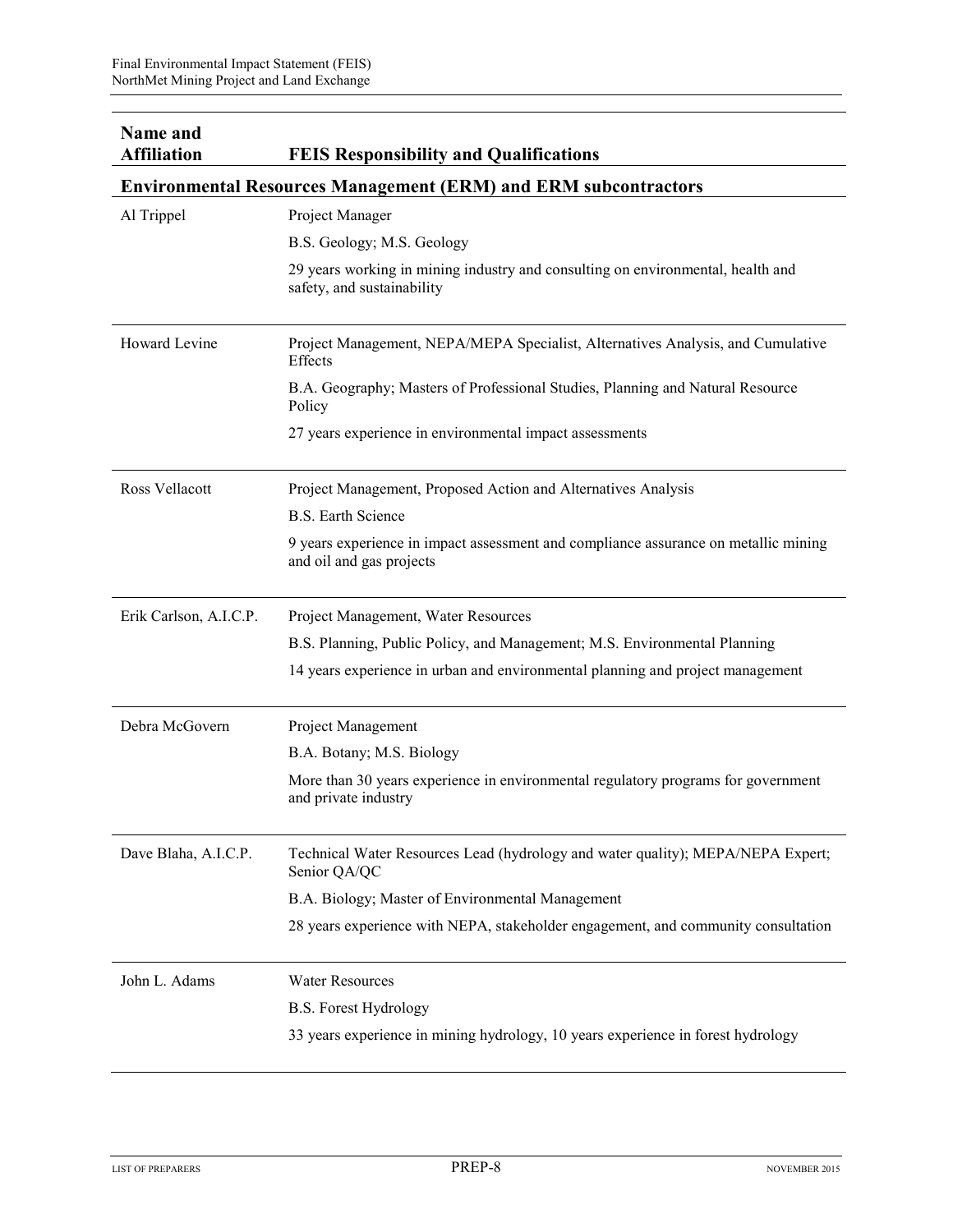| Name and Affiliation | FEIS Responsibility and Qualifications |
|---|---|
| **Environmental Resources Management (ERM) and ERM subcontractors** | |
| Al Trippel | Project Manager<br>B.S. Geology; M.S. Geology<br>29 years working in mining industry and consulting on environmental, health and safety, and sustainability |
| Howard Levine | Project Management, NEPA/MEPA Specialist, Alternatives Analysis, and Cumulative Effects<br>B.A. Geography; Masters of Professional Studies, Planning and Natural Resource Policy<br>27 years experience in environmental impact assessments |
| Ross Vellacott | Project Management, Proposed Action and Alternatives Analysis<br>B.S. Earth Science<br>9 years experience in impact assessment and compliance assurance on metallic mining and oil and gas projects |
| Erik Carlson, A.I.C.P. | Project Management, Water Resources<br>B.S. Planning, Public Policy, and Management; M.S. Environmental Planning<br>14 years experience in urban and environmental planning and project management |
| Debra McGovern | Project Management<br>B.A. Botany; M.S. Biology<br>More than 30 years experience in environmental regulatory programs for government and private industry |
| Dave Blaha, A.I.C.P. | Technical Water Resources Lead (hydrology and water quality); MEPA/NEPA Expert; Senior QA/QC<br>B.A. Biology; Master of Environmental Management<br>28 years experience with NEPA, stakeholder engagement, and community consultation |
| John L. Adams | Water Resources<br>B.S. Forest Hydrology<br>33 years experience in mining hydrology, 10 years experience in forest hydrology |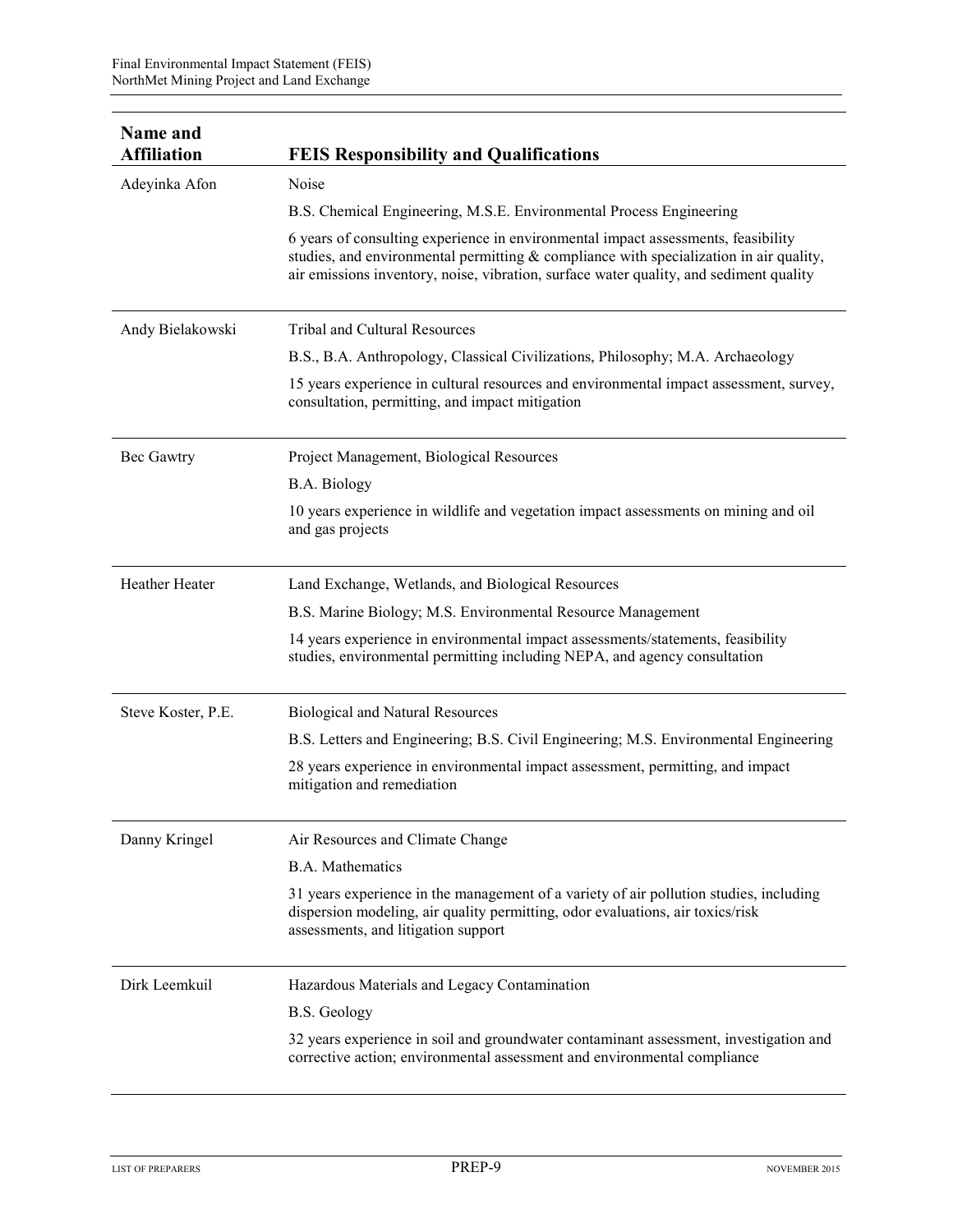| Name and Affiliation | FEIS Responsibility and Qualifications |
|---|---|
| Adeyinka Afon | Noise<br>B.S. Chemical Engineering, M.S.E. Environmental Process Engineering<br>6 years of consulting experience in environmental impact assessments, feasibility studies, and environmental permitting & compliance with specialization in air quality, air emissions inventory, noise, vibration, surface water quality, and sediment quality |
| Andy Bielakowski | Tribal and Cultural Resources<br>B.S., B.A. Anthropology, Classical Civilizations, Philosophy; M.A. Archaeology<br>15 years experience in cultural resources and environmental impact assessment, survey, consultation, permitting, and impact mitigation |
| Bec Gawtry | Project Management, Biological Resources<br>B.A. Biology<br>10 years experience in wildlife and vegetation impact assessments on mining and oil and gas projects |
| Heather Heater | Land Exchange, Wetlands, and Biological Resources<br>B.S. Marine Biology; M.S. Environmental Resource Management<br>14 years experience in environmental impact assessments/statements, feasibility studies, environmental permitting including NEPA, and agency consultation |
| Steve Koster, P.E. | Biological and Natural Resources<br>B.S. Letters and Engineering; B.S. Civil Engineering; M.S. Environmental Engineering<br>28 years experience in environmental impact assessment, permitting, and impact mitigation and remediation |
| Danny Kringel | Air Resources and Climate Change<br>B.A. Mathematics<br>31 years experience in the management of a variety of air pollution studies, including dispersion modeling, air quality permitting, odor evaluations, air toxics/risk assessments, and litigation support |
| Dirk Leemkuil | Hazardous Materials and Legacy Contamination<br>B.S. Geology<br>32 years experience in soil and groundwater contaminant assessment, investigation and corrective action; environmental assessment and environmental compliance |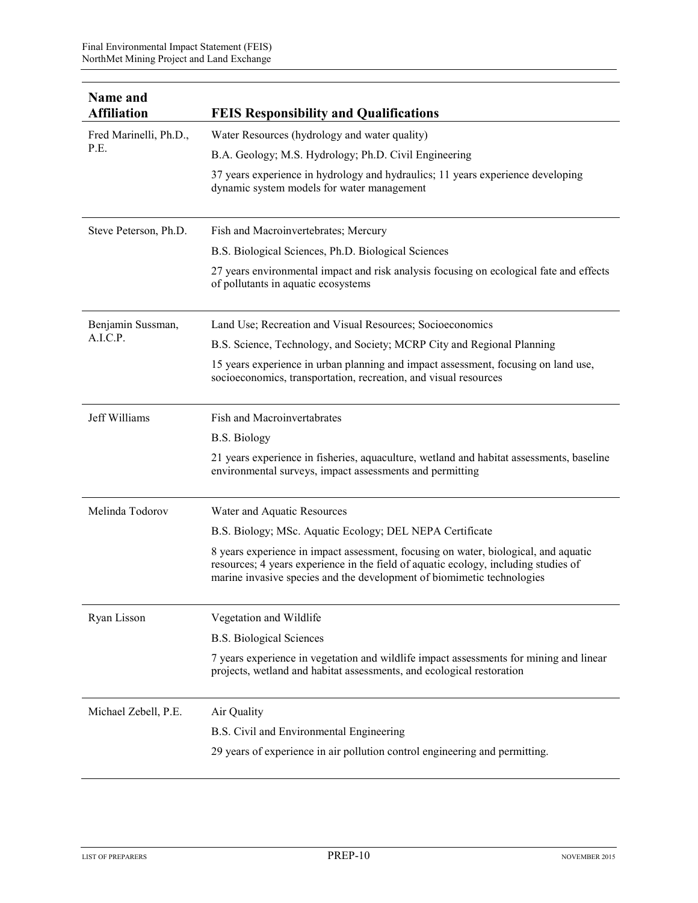| Name and Affiliation | FEIS Responsibility and Qualifications |
|---|---|
| Fred Marinelli, Ph.D., P.E. | Water Resources (hydrology and water quality)<br>B.A. Geology; M.S. Hydrology; Ph.D. Civil Engineering<br>37 years experience in hydrology and hydraulics; 11 years experience developing dynamic system models for water management |
| Steve Peterson, Ph.D. | Fish and Macroinvertebrates; Mercury<br>B.S. Biological Sciences, Ph.D. Biological Sciences<br>27 years environmental impact and risk analysis focusing on ecological fate and effects of pollutants in aquatic ecosystems |
| Benjamin Sussman, A.I.C.P. | Land Use; Recreation and Visual Resources; Socioeconomics<br>B.S. Science, Technology, and Society; MCRP City and Regional Planning<br>15 years experience in urban planning and impact assessment, focusing on land use, socioeconomics, transportation, recreation, and visual resources |
| Jeff Williams | Fish and Macroinvertabrates<br>B.S. Biology<br>21 years experience in fisheries, aquaculture, wetland and habitat assessments, baseline environmental surveys, impact assessments and permitting |
| Melinda Todorov | Water and Aquatic Resources<br>B.S. Biology; MSc. Aquatic Ecology; DEL NEPA Certificate<br>8 years experience in impact assessment, focusing on water, biological, and aquatic resources; 4 years experience in the field of aquatic ecology, including studies of marine invasive species and the development of biomimetic technologies |
| Ryan Lisson | Vegetation and Wildlife<br>B.S. Biological Sciences<br>7 years experience in vegetation and wildlife impact assessments for mining and linear projects, wetland and habitat assessments, and ecological restoration |
| Michael Zebell, P.E. | Air Quality<br>B.S. Civil and Environmental Engineering<br>29 years of experience in air pollution control engineering and permitting. |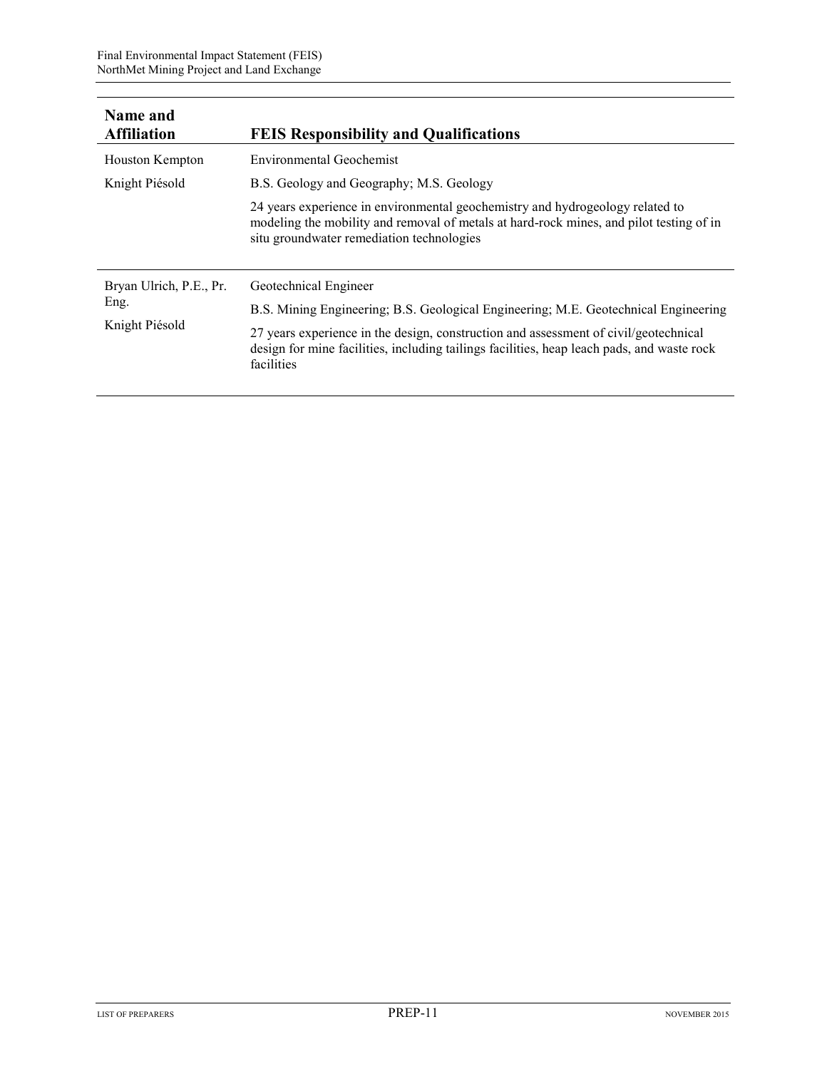| Name and Affiliation | FEIS Responsibility and Qualifications |
|---|---|
| Houston Kempton<br>Knight Piésold | Environmental Geochemist<br>B.S. Geology and Geography; M.S. Geology<br>24 years experience in environmental geochemistry and hydrogeology related to modeling the mobility and removal of metals at hard-rock mines, and pilot testing of in situ groundwater remediation technologies |
| Bryan Ulrich, P.E., Pr. Eng.<br>Knight Piésold | Geotechnical Engineer<br>B.S. Mining Engineering; B.S. Geological Engineering; M.E. Geotechnical Engineering<br>27 years experience in the design, construction and assessment of civil/geotechnical design for mine facilities, including tailings facilities, heap leach pads, and waste rock facilities |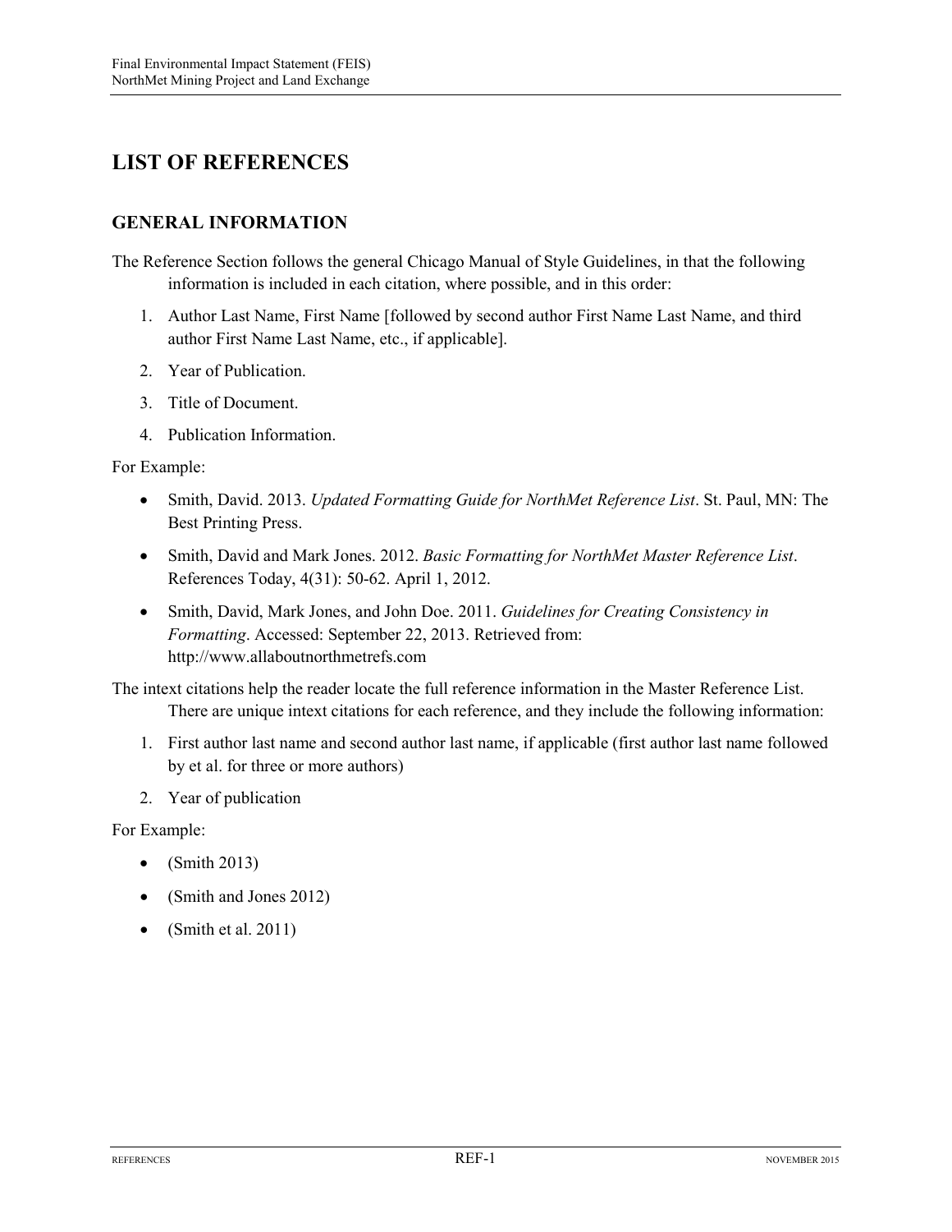# LIST OF REFERENCES

## GENERAL INFORMATION

The Reference Section follows the general Chicago Manual of Style Guidelines, in that the following information is included in each citation, where possible, and in this order:

1. Author Last Name, First Name [followed by second author First Name Last Name, and third author First Name Last Name, etc., if applicable].
2. Year of Publication.
3. Title of Document.
4. Publication Information.

For Example:

- Smith, David. 2013. *Updated Formatting Guide for NorthMet Reference List*. St. Paul, MN: The Best Printing Press.
- Smith, David and Mark Jones. 2012. *Basic Formatting for NorthMet Master Reference List*. References Today, 4(31): 50-62. April 1, 2012.
- Smith, David, Mark Jones, and John Doe. 2011. *Guidelines for Creating Consistency in Formatting*. Accessed: September 22, 2013. Retrieved from: http://www.allaboutnorthmetrefs.com

The intext citations help the reader locate the full reference information in the Master Reference List. There are unique intext citations for each reference, and they include the following information:

1. First author last name and second author last name, if applicable (first author last name followed by et al. for three or more authors)
2. Year of publication

For Example:

- (Smith 2013)
- (Smith and Jones 2012)
- (Smith et al. 2011)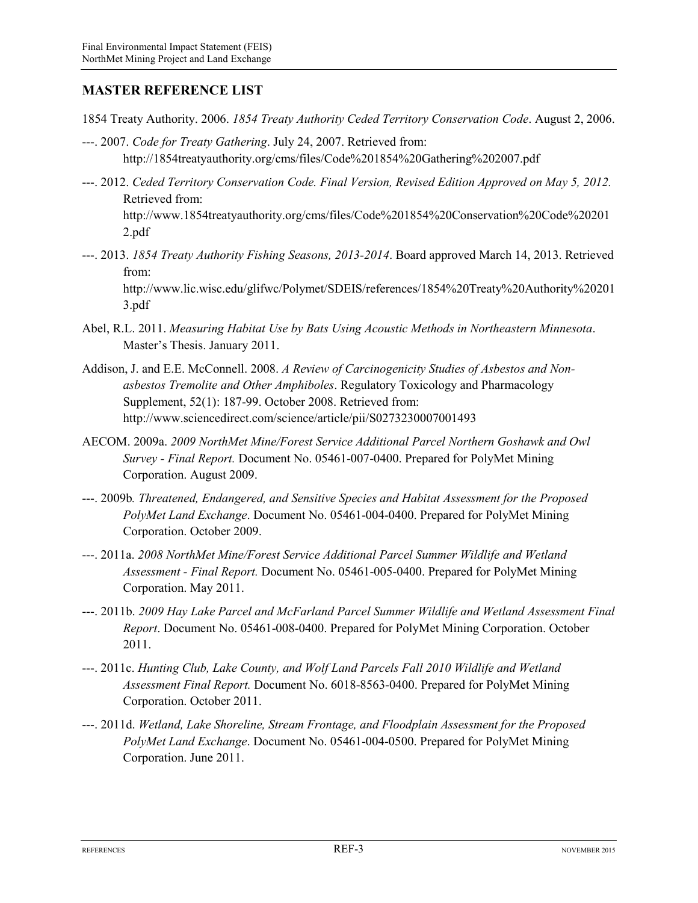## MASTER REFERENCE LIST

1854 Treaty Authority. 2006. *1854 Treaty Authority Ceded Territory Conservation Code*. August 2, 2006.

---. 2007. *Code for Treaty Gathering*. July 24, 2007. Retrieved from: http://1854treatyauthority.org/cms/files/Code%201854%20Gathering%202007.pdf

---. 2012. *Ceded Territory Conservation Code. Final Version, Revised Edition Approved on May 5, 2012.* Retrieved from: http://www.1854treatyauthority.org/cms/files/Code%201854%20Conservation%20Code%202012.pdf

---. 2013. *1854 Treaty Authority Fishing Seasons, 2013-2014*. Board approved March 14, 2013. Retrieved from: http://www.lic.wisc.edu/glifwc/Polymet/SDEIS/references/1854%20Treaty%20Authority%202013.pdf

Abel, R.L. 2011. *Measuring Habitat Use by Bats Using Acoustic Methods in Northeastern Minnesota*. Master's Thesis. January 2011.

Addison, J. and E.E. McConnell. 2008. *A Review of Carcinogenicity Studies of Asbestos and Non-asbestos Tremolite and Other Amphiboles*. Regulatory Toxicology and Pharmacology Supplement, 52(1): 187-99. October 2008. Retrieved from: http://www.sciencedirect.com/science/article/pii/S0273230007001493

AECOM. 2009a. *2009 NorthMet Mine/Forest Service Additional Parcel Northern Goshawk and Owl Survey - Final Report.* Document No. 05461-007-0400. Prepared for PolyMet Mining Corporation. August 2009.

---. 2009b. *Threatened, Endangered, and Sensitive Species and Habitat Assessment for the Proposed PolyMet Land Exchange*. Document No. 05461-004-0400. Prepared for PolyMet Mining Corporation. October 2009.

---. 2011a. *2008 NorthMet Mine/Forest Service Additional Parcel Summer Wildlife and Wetland Assessment - Final Report.* Document No. 05461-005-0400. Prepared for PolyMet Mining Corporation. May 2011.

---. 2011b. *2009 Hay Lake Parcel and McFarland Parcel Summer Wildlife and Wetland Assessment Final Report*. Document No. 05461-008-0400. Prepared for PolyMet Mining Corporation. October 2011.

---. 2011c. *Hunting Club, Lake County, and Wolf Land Parcels Fall 2010 Wildlife and Wetland Assessment Final Report.* Document No. 6018-8563-0400. Prepared for PolyMet Mining Corporation. October 2011.

---. 2011d. *Wetland, Lake Shoreline, Stream Frontage, and Floodplain Assessment for the Proposed PolyMet Land Exchange*. Document No. 05461-004-0500. Prepared for PolyMet Mining Corporation. June 2011.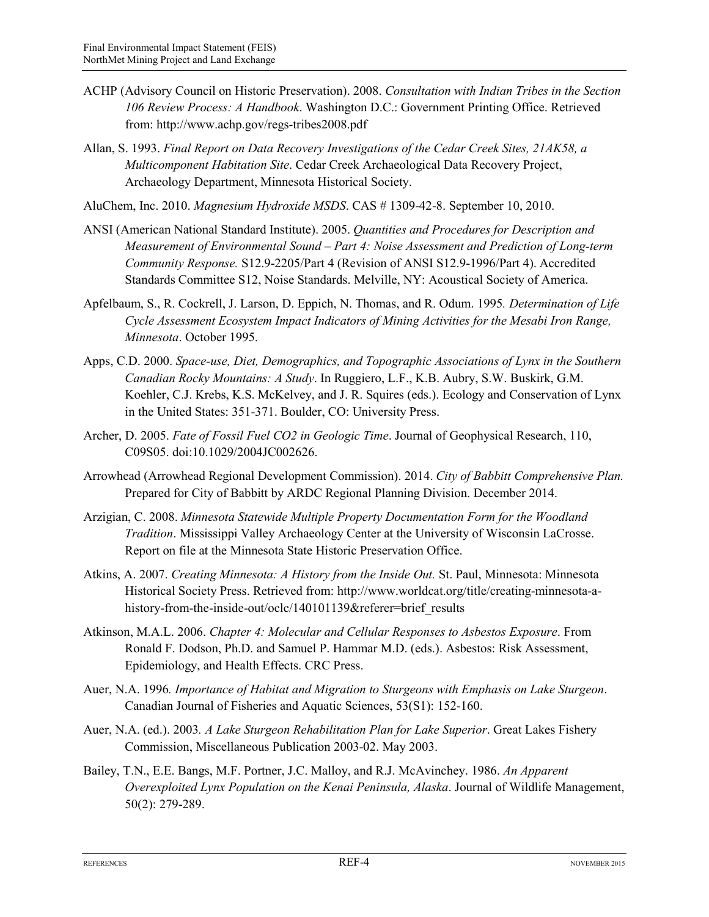ACHP (Advisory Council on Historic Preservation). 2008. *Consultation with Indian Tribes in the Section 106 Review Process: A Handbook*. Washington D.C.: Government Printing Office. Retrieved from: http://www.achp.gov/regs-tribes2008.pdf

Allan, S. 1993. *Final Report on Data Recovery Investigations of the Cedar Creek Sites, 21AK58, a Multicomponent Habitation Site*. Cedar Creek Archaeological Data Recovery Project, Archaeology Department, Minnesota Historical Society.

AluChem, Inc. 2010. *Magnesium Hydroxide MSDS*. CAS # 1309-42-8. September 10, 2010.

ANSI (American National Standard Institute). 2005. *Quantities and Procedures for Description and Measurement of Environmental Sound – Part 4: Noise Assessment and Prediction of Long-term Community Response.* S12.9-2205/Part 4 (Revision of ANSI S12.9-1996/Part 4). Accredited Standards Committee S12, Noise Standards. Melville, NY: Acoustical Society of America.

Apfelbaum, S., R. Cockrell, J. Larson, D. Eppich, N. Thomas, and R. Odum. 1995. *Determination of Life Cycle Assessment Ecosystem Impact Indicators of Mining Activities for the Mesabi Iron Range, Minnesota*. October 1995.

Apps, C.D. 2000. *Space-use, Diet, Demographics, and Topographic Associations of Lynx in the Southern Canadian Rocky Mountains: A Study*. In Ruggiero, L.F., K.B. Aubry, S.W. Buskirk, G.M. Koehler, C.J. Krebs, K.S. McKelvey, and J. R. Squires (eds.). Ecology and Conservation of Lynx in the United States: 351-371. Boulder, CO: University Press.

Archer, D. 2005. *Fate of Fossil Fuel CO2 in Geologic Time*. Journal of Geophysical Research, 110, C09S05. doi:10.1029/2004JC002626.

Arrowhead (Arrowhead Regional Development Commission). 2014. *City of Babbitt Comprehensive Plan.* Prepared for City of Babbitt by ARDC Regional Planning Division. December 2014.

Arzigian, C. 2008. *Minnesota Statewide Multiple Property Documentation Form for the Woodland Tradition*. Mississippi Valley Archaeology Center at the University of Wisconsin LaCrosse. Report on file at the Minnesota State Historic Preservation Office.

Atkins, A. 2007. *Creating Minnesota: A History from the Inside Out.* St. Paul, Minnesota: Minnesota Historical Society Press. Retrieved from: http://www.worldcat.org/title/creating-minnesota-a-history-from-the-inside-out/oclc/140101139&referer=brief_results

Atkinson, M.A.L. 2006. *Chapter 4: Molecular and Cellular Responses to Asbestos Exposure*. From Ronald F. Dodson, Ph.D. and Samuel P. Hammar M.D. (eds.). Asbestos: Risk Assessment, Epidemiology, and Health Effects. CRC Press.

Auer, N.A. 1996. *Importance of Habitat and Migration to Sturgeons with Emphasis on Lake Sturgeon*. Canadian Journal of Fisheries and Aquatic Sciences, 53(S1): 152-160.

Auer, N.A. (ed.). 2003. *A Lake Sturgeon Rehabilitation Plan for Lake Superior*. Great Lakes Fishery Commission, Miscellaneous Publication 2003-02. May 2003.

Bailey, T.N., E.E. Bangs, M.F. Portner, J.C. Malloy, and R.J. McAvinchey. 1986. *An Apparent Overexploited Lynx Population on the Kenai Peninsula, Alaska*. Journal of Wildlife Management, 50(2): 279-289.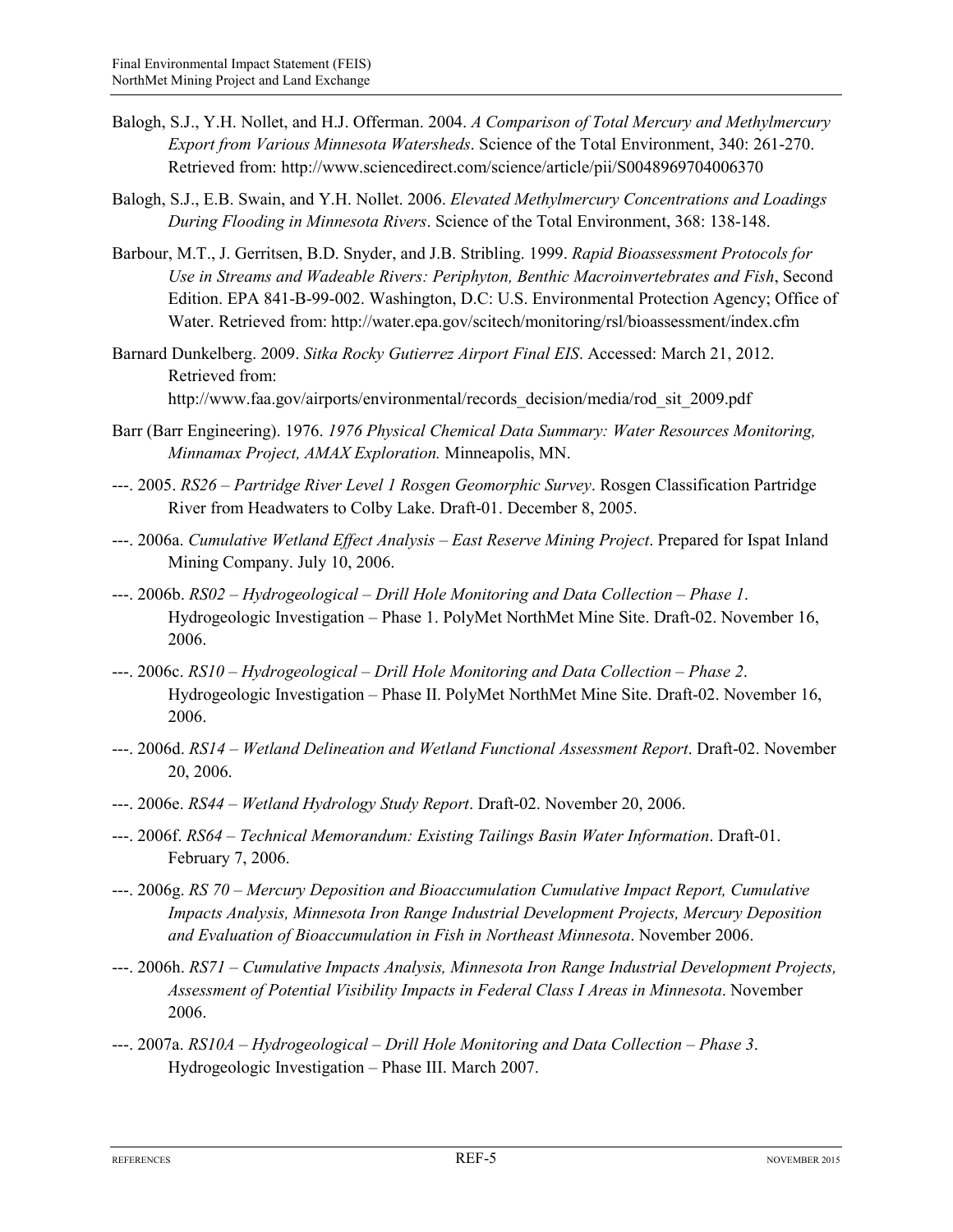Balogh, S.J., Y.H. Nollet, and H.J. Offerman. 2004. *A Comparison of Total Mercury and Methylmercury Export from Various Minnesota Watersheds*. Science of the Total Environment, 340: 261-270. Retrieved from: http://www.sciencedirect.com/science/article/pii/S0048969704006370

Balogh, S.J., E.B. Swain, and Y.H. Nollet. 2006. *Elevated Methylmercury Concentrations and Loadings During Flooding in Minnesota Rivers*. Science of the Total Environment, 368: 138-148.

Barbour, M.T., J. Gerritsen, B.D. Snyder, and J.B. Stribling. 1999. *Rapid Bioassessment Protocols for Use in Streams and Wadeable Rivers: Periphyton, Benthic Macroinvertebrates and Fish*, Second Edition. EPA 841-B-99-002. Washington, D.C: U.S. Environmental Protection Agency; Office of Water. Retrieved from: http://water.epa.gov/scitech/monitoring/rsl/bioassessment/index.cfm

Barnard Dunkelberg. 2009. *Sitka Rocky Gutierrez Airport Final EIS*. Accessed: March 21, 2012. Retrieved from: http://www.faa.gov/airports/environmental/records_decision/media/rod_sit_2009.pdf

Barr (Barr Engineering). 1976. *1976 Physical Chemical Data Summary: Water Resources Monitoring, Minnamax Project, AMAX Exploration.* Minneapolis, MN.

---. 2005. *RS26 – Partridge River Level 1 Rosgen Geomorphic Survey*. Rosgen Classification Partridge River from Headwaters to Colby Lake. Draft-01. December 8, 2005.

---. 2006a. *Cumulative Wetland Effect Analysis – East Reserve Mining Project*. Prepared for Ispat Inland Mining Company. July 10, 2006.

---. 2006b. *RS02 – Hydrogeological – Drill Hole Monitoring and Data Collection – Phase 1*. Hydrogeologic Investigation – Phase 1. PolyMet NorthMet Mine Site. Draft-02. November 16, 2006.

---. 2006c. *RS10 – Hydrogeological – Drill Hole Monitoring and Data Collection – Phase 2*. Hydrogeologic Investigation – Phase II. PolyMet NorthMet Mine Site. Draft-02. November 16, 2006.

---. 2006d. *RS14 – Wetland Delineation and Wetland Functional Assessment Report*. Draft-02. November 20, 2006.

---. 2006e. *RS44 – Wetland Hydrology Study Report*. Draft-02. November 20, 2006.

---. 2006f. *RS64 – Technical Memorandum: Existing Tailings Basin Water Information*. Draft-01. February 7, 2006.

---. 2006g. *RS 70 – Mercury Deposition and Bioaccumulation Cumulative Impact Report, Cumulative Impacts Analysis, Minnesota Iron Range Industrial Development Projects, Mercury Deposition and Evaluation of Bioaccumulation in Fish in Northeast Minnesota*. November 2006.

---. 2006h. *RS71 – Cumulative Impacts Analysis, Minnesota Iron Range Industrial Development Projects, Assessment of Potential Visibility Impacts in Federal Class I Areas in Minnesota*. November 2006.

---. 2007a. *RS10A – Hydrogeological – Drill Hole Monitoring and Data Collection – Phase 3*. Hydrogeologic Investigation – Phase III. March 2007.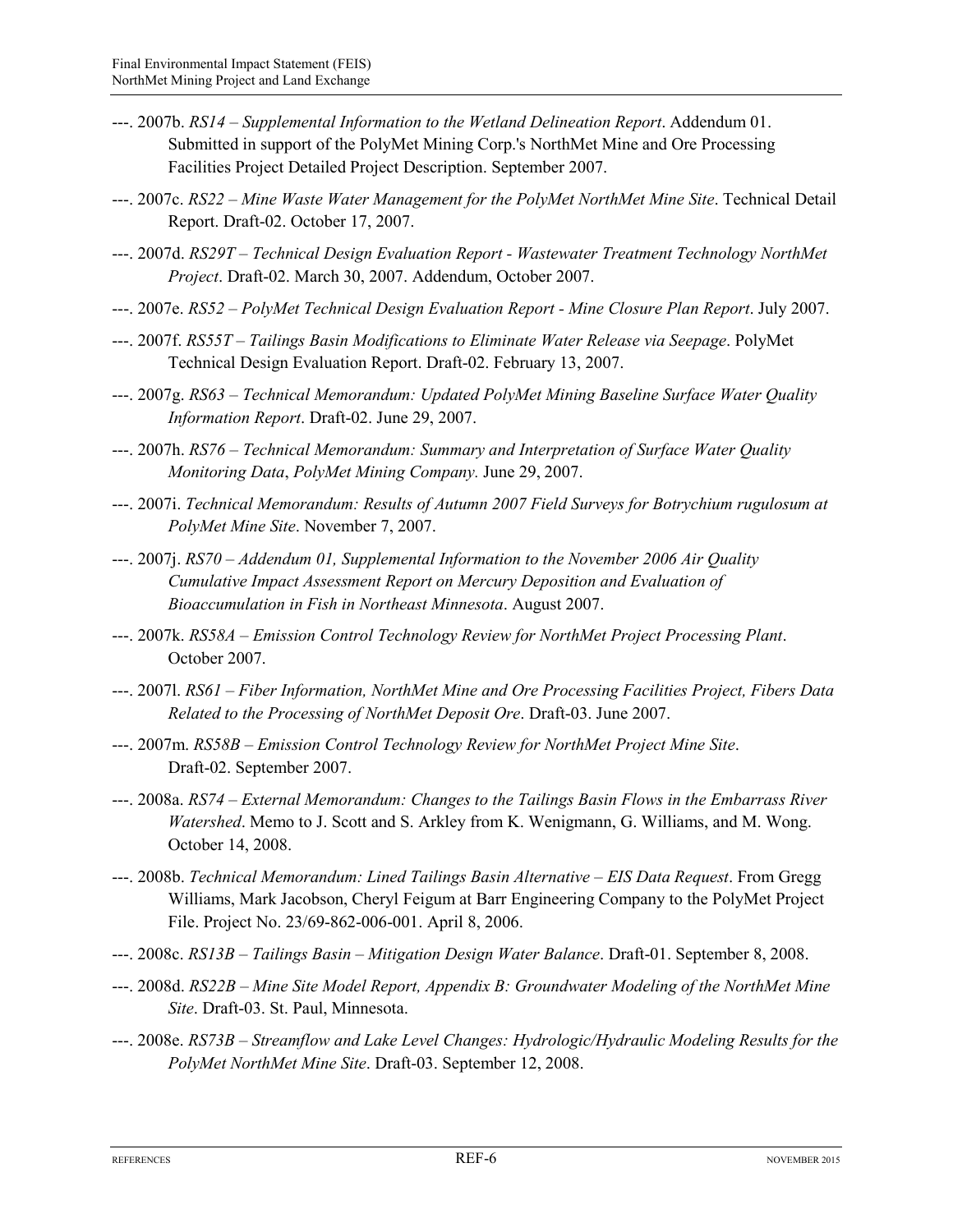---. 2007b. *RS14 – Supplemental Information to the Wetland Delineation Report*. Addendum 01. Submitted in support of the PolyMet Mining Corp.'s NorthMet Mine and Ore Processing Facilities Project Detailed Project Description. September 2007.

---. 2007c. *RS22 – Mine Waste Water Management for the PolyMet NorthMet Mine Site*. Technical Detail Report. Draft-02. October 17, 2007.

---. 2007d. *RS29T – Technical Design Evaluation Report - Wastewater Treatment Technology NorthMet Project*. Draft-02. March 30, 2007. Addendum, October 2007.

---. 2007e. *RS52 – PolyMet Technical Design Evaluation Report - Mine Closure Plan Report*. July 2007.

---. 2007f. *RS55T – Tailings Basin Modifications to Eliminate Water Release via Seepage*. PolyMet Technical Design Evaluation Report. Draft-02. February 13, 2007.

---. 2007g. *RS63 – Technical Memorandum: Updated PolyMet Mining Baseline Surface Water Quality Information Report*. Draft-02. June 29, 2007.

---. 2007h. *RS76 – Technical Memorandum: Summary and Interpretation of Surface Water Quality Monitoring Data*, *PolyMet Mining Company.* June 29, 2007.

---. 2007i. *Technical Memorandum: Results of Autumn 2007 Field Surveys for Botrychium rugulosum at PolyMet Mine Site*. November 7, 2007.

---. 2007j. *RS70 – Addendum 01, Supplemental Information to the November 2006 Air Quality Cumulative Impact Assessment Report on Mercury Deposition and Evaluation of Bioaccumulation in Fish in Northeast Minnesota*. August 2007.

---. 2007k. *RS58A – Emission Control Technology Review for NorthMet Project Processing Plant*. October 2007.

---. 2007l. *RS61 – Fiber Information, NorthMet Mine and Ore Processing Facilities Project, Fibers Data Related to the Processing of NorthMet Deposit Ore*. Draft-03. June 2007.

---. 2007m. *RS58B – Emission Control Technology Review for NorthMet Project Mine Site*. Draft-02. September 2007.

---. 2008a. *RS74 – External Memorandum: Changes to the Tailings Basin Flows in the Embarrass River Watershed*. Memo to J. Scott and S. Arkley from K. Wenigmann, G. Williams, and M. Wong. October 14, 2008.

---. 2008b. *Technical Memorandum: Lined Tailings Basin Alternative – EIS Data Request*. From Gregg Williams, Mark Jacobson, Cheryl Feigum at Barr Engineering Company to the PolyMet Project File. Project No. 23/69-862-006-001. April 8, 2006.

---. 2008c. *RS13B – Tailings Basin – Mitigation Design Water Balance*. Draft-01. September 8, 2008.

---. 2008d. *RS22B – Mine Site Model Report, Appendix B: Groundwater Modeling of the NorthMet Mine Site*. Draft-03. St. Paul, Minnesota.

---. 2008e. *RS73B – Streamflow and Lake Level Changes: Hydrologic/Hydraulic Modeling Results for the PolyMet NorthMet Mine Site*. Draft-03. September 12, 2008.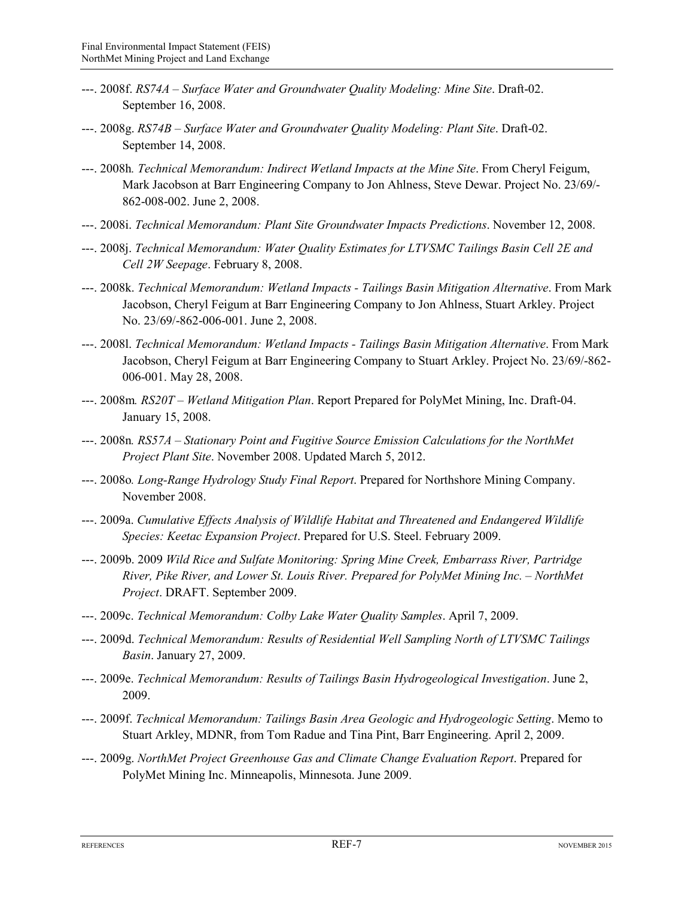---. 2008f. *RS74A – Surface Water and Groundwater Quality Modeling: Mine Site*. Draft-02. September 16, 2008.

---. 2008g. *RS74B – Surface Water and Groundwater Quality Modeling: Plant Site*. Draft-02. September 14, 2008.

---. 2008h. *Technical Memorandum: Indirect Wetland Impacts at the Mine Site*. From Cheryl Feigum, Mark Jacobson at Barr Engineering Company to Jon Ahlness, Steve Dewar. Project No. 23/69/-862-008-002. June 2, 2008.

---. 2008i. *Technical Memorandum: Plant Site Groundwater Impacts Predictions*. November 12, 2008.

---. 2008j. *Technical Memorandum: Water Quality Estimates for LTVSMC Tailings Basin Cell 2E and Cell 2W Seepage*. February 8, 2008.

---. 2008k. *Technical Memorandum: Wetland Impacts - Tailings Basin Mitigation Alternative*. From Mark Jacobson, Cheryl Feigum at Barr Engineering Company to Jon Ahlness, Stuart Arkley. Project No. 23/69/-862-006-001. June 2, 2008.

---. 2008l. *Technical Memorandum: Wetland Impacts - Tailings Basin Mitigation Alternative*. From Mark Jacobson, Cheryl Feigum at Barr Engineering Company to Stuart Arkley. Project No. 23/69/-862-006-001. May 28, 2008.

---. 2008m. *RS20T – Wetland Mitigation Plan*. Report Prepared for PolyMet Mining, Inc. Draft-04. January 15, 2008.

---. 2008n. *RS57A – Stationary Point and Fugitive Source Emission Calculations for the NorthMet Project Plant Site*. November 2008. Updated March 5, 2012.

---. 2008o. *Long-Range Hydrology Study Final Report*. Prepared for Northshore Mining Company. November 2008.

---. 2009a. *Cumulative Effects Analysis of Wildlife Habitat and Threatened and Endangered Wildlife Species: Keetac Expansion Project*. Prepared for U.S. Steel. February 2009.

---. 2009b. 2009 *Wild Rice and Sulfate Monitoring: Spring Mine Creek, Embarrass River, Partridge River, Pike River, and Lower St. Louis River. Prepared for PolyMet Mining Inc. – NorthMet Project*. DRAFT. September 2009.

---. 2009c. *Technical Memorandum: Colby Lake Water Quality Samples*. April 7, 2009.

---. 2009d. *Technical Memorandum: Results of Residential Well Sampling North of LTVSMC Tailings Basin*. January 27, 2009.

---. 2009e. *Technical Memorandum: Results of Tailings Basin Hydrogeological Investigation*. June 2, 2009.

---. 2009f. *Technical Memorandum: Tailings Basin Area Geologic and Hydrogeologic Setting*. Memo to Stuart Arkley, MDNR, from Tom Radue and Tina Pint, Barr Engineering. April 2, 2009.

---. 2009g. *NorthMet Project Greenhouse Gas and Climate Change Evaluation Report*. Prepared for PolyMet Mining Inc. Minneapolis, Minnesota. June 2009.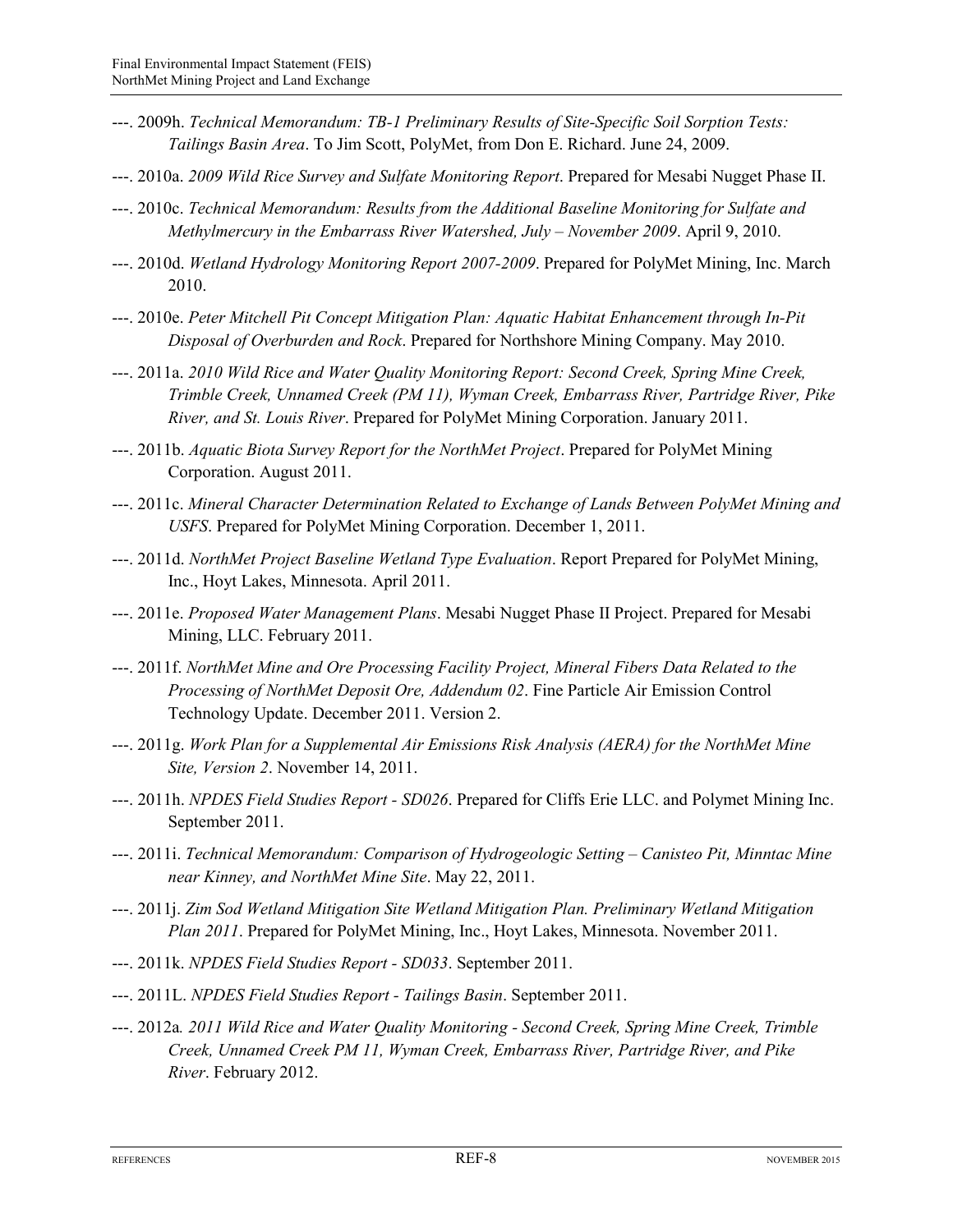---. 2009h. *Technical Memorandum: TB-1 Preliminary Results of Site-Specific Soil Sorption Tests: Tailings Basin Area*. To Jim Scott, PolyMet, from Don E. Richard. June 24, 2009.

---. 2010a. *2009 Wild Rice Survey and Sulfate Monitoring Report*. Prepared for Mesabi Nugget Phase II.

---. 2010c. *Technical Memorandum: Results from the Additional Baseline Monitoring for Sulfate and Methylmercury in the Embarrass River Watershed, July – November 2009*. April 9, 2010.

---. 2010d. *Wetland Hydrology Monitoring Report 2007-2009*. Prepared for PolyMet Mining, Inc. March 2010.

---. 2010e. *Peter Mitchell Pit Concept Mitigation Plan: Aquatic Habitat Enhancement through In-Pit Disposal of Overburden and Rock*. Prepared for Northshore Mining Company. May 2010.

---. 2011a. *2010 Wild Rice and Water Quality Monitoring Report: Second Creek, Spring Mine Creek, Trimble Creek, Unnamed Creek (PM 11), Wyman Creek, Embarrass River, Partridge River, Pike River, and St. Louis River*. Prepared for PolyMet Mining Corporation. January 2011.

---. 2011b. *Aquatic Biota Survey Report for the NorthMet Project*. Prepared for PolyMet Mining Corporation. August 2011.

---. 2011c. *Mineral Character Determination Related to Exchange of Lands Between PolyMet Mining and USFS*. Prepared for PolyMet Mining Corporation. December 1, 2011.

---. 2011d. *NorthMet Project Baseline Wetland Type Evaluation*. Report Prepared for PolyMet Mining, Inc., Hoyt Lakes, Minnesota. April 2011.

---. 2011e. *Proposed Water Management Plans*. Mesabi Nugget Phase II Project. Prepared for Mesabi Mining, LLC. February 2011.

---. 2011f. *NorthMet Mine and Ore Processing Facility Project, Mineral Fibers Data Related to the Processing of NorthMet Deposit Ore, Addendum 02*. Fine Particle Air Emission Control Technology Update. December 2011. Version 2.

---. 2011g. *Work Plan for a Supplemental Air Emissions Risk Analysis (AERA) for the NorthMet Mine Site, Version 2*. November 14, 2011.

---. 2011h. *NPDES Field Studies Report - SD026*. Prepared for Cliffs Erie LLC. and Polymet Mining Inc. September 2011.

---. 2011i. *Technical Memorandum: Comparison of Hydrogeologic Setting – Canisteo Pit, Minntac Mine near Kinney, and NorthMet Mine Site*. May 22, 2011.

---. 2011j. *Zim Sod Wetland Mitigation Site Wetland Mitigation Plan. Preliminary Wetland Mitigation Plan 2011*. Prepared for PolyMet Mining, Inc., Hoyt Lakes, Minnesota. November 2011.

---. 2011k. *NPDES Field Studies Report - SD033*. September 2011.

---. 2011L. *NPDES Field Studies Report - Tailings Basin*. September 2011.

---. 2012a*. 2011 Wild Rice and Water Quality Monitoring - Second Creek, Spring Mine Creek, Trimble Creek, Unnamed Creek PM 11, Wyman Creek, Embarrass River, Partridge River, and Pike River*. February 2012.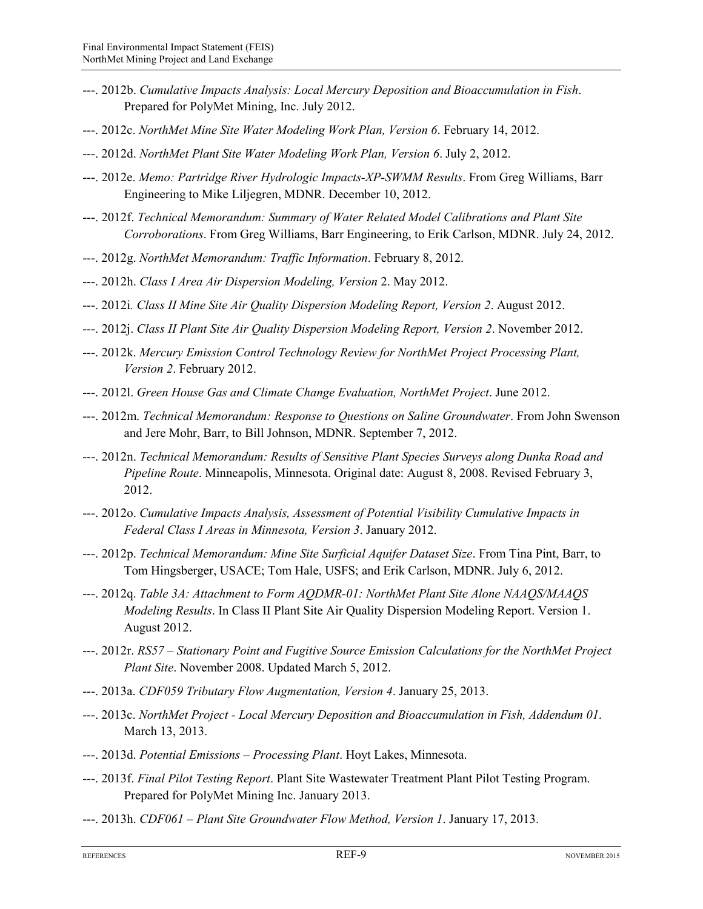---. 2012b. *Cumulative Impacts Analysis: Local Mercury Deposition and Bioaccumulation in Fish*. Prepared for PolyMet Mining, Inc. July 2012.

---. 2012c. *NorthMet Mine Site Water Modeling Work Plan, Version 6*. February 14, 2012.

---. 2012d. *NorthMet Plant Site Water Modeling Work Plan, Version 6*. July 2, 2012.

---. 2012e. *Memo: Partridge River Hydrologic Impacts-XP-SWMM Results*. From Greg Williams, Barr Engineering to Mike Liljegren, MDNR. December 10, 2012.

---. 2012f. *Technical Memorandum: Summary of Water Related Model Calibrations and Plant Site Corroborations*. From Greg Williams, Barr Engineering, to Erik Carlson, MDNR. July 24, 2012.

---. 2012g. *NorthMet Memorandum: Traffic Information*. February 8, 2012.

---. 2012h. *Class I Area Air Dispersion Modeling, Version* 2. May 2012.

---. 2012i*. Class II Mine Site Air Quality Dispersion Modeling Report, Version 2*. August 2012.

---. 2012j. *Class II Plant Site Air Quality Dispersion Modeling Report, Version 2*. November 2012.

---. 2012k. *Mercury Emission Control Technology Review for NorthMet Project Processing Plant, Version 2*. February 2012.

---. 2012l. *Green House Gas and Climate Change Evaluation, NorthMet Project*. June 2012.

---. 2012m. *Technical Memorandum: Response to Questions on Saline Groundwater*. From John Swenson and Jere Mohr, Barr, to Bill Johnson, MDNR. September 7, 2012.

---. 2012n. *Technical Memorandum: Results of Sensitive Plant Species Surveys along Dunka Road and Pipeline Route*. Minneapolis, Minnesota. Original date: August 8, 2008. Revised February 3, 2012.

---. 2012o. *Cumulative Impacts Analysis, Assessment of Potential Visibility Cumulative Impacts in Federal Class I Areas in Minnesota, Version 3*. January 2012.

---. 2012p. *Technical Memorandum: Mine Site Surficial Aquifer Dataset Size*. From Tina Pint, Barr, to Tom Hingsberger, USACE; Tom Hale, USFS; and Erik Carlson, MDNR. July 6, 2012.

---. 2012q. *Table 3A: Attachment to Form AQDMR-01: NorthMet Plant Site Alone NAAQS/MAAQS Modeling Results*. In Class II Plant Site Air Quality Dispersion Modeling Report. Version 1. August 2012.

---. 2012r. *RS57 – Stationary Point and Fugitive Source Emission Calculations for the NorthMet Project Plant Site*. November 2008. Updated March 5, 2012.

---. 2013a. *CDF059 Tributary Flow Augmentation, Version 4*. January 25, 2013.

---. 2013c. *NorthMet Project - Local Mercury Deposition and Bioaccumulation in Fish, Addendum 01*. March 13, 2013.

---. 2013d. *Potential Emissions – Processing Plant*. Hoyt Lakes, Minnesota.

---. 2013f. *Final Pilot Testing Report*. Plant Site Wastewater Treatment Plant Pilot Testing Program. Prepared for PolyMet Mining Inc. January 2013.

---. 2013h. *CDF061 – Plant Site Groundwater Flow Method, Version 1*. January 17, 2013.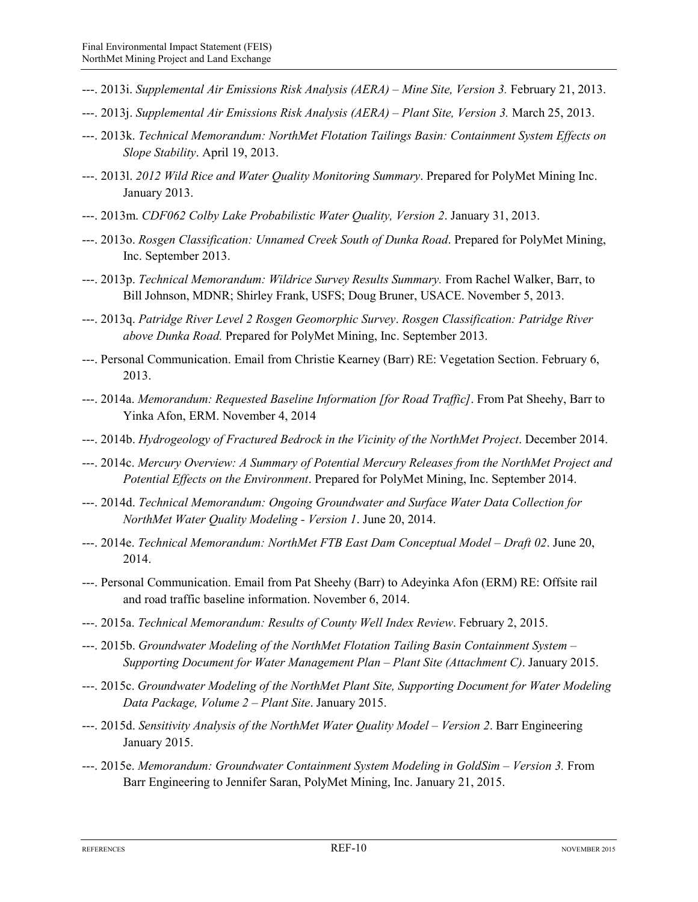---. 2013i. *Supplemental Air Emissions Risk Analysis (AERA) – Mine Site, Version 3.* February 21, 2013.

---. 2013j. *Supplemental Air Emissions Risk Analysis (AERA) – Plant Site, Version 3.* March 25, 2013.

---. 2013k. *Technical Memorandum: NorthMet Flotation Tailings Basin: Containment System Effects on Slope Stability*. April 19, 2013.

---. 2013l. *2012 Wild Rice and Water Quality Monitoring Summary*. Prepared for PolyMet Mining Inc. January 2013.

---. 2013m. *CDF062 Colby Lake Probabilistic Water Quality, Version 2*. January 31, 2013.

---. 2013o. *Rosgen Classification: Unnamed Creek South of Dunka Road*. Prepared for PolyMet Mining, Inc. September 2013.

---. 2013p. *Technical Memorandum: Wildrice Survey Results Summary.* From Rachel Walker, Barr, to Bill Johnson, MDNR; Shirley Frank, USFS; Doug Bruner, USACE. November 5, 2013.

---. 2013q. *Patridge River Level 2 Rosgen Geomorphic Survey*. *Rosgen Classification: Patridge River above Dunka Road.* Prepared for PolyMet Mining, Inc. September 2013.

---. Personal Communication. Email from Christie Kearney (Barr) RE: Vegetation Section. February 6, 2013.

---. 2014a. *Memorandum: Requested Baseline Information [for Road Traffic]*. From Pat Sheehy, Barr to Yinka Afon, ERM. November 4, 2014

---. 2014b. *Hydrogeology of Fractured Bedrock in the Vicinity of the NorthMet Project*. December 2014.

---. 2014c. *Mercury Overview: A Summary of Potential Mercury Releases from the NorthMet Project and Potential Effects on the Environment*. Prepared for PolyMet Mining, Inc. September 2014.

---. 2014d. *Technical Memorandum: Ongoing Groundwater and Surface Water Data Collection for NorthMet Water Quality Modeling - Version 1*. June 20, 2014.

---. 2014e. *Technical Memorandum: NorthMet FTB East Dam Conceptual Model – Draft 02*. June 20, 2014.

---. Personal Communication. Email from Pat Sheehy (Barr) to Adeyinka Afon (ERM) RE: Offsite rail and road traffic baseline information. November 6, 2014.

---. 2015a. *Technical Memorandum: Results of County Well Index Review*. February 2, 2015.

---. 2015b. *Groundwater Modeling of the NorthMet Flotation Tailing Basin Containment System – Supporting Document for Water Management Plan – Plant Site (Attachment C)*. January 2015.

---. 2015c. *Groundwater Modeling of the NorthMet Plant Site, Supporting Document for Water Modeling Data Package, Volume 2 – Plant Site*. January 2015.

---. 2015d. *Sensitivity Analysis of the NorthMet Water Quality Model – Version 2*. Barr Engineering January 2015.

---. 2015e. *Memorandum: Groundwater Containment System Modeling in GoldSim – Version 3.* From Barr Engineering to Jennifer Saran, PolyMet Mining, Inc. January 21, 2015.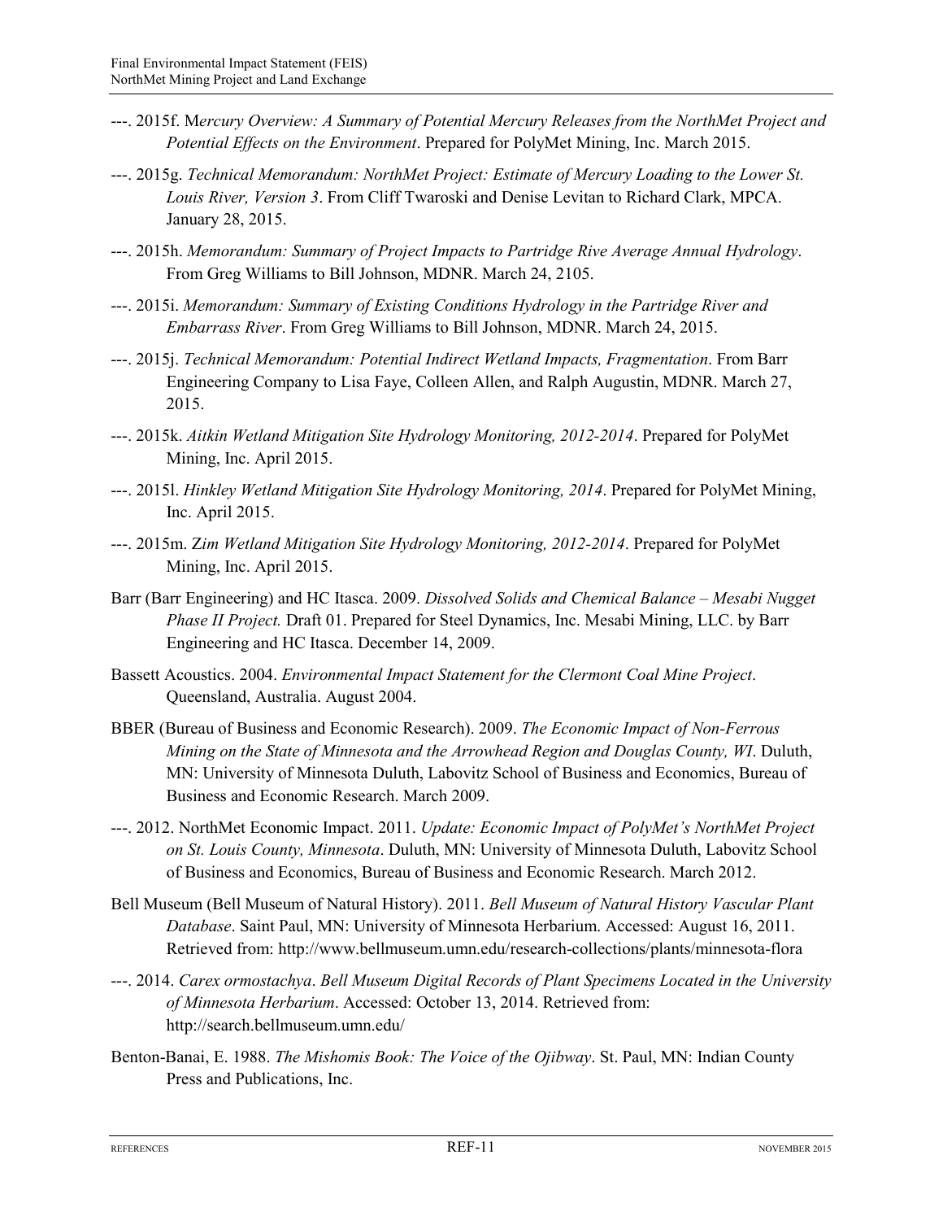---. 2015f. M*ercury Overview: A Summary of Potential Mercury Releases from the NorthMet Project and Potential Effects on the Environment*. Prepared for PolyMet Mining, Inc. March 2015.

---. 2015g. *Technical Memorandum: NorthMet Project: Estimate of Mercury Loading to the Lower St. Louis River, Version 3*. From Cliff Twaroski and Denise Levitan to Richard Clark, MPCA. January 28, 2015.

---. 2015h. *Memorandum: Summary of Project Impacts to Partridge Rive Average Annual Hydrology*. From Greg Williams to Bill Johnson, MDNR. March 24, 2105.

---. 2015i. *Memorandum: Summary of Existing Conditions Hydrology in the Partridge River and Embarrass River*. From Greg Williams to Bill Johnson, MDNR. March 24, 2015.

---. 2015j. *Technical Memorandum: Potential Indirect Wetland Impacts, Fragmentation*. From Barr Engineering Company to Lisa Faye, Colleen Allen, and Ralph Augustin, MDNR. March 27, 2015.

---. 2015k. *Aitkin Wetland Mitigation Site Hydrology Monitoring, 2012-2014*. Prepared for PolyMet Mining, Inc. April 2015.

---. 2015l. *Hinkley Wetland Mitigation Site Hydrology Monitoring, 2014*. Prepared for PolyMet Mining, Inc. April 2015.

---. 2015m. Z*im Wetland Mitigation Site Hydrology Monitoring, 2012-2014*. Prepared for PolyMet Mining, Inc. April 2015.

Barr (Barr Engineering) and HC Itasca. 2009. *Dissolved Solids and Chemical Balance – Mesabi Nugget Phase II Project.* Draft 01. Prepared for Steel Dynamics, Inc. Mesabi Mining, LLC. by Barr Engineering and HC Itasca. December 14, 2009.

Bassett Acoustics. 2004. *Environmental Impact Statement for the Clermont Coal Mine Project*. Queensland, Australia. August 2004.

BBER (Bureau of Business and Economic Research). 2009. *The Economic Impact of Non-Ferrous Mining on the State of Minnesota and the Arrowhead Region and Douglas County, WI*. Duluth, MN: University of Minnesota Duluth, Labovitz School of Business and Economics, Bureau of Business and Economic Research. March 2009.

---. 2012. NorthMet Economic Impact. 2011. *Update: Economic Impact of PolyMet's NorthMet Project on St. Louis County, Minnesota*. Duluth, MN: University of Minnesota Duluth, Labovitz School of Business and Economics, Bureau of Business and Economic Research. March 2012.

Bell Museum (Bell Museum of Natural History). 2011. *Bell Museum of Natural History Vascular Plant Database*. Saint Paul, MN: University of Minnesota Herbarium. Accessed: August 16, 2011. Retrieved from: http://www.bellmuseum.umn.edu/research-collections/plants/minnesota-flora

---. 2014. *Carex ormostachya*. *Bell Museum Digital Records of Plant Specimens Located in the University of Minnesota Herbarium*. Accessed: October 13, 2014. Retrieved from: http://search.bellmuseum.umn.edu/

Benton-Banai, E. 1988. *The Mishomis Book: The Voice of the Ojibway*. St. Paul, MN: Indian County Press and Publications, Inc.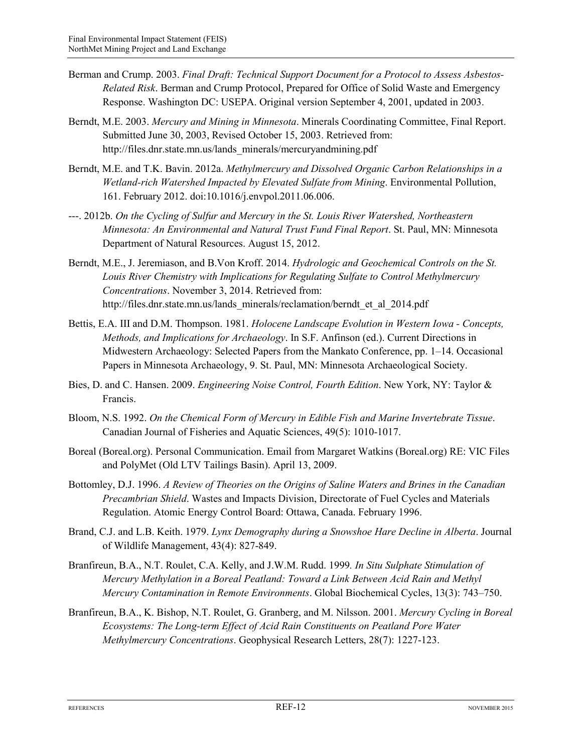Berman and Crump. 2003. *Final Draft: Technical Support Document for a Protocol to Assess Asbestos-Related Risk*. Berman and Crump Protocol, Prepared for Office of Solid Waste and Emergency Response. Washington DC: USEPA. Original version September 4, 2001, updated in 2003.

Berndt, M.E. 2003. *Mercury and Mining in Minnesota*. Minerals Coordinating Committee, Final Report. Submitted June 30, 2003, Revised October 15, 2003. Retrieved from: http://files.dnr.state.mn.us/lands_minerals/mercuryandmining.pdf

Berndt, M.E. and T.K. Bavin. 2012a. *Methylmercury and Dissolved Organic Carbon Relationships in a Wetland-rich Watershed Impacted by Elevated Sulfate from Mining*. Environmental Pollution, 161. February 2012. doi:10.1016/j.envpol.2011.06.006.

---. 2012b. *On the Cycling of Sulfur and Mercury in the St. Louis River Watershed, Northeastern Minnesota: An Environmental and Natural Trust Fund Final Report*. St. Paul, MN: Minnesota Department of Natural Resources. August 15, 2012.

Berndt, M.E., J. Jeremiason, and B.Von Kroff. 2014. *Hydrologic and Geochemical Controls on the St. Louis River Chemistry with Implications for Regulating Sulfate to Control Methylmercury Concentrations*. November 3, 2014. Retrieved from: http://files.dnr.state.mn.us/lands_minerals/reclamation/berndt_et_al_2014.pdf

Bettis, E.A. III and D.M. Thompson. 1981. *Holocene Landscape Evolution in Western Iowa - Concepts, Methods, and Implications for Archaeology*. In S.F. Anfinson (ed.). Current Directions in Midwestern Archaeology: Selected Papers from the Mankato Conference, pp. 1–14. Occasional Papers in Minnesota Archaeology, 9. St. Paul, MN: Minnesota Archaeological Society.

Bies, D. and C. Hansen. 2009. *Engineering Noise Control, Fourth Edition*. New York, NY: Taylor & Francis.

Bloom, N.S. 1992. *On the Chemical Form of Mercury in Edible Fish and Marine Invertebrate Tissue*. Canadian Journal of Fisheries and Aquatic Sciences, 49(5): 1010-1017.

Boreal (Boreal.org). Personal Communication. Email from Margaret Watkins (Boreal.org) RE: VIC Files and PolyMet (Old LTV Tailings Basin). April 13, 2009.

Bottomley, D.J. 1996. *A Review of Theories on the Origins of Saline Waters and Brines in the Canadian Precambrian Shield*. Wastes and Impacts Division, Directorate of Fuel Cycles and Materials Regulation. Atomic Energy Control Board: Ottawa, Canada. February 1996.

Brand, C.J. and L.B. Keith. 1979. *Lynx Demography during a Snowshoe Hare Decline in Alberta*. Journal of Wildlife Management, 43(4): 827-849.

Branfireun, B.A., N.T. Roulet, C.A. Kelly, and J.W.M. Rudd. 1999*. In Situ Sulphate Stimulation of Mercury Methylation in a Boreal Peatland: Toward a Link Between Acid Rain and Methyl Mercury Contamination in Remote Environments*. Global Biochemical Cycles, 13(3): 743–750.

Branfireun, B.A., K. Bishop, N.T. Roulet, G. Granberg, and M. Nilsson. 2001. *Mercury Cycling in Boreal Ecosystems: The Long-term Effect of Acid Rain Constituents on Peatland Pore Water Methylmercury Concentrations*. Geophysical Research Letters, 28(7): 1227-123.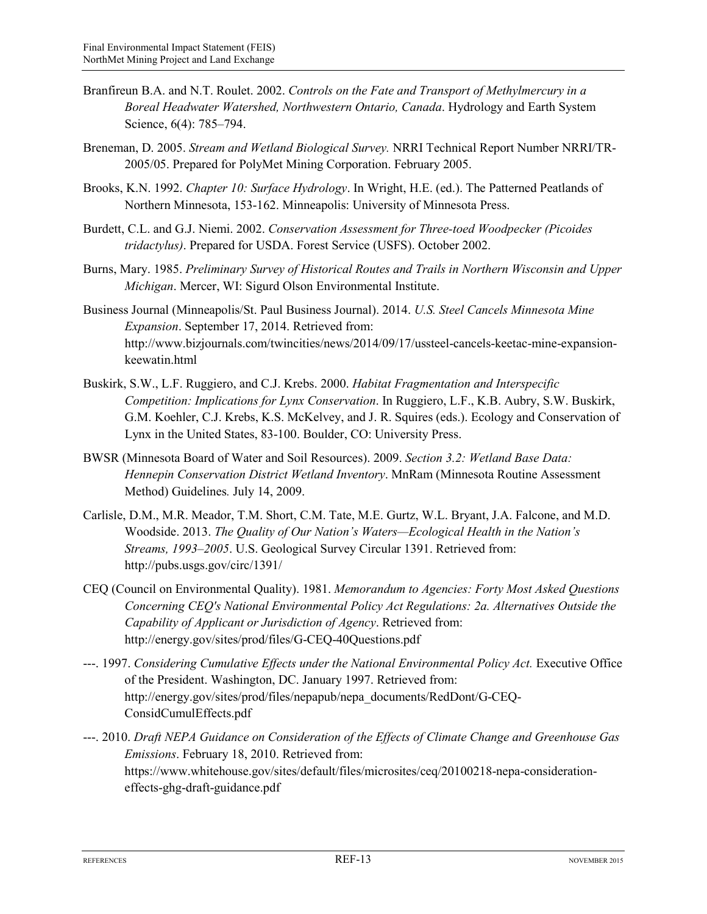Branfireun B.A. and N.T. Roulet. 2002. *Controls on the Fate and Transport of Methylmercury in a Boreal Headwater Watershed, Northwestern Ontario, Canada*. Hydrology and Earth System Science, 6(4): 785–794.

Breneman, D. 2005. *Stream and Wetland Biological Survey.* NRRI Technical Report Number NRRI/TR-2005/05. Prepared for PolyMet Mining Corporation. February 2005.

Brooks, K.N. 1992. *Chapter 10: Surface Hydrology*. In Wright, H.E. (ed.). The Patterned Peatlands of Northern Minnesota, 153-162. Minneapolis: University of Minnesota Press.

Burdett, C.L. and G.J. Niemi. 2002. *Conservation Assessment for Three-toed Woodpecker (Picoides tridactylus)*. Prepared for USDA. Forest Service (USFS). October 2002.

Burns, Mary. 1985. *Preliminary Survey of Historical Routes and Trails in Northern Wisconsin and Upper Michigan*. Mercer, WI: Sigurd Olson Environmental Institute.

Business Journal (Minneapolis/St. Paul Business Journal). 2014. *U.S. Steel Cancels Minnesota Mine Expansion*. September 17, 2014. Retrieved from: http://www.bizjournals.com/twincities/news/2014/09/17/ussteel-cancels-keetac-mine-expansion-keewatin.html

Buskirk, S.W., L.F. Ruggiero, and C.J. Krebs. 2000. *Habitat Fragmentation and Interspecific Competition: Implications for Lynx Conservation*. In Ruggiero, L.F., K.B. Aubry, S.W. Buskirk, G.M. Koehler, C.J. Krebs, K.S. McKelvey, and J. R. Squires (eds.). Ecology and Conservation of Lynx in the United States, 83-100. Boulder, CO: University Press.

BWSR (Minnesota Board of Water and Soil Resources). 2009. *Section 3.2: Wetland Base Data: Hennepin Conservation District Wetland Inventory*. MnRam (Minnesota Routine Assessment Method) Guidelines*.* July 14, 2009.

Carlisle, D.M., M.R. Meador, T.M. Short, C.M. Tate, M.E. Gurtz, W.L. Bryant, J.A. Falcone, and M.D. Woodside. 2013. *The Quality of Our Nation's Waters—Ecological Health in the Nation's Streams, 1993–2005*. U.S. Geological Survey Circular 1391. Retrieved from: http://pubs.usgs.gov/circ/1391/

CEQ (Council on Environmental Quality). 1981. *Memorandum to Agencies: Forty Most Asked Questions Concerning CEQ's National Environmental Policy Act Regulations: 2a. Alternatives Outside the Capability of Applicant or Jurisdiction of Agency*. Retrieved from: http://energy.gov/sites/prod/files/G-CEQ-40Questions.pdf

---. 1997. *Considering Cumulative Effects under the National Environmental Policy Act.* Executive Office of the President. Washington, DC. January 1997. Retrieved from: http://energy.gov/sites/prod/files/nepapub/nepa_documents/RedDont/G-CEQ-ConsidCumulEffects.pdf

---. 2010. *Draft NEPA Guidance on Consideration of the Effects of Climate Change and Greenhouse Gas Emissions*. February 18, 2010. Retrieved from: https://www.whitehouse.gov/sites/default/files/microsites/ceq/20100218-nepa-consideration-effects-ghg-draft-guidance.pdf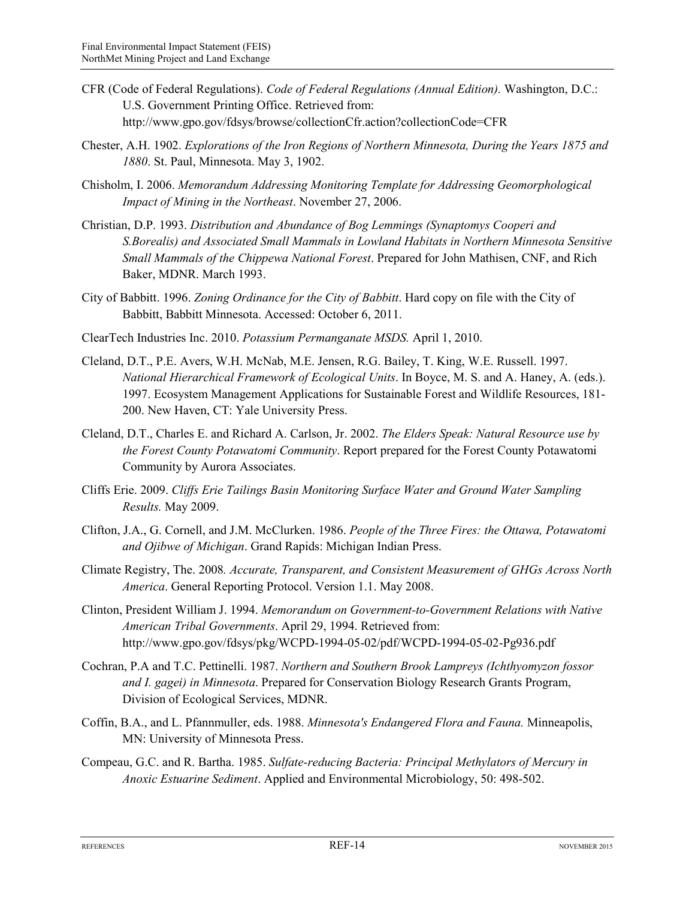CFR (Code of Federal Regulations). *Code of Federal Regulations (Annual Edition).* Washington, D.C.: U.S. Government Printing Office. Retrieved from: http://www.gpo.gov/fdsys/browse/collectionCfr.action?collectionCode=CFR

Chester, A.H. 1902. *Explorations of the Iron Regions of Northern Minnesota, During the Years 1875 and 1880*. St. Paul, Minnesota. May 3, 1902.

Chisholm, I. 2006. *Memorandum Addressing Monitoring Template for Addressing Geomorphological Impact of Mining in the Northeast*. November 27, 2006.

Christian, D.P. 1993. *Distribution and Abundance of Bog Lemmings (Synaptomys Cooperi and S.Borealis) and Associated Small Mammals in Lowland Habitats in Northern Minnesota Sensitive Small Mammals of the Chippewa National Forest*. Prepared for John Mathisen, CNF, and Rich Baker, MDNR. March 1993.

City of Babbitt. 1996. *Zoning Ordinance for the City of Babbitt*. Hard copy on file with the City of Babbitt, Babbitt Minnesota. Accessed: October 6, 2011.

ClearTech Industries Inc. 2010. *Potassium Permanganate MSDS.* April 1, 2010.

Cleland, D.T., P.E. Avers, W.H. McNab, M.E. Jensen, R.G. Bailey, T. King, W.E. Russell. 1997. *National Hierarchical Framework of Ecological Units*. In Boyce, M. S. and A. Haney, A. (eds.). 1997. Ecosystem Management Applications for Sustainable Forest and Wildlife Resources, 181-200. New Haven, CT: Yale University Press.

Cleland, D.T., Charles E. and Richard A. Carlson, Jr. 2002. *The Elders Speak: Natural Resource use by the Forest County Potawatomi Community*. Report prepared for the Forest County Potawatomi Community by Aurora Associates.

Cliffs Erie. 2009. *Cliffs Erie Tailings Basin Monitoring Surface Water and Ground Water Sampling Results.* May 2009.

Clifton, J.A., G. Cornell, and J.M. McClurken. 1986. *People of the Three Fires: the Ottawa, Potawatomi and Ojibwe of Michigan*. Grand Rapids: Michigan Indian Press.

Climate Registry, The. 2008*. Accurate, Transparent, and Consistent Measurement of GHGs Across North America*. General Reporting Protocol. Version 1.1. May 2008.

Clinton, President William J. 1994. *Memorandum on Government-to-Government Relations with Native American Tribal Governments*. April 29, 1994. Retrieved from: http://www.gpo.gov/fdsys/pkg/WCPD-1994-05-02/pdf/WCPD-1994-05-02-Pg936.pdf

Cochran, P.A and T.C. Pettinelli. 1987. *Northern and Southern Brook Lampreys (Ichthyomyzon fossor and I. gagei) in Minnesota*. Prepared for Conservation Biology Research Grants Program, Division of Ecological Services, MDNR.

Coffin, B.A., and L. Pfannmuller, eds. 1988. *Minnesota's Endangered Flora and Fauna.* Minneapolis, MN: University of Minnesota Press.

Compeau, G.C. and R. Bartha. 1985. *Sulfate-reducing Bacteria: Principal Methylators of Mercury in Anoxic Estuarine Sediment*. Applied and Environmental Microbiology, 50: 498-502.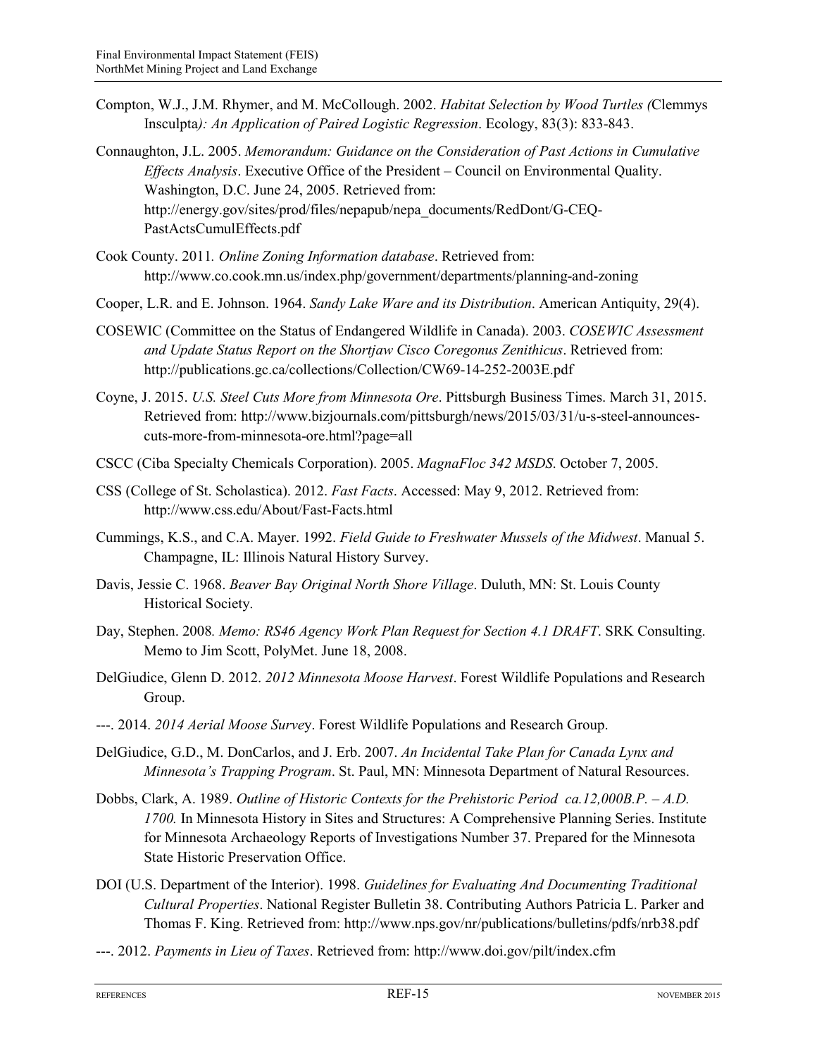Compton, W.J., J.M. Rhymer, and M. McCollough. 2002. *Habitat Selection by Wood Turtles (*Clemmys Insculpta*): An Application of Paired Logistic Regression*. Ecology, 83(3): 833-843.

Connaughton, J.L. 2005. *Memorandum: Guidance on the Consideration of Past Actions in Cumulative Effects Analysis*. Executive Office of the President – Council on Environmental Quality. Washington, D.C. June 24, 2005. Retrieved from: http://energy.gov/sites/prod/files/nepapub/nepa_documents/RedDont/G-CEQ-PastActsCumulEffects.pdf

Cook County. 2011*. Online Zoning Information database*. Retrieved from: http://www.co.cook.mn.us/index.php/government/departments/planning-and-zoning

Cooper, L.R. and E. Johnson. 1964. *Sandy Lake Ware and its Distribution*. American Antiquity, 29(4).

COSEWIC (Committee on the Status of Endangered Wildlife in Canada). 2003. *COSEWIC Assessment and Update Status Report on the Shortjaw Cisco Coregonus Zenithicus*. Retrieved from: http://publications.gc.ca/collections/Collection/CW69-14-252-2003E.pdf

Coyne, J. 2015. *U.S. Steel Cuts More from Minnesota Ore*. Pittsburgh Business Times. March 31, 2015. Retrieved from: http://www.bizjournals.com/pittsburgh/news/2015/03/31/u-s-steel-announces-cuts-more-from-minnesota-ore.html?page=all

CSCC (Ciba Specialty Chemicals Corporation). 2005. *MagnaFloc 342 MSDS*. October 7, 2005.

CSS (College of St. Scholastica). 2012. *Fast Facts*. Accessed: May 9, 2012. Retrieved from: http://www.css.edu/About/Fast-Facts.html

Cummings, K.S., and C.A. Mayer. 1992. *Field Guide to Freshwater Mussels of the Midwest*. Manual 5. Champagne, IL: Illinois Natural History Survey.

Davis, Jessie C. 1968. *Beaver Bay Original North Shore Village*. Duluth, MN: St. Louis County Historical Society.

Day, Stephen. 2008*. Memo: RS46 Agency Work Plan Request for Section 4.1 DRAFT*. SRK Consulting. Memo to Jim Scott, PolyMet. June 18, 2008.

DelGiudice, Glenn D. 2012. *2012 Minnesota Moose Harvest*. Forest Wildlife Populations and Research Group.

---. 2014. *2014 Aerial Moose Surve*y. Forest Wildlife Populations and Research Group.

DelGiudice, G.D., M. DonCarlos, and J. Erb. 2007. *An Incidental Take Plan for Canada Lynx and Minnesota's Trapping Program*. St. Paul, MN: Minnesota Department of Natural Resources.

Dobbs, Clark, A. 1989. *Outline of Historic Contexts for the Prehistoric Period ca.12,000B.P. – A.D. 1700.* In Minnesota History in Sites and Structures: A Comprehensive Planning Series. Institute for Minnesota Archaeology Reports of Investigations Number 37. Prepared for the Minnesota State Historic Preservation Office.

DOI (U.S. Department of the Interior). 1998. *Guidelines for Evaluating And Documenting Traditional Cultural Properties*. National Register Bulletin 38. Contributing Authors Patricia L. Parker and Thomas F. King. Retrieved from: http://www.nps.gov/nr/publications/bulletins/pdfs/nrb38.pdf

---. 2012. *Payments in Lieu of Taxes*. Retrieved from: http://www.doi.gov/pilt/index.cfm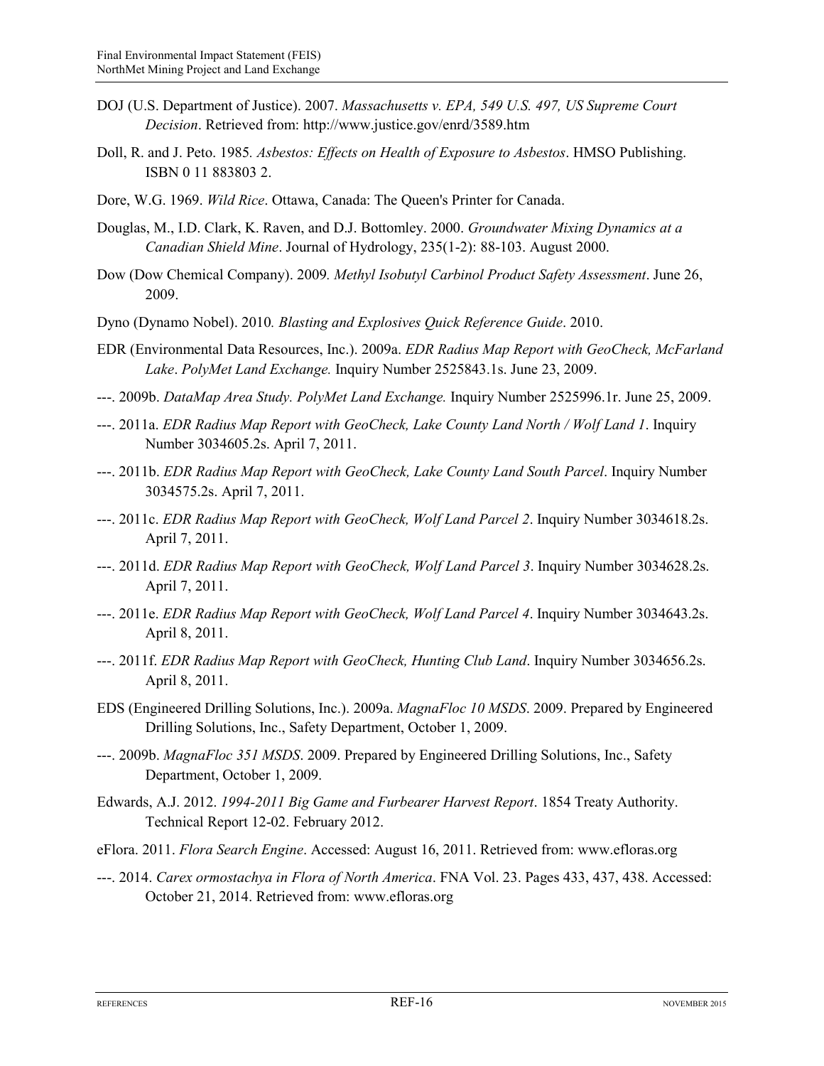DOJ (U.S. Department of Justice). 2007. *Massachusetts v. EPA, 549 U.S. 497, US Supreme Court Decision*. Retrieved from: http://www.justice.gov/enrd/3589.htm

Doll, R. and J. Peto. 1985. *Asbestos: Effects on Health of Exposure to Asbestos*. HMSO Publishing. ISBN 0 11 883803 2.

Dore, W.G. 1969. *Wild Rice*. Ottawa, Canada: The Queen's Printer for Canada.

Douglas, M., I.D. Clark, K. Raven, and D.J. Bottomley. 2000. *Groundwater Mixing Dynamics at a Canadian Shield Mine*. Journal of Hydrology, 235(1-2): 88-103. August 2000.

Dow (Dow Chemical Company). 2009. *Methyl Isobutyl Carbinol Product Safety Assessment*. June 26, 2009.

Dyno (Dynamo Nobel). 2010. *Blasting and Explosives Quick Reference Guide*. 2010.

EDR (Environmental Data Resources, Inc.). 2009a. *EDR Radius Map Report with GeoCheck, McFarland Lake*. *PolyMet Land Exchange.* Inquiry Number 2525843.1s. June 23, 2009.

---. 2009b. *DataMap Area Study. PolyMet Land Exchange.* Inquiry Number 2525996.1r. June 25, 2009.

---. 2011a. *EDR Radius Map Report with GeoCheck, Lake County Land North / Wolf Land 1*. Inquiry Number 3034605.2s. April 7, 2011.

---. 2011b. *EDR Radius Map Report with GeoCheck, Lake County Land South Parcel*. Inquiry Number 3034575.2s. April 7, 2011.

---. 2011c. *EDR Radius Map Report with GeoCheck, Wolf Land Parcel 2*. Inquiry Number 3034618.2s. April 7, 2011.

---. 2011d. *EDR Radius Map Report with GeoCheck, Wolf Land Parcel 3*. Inquiry Number 3034628.2s. April 7, 2011.

---. 2011e. *EDR Radius Map Report with GeoCheck, Wolf Land Parcel 4*. Inquiry Number 3034643.2s. April 8, 2011.

---. 2011f. *EDR Radius Map Report with GeoCheck, Hunting Club Land*. Inquiry Number 3034656.2s. April 8, 2011.

EDS (Engineered Drilling Solutions, Inc.). 2009a. *MagnaFloc 10 MSDS*. 2009. Prepared by Engineered Drilling Solutions, Inc., Safety Department, October 1, 2009.

---. 2009b. *MagnaFloc 351 MSDS*. 2009. Prepared by Engineered Drilling Solutions, Inc., Safety Department, October 1, 2009.

Edwards, A.J. 2012. *1994-2011 Big Game and Furbearer Harvest Report*. 1854 Treaty Authority. Technical Report 12-02. February 2012.

eFlora. 2011. *Flora Search Engine*. Accessed: August 16, 2011. Retrieved from: www.efloras.org

---. 2014. *Carex ormostachya in Flora of North America*. FNA Vol. 23. Pages 433, 437, 438. Accessed: October 21, 2014. Retrieved from: www.efloras.org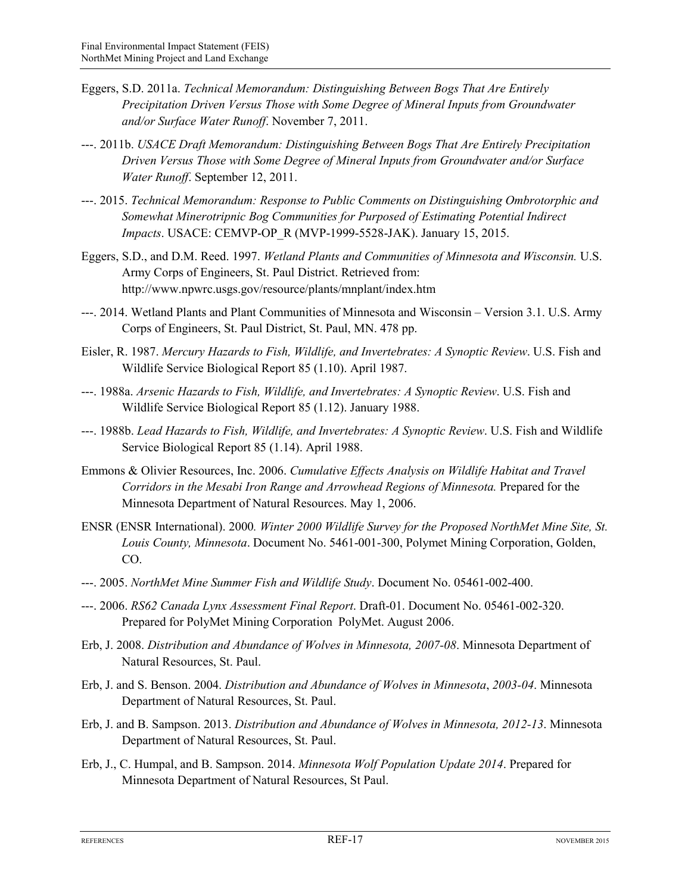Eggers, S.D. 2011a. *Technical Memorandum: Distinguishing Between Bogs That Are Entirely Precipitation Driven Versus Those with Some Degree of Mineral Inputs from Groundwater and/or Surface Water Runoff*. November 7, 2011.

---. 2011b. *USACE Draft Memorandum: Distinguishing Between Bogs That Are Entirely Precipitation Driven Versus Those with Some Degree of Mineral Inputs from Groundwater and/or Surface Water Runoff*. September 12, 2011.

---. 2015. *Technical Memorandum: Response to Public Comments on Distinguishing Ombrotorphic and Somewhat Minerotripnic Bog Communities for Purposed of Estimating Potential Indirect Impacts*. USACE: CEMVP-OP_R (MVP-1999-5528-JAK). January 15, 2015.

Eggers, S.D., and D.M. Reed. 1997. *Wetland Plants and Communities of Minnesota and Wisconsin.* U.S. Army Corps of Engineers, St. Paul District. Retrieved from: http://www.npwrc.usgs.gov/resource/plants/mnplant/index.htm

---. 2014. Wetland Plants and Plant Communities of Minnesota and Wisconsin – Version 3.1. U.S. Army Corps of Engineers, St. Paul District, St. Paul, MN. 478 pp.

Eisler, R. 1987. *Mercury Hazards to Fish, Wildlife, and Invertebrates: A Synoptic Review*. U.S. Fish and Wildlife Service Biological Report 85 (1.10). April 1987.

---. 1988a. *Arsenic Hazards to Fish, Wildlife, and Invertebrates: A Synoptic Review*. U.S. Fish and Wildlife Service Biological Report 85 (1.12). January 1988.

---. 1988b. *Lead Hazards to Fish, Wildlife, and Invertebrates: A Synoptic Review*. U.S. Fish and Wildlife Service Biological Report 85 (1.14). April 1988.

Emmons & Olivier Resources, Inc. 2006. *Cumulative Effects Analysis on Wildlife Habitat and Travel Corridors in the Mesabi Iron Range and Arrowhead Regions of Minnesota.* Prepared for the Minnesota Department of Natural Resources. May 1, 2006.

ENSR (ENSR International). 2000*. Winter 2000 Wildlife Survey for the Proposed NorthMet Mine Site, St. Louis County, Minnesota*. Document No. 5461-001-300, Polymet Mining Corporation, Golden, CO.

---. 2005. *NorthMet Mine Summer Fish and Wildlife Study*. Document No. 05461-002-400.

---. 2006. *RS62 Canada Lynx Assessment Final Report*. Draft-01. Document No. 05461-002-320. Prepared for PolyMet Mining Corporation PolyMet. August 2006.

Erb, J. 2008. *Distribution and Abundance of Wolves in Minnesota, 2007-08*. Minnesota Department of Natural Resources, St. Paul.

Erb, J. and S. Benson. 2004. *Distribution and Abundance of Wolves in Minnesota*, *2003-04*. Minnesota Department of Natural Resources, St. Paul.

Erb, J. and B. Sampson. 2013. *Distribution and Abundance of Wolves in Minnesota, 2012-13*. Minnesota Department of Natural Resources, St. Paul.

Erb, J., C. Humpal, and B. Sampson. 2014. *Minnesota Wolf Population Update 2014*. Prepared for Minnesota Department of Natural Resources, St Paul.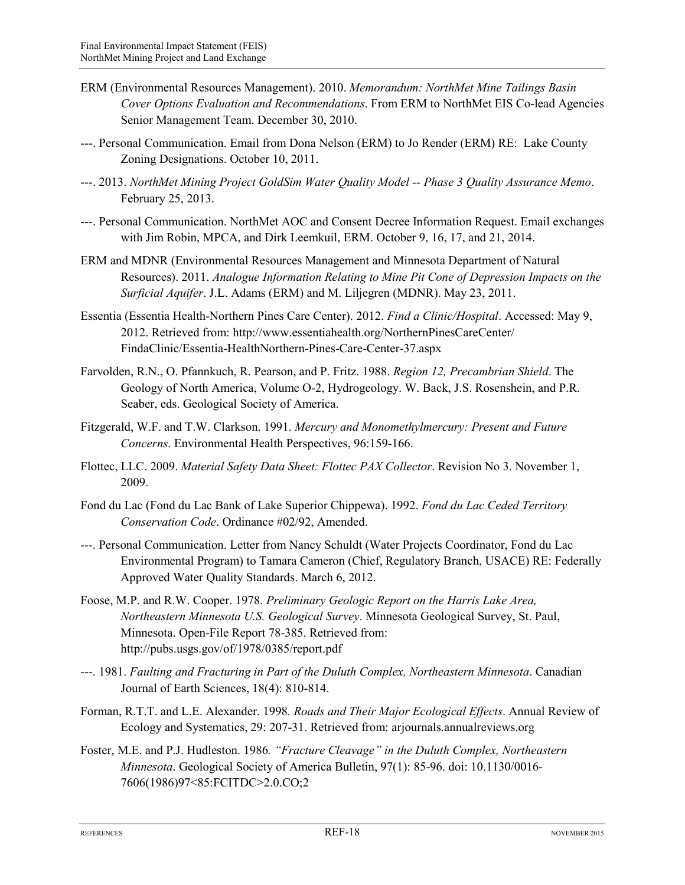ERM (Environmental Resources Management). 2010. *Memorandum: NorthMet Mine Tailings Basin Cover Options Evaluation and Recommendations*. From ERM to NorthMet EIS Co-lead Agencies Senior Management Team. December 30, 2010.

---. Personal Communication. Email from Dona Nelson (ERM) to Jo Render (ERM) RE: Lake County Zoning Designations. October 10, 2011.

---. 2013. *NorthMet Mining Project GoldSim Water Quality Model -- Phase 3 Quality Assurance Memo*. February 25, 2013.

---. Personal Communication. NorthMet AOC and Consent Decree Information Request. Email exchanges with Jim Robin, MPCA, and Dirk Leemkuil, ERM. October 9, 16, 17, and 21, 2014.

ERM and MDNR (Environmental Resources Management and Minnesota Department of Natural Resources). 2011. *Analogue Information Relating to Mine Pit Cone of Depression Impacts on the Surficial Aquifer*. J.L. Adams (ERM) and M. Liljegren (MDNR). May 23, 2011.

Essentia (Essentia Health-Northern Pines Care Center). 2012. *Find a Clinic/Hospital*. Accessed: May 9, 2012. Retrieved from: http://www.essentiahealth.org/NorthernPinesCareCenter/FindaClinic/Essentia-HealthNorthern-Pines-Care-Center-37.aspx

Farvolden, R.N., O. Pfannkuch, R. Pearson, and P. Fritz. 1988. *Region 12, Precambrian Shield*. The Geology of North America, Volume O-2, Hydrogeology. W. Back, J.S. Rosenshein, and P.R. Seaber, eds. Geological Society of America.

Fitzgerald, W.F. and T.W. Clarkson. 1991. *Mercury and Monomethylmercury: Present and Future Concerns*. Environmental Health Perspectives, 96:159-166.

Flottec, LLC. 2009. *Material Safety Data Sheet: Flottec PAX Collector*. Revision No 3. November 1, 2009.

Fond du Lac (Fond du Lac Bank of Lake Superior Chippewa). 1992. *Fond du Lac Ceded Territory Conservation Code*. Ordinance #02/92, Amended.

---. Personal Communication. Letter from Nancy Schuldt (Water Projects Coordinator, Fond du Lac Environmental Program) to Tamara Cameron (Chief, Regulatory Branch, USACE) RE: Federally Approved Water Quality Standards. March 6, 2012.

Foose, M.P. and R.W. Cooper. 1978. *Preliminary Geologic Report on the Harris Lake Area, Northeastern Minnesota U.S. Geological Survey*. Minnesota Geological Survey, St. Paul, Minnesota. Open-File Report 78-385. Retrieved from: http://pubs.usgs.gov/of/1978/0385/report.pdf

---. 1981. *Faulting and Fracturing in Part of the Duluth Complex, Northeastern Minnesota*. Canadian Journal of Earth Sciences, 18(4): 810-814.

Forman, R.T.T. and L.E. Alexander. 1998*. Roads and Their Major Ecological Effects*. Annual Review of Ecology and Systematics, 29: 207-31. Retrieved from: arjournals.annualreviews.org

Foster, M.E. and P.J. Hudleston. 1986*. "Fracture Cleavage" in the Duluth Complex, Northeastern Minnesota*. Geological Society of America Bulletin, 97(1): 85-96. doi: 10.1130/0016-7606(1986)97<85:FCITDC>2.0.CO;2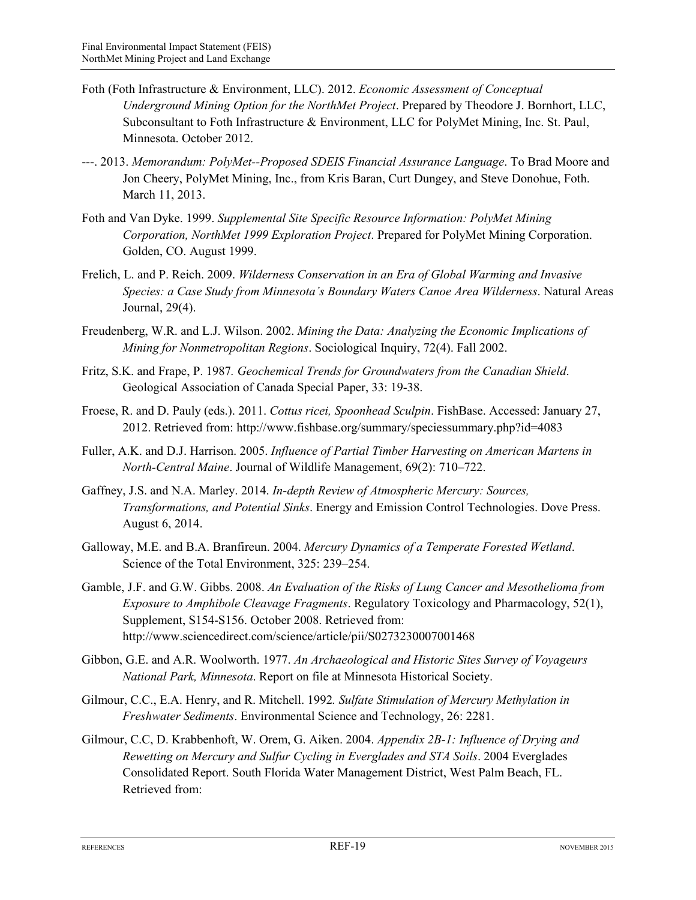Foth (Foth Infrastructure & Environment, LLC). 2012. *Economic Assessment of Conceptual Underground Mining Option for the NorthMet Project*. Prepared by Theodore J. Bornhort, LLC, Subconsultant to Foth Infrastructure & Environment, LLC for PolyMet Mining, Inc. St. Paul, Minnesota. October 2012.

---. 2013. *Memorandum: PolyMet--Proposed SDEIS Financial Assurance Language*. To Brad Moore and Jon Cheery, PolyMet Mining, Inc., from Kris Baran, Curt Dungey, and Steve Donohue, Foth. March 11, 2013.

Foth and Van Dyke. 1999. *Supplemental Site Specific Resource Information: PolyMet Mining Corporation, NorthMet 1999 Exploration Project*. Prepared for PolyMet Mining Corporation. Golden, CO. August 1999.

Frelich, L. and P. Reich. 2009. *Wilderness Conservation in an Era of Global Warming and Invasive Species: a Case Study from Minnesota's Boundary Waters Canoe Area Wilderness*. Natural Areas Journal, 29(4).

Freudenberg, W.R. and L.J. Wilson. 2002. *Mining the Data: Analyzing the Economic Implications of Mining for Nonmetropolitan Regions*. Sociological Inquiry, 72(4). Fall 2002.

Fritz, S.K. and Frape, P. 1987*. Geochemical Trends for Groundwaters from the Canadian Shield*. Geological Association of Canada Special Paper, 33: 19-38.

Froese, R. and D. Pauly (eds.). 2011. *Cottus ricei, Spoonhead Sculpin*. FishBase. Accessed: January 27, 2012. Retrieved from: http://www.fishbase.org/summary/speciessummary.php?id=4083

Fuller, A.K. and D.J. Harrison. 2005. *Influence of Partial Timber Harvesting on American Martens in North-Central Maine*. Journal of Wildlife Management, 69(2): 710–722.

Gaffney, J.S. and N.A. Marley. 2014. *In-depth Review of Atmospheric Mercury: Sources, Transformations, and Potential Sinks*. Energy and Emission Control Technologies. Dove Press. August 6, 2014.

Galloway, M.E. and B.A. Branfireun. 2004. *Mercury Dynamics of a Temperate Forested Wetland*. Science of the Total Environment, 325: 239–254.

Gamble, J.F. and G.W. Gibbs. 2008. *An Evaluation of the Risks of Lung Cancer and Mesothelioma from Exposure to Amphibole Cleavage Fragments*. Regulatory Toxicology and Pharmacology, 52(1), Supplement, S154-S156. October 2008. Retrieved from: http://www.sciencedirect.com/science/article/pii/S0273230007001468

Gibbon, G.E. and A.R. Woolworth. 1977. *An Archaeological and Historic Sites Survey of Voyageurs National Park, Minnesota*. Report on file at Minnesota Historical Society.

Gilmour, C.C., E.A. Henry, and R. Mitchell. 1992*. Sulfate Stimulation of Mercury Methylation in Freshwater Sediments*. Environmental Science and Technology, 26: 2281.

Gilmour, C.C, D. Krabbenhoft, W. Orem, G. Aiken. 2004. *Appendix 2B-1: Influence of Drying and Rewetting on Mercury and Sulfur Cycling in Everglades and STA Soils*. 2004 Everglades Consolidated Report. South Florida Water Management District, West Palm Beach, FL. Retrieved from: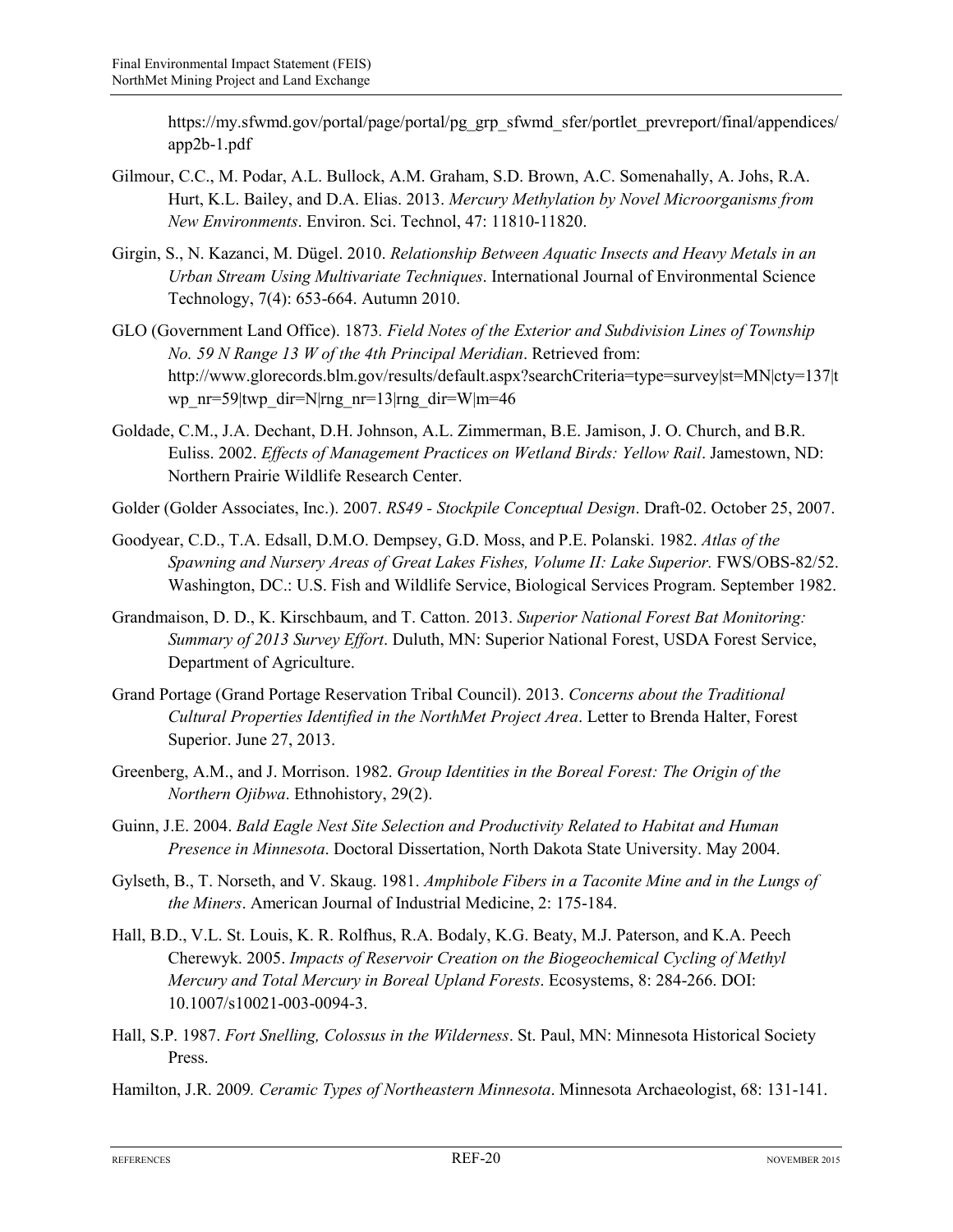https://my.sfwmd.gov/portal/page/portal/pg_grp_sfwmd_sfer/portlet_prevreport/final/appendices/app2b-1.pdf

Gilmour, C.C., M. Podar, A.L. Bullock, A.M. Graham, S.D. Brown, A.C. Somenahally, A. Johs, R.A. Hurt, K.L. Bailey, and D.A. Elias. 2013. *Mercury Methylation by Novel Microorganisms from New Environments*. Environ. Sci. Technol, 47: 11810-11820.

Girgin, S., N. Kazanci, M. Dügel. 2010. *Relationship Between Aquatic Insects and Heavy Metals in an Urban Stream Using Multivariate Techniques*. International Journal of Environmental Science Technology, 7(4): 653-664. Autumn 2010.

GLO (Government Land Office). 1873. *Field Notes of the Exterior and Subdivision Lines of Township No. 59 N Range 13 W of the 4th Principal Meridian*. Retrieved from: http://www.glorecords.blm.gov/results/default.aspx?searchCriteria=type=survey|st=MN|cty=137|twp_nr=59|twp_dir=N|rng_nr=13|rng_dir=W|m=46

Goldade, C.M., J.A. Dechant, D.H. Johnson, A.L. Zimmerman, B.E. Jamison, J. O. Church, and B.R. Euliss. 2002. *Effects of Management Practices on Wetland Birds: Yellow Rail*. Jamestown, ND: Northern Prairie Wildlife Research Center.

Golder (Golder Associates, Inc.). 2007. *RS49 - Stockpile Conceptual Design*. Draft-02. October 25, 2007.

Goodyear, C.D., T.A. Edsall, D.M.O. Dempsey, G.D. Moss, and P.E. Polanski. 1982. *Atlas of the Spawning and Nursery Areas of Great Lakes Fishes, Volume II: Lake Superior.* FWS/OBS-82/52. Washington, DC.: U.S. Fish and Wildlife Service, Biological Services Program. September 1982.

Grandmaison, D. D., K. Kirschbaum, and T. Catton. 2013. *Superior National Forest Bat Monitoring: Summary of 2013 Survey Effort*. Duluth, MN: Superior National Forest, USDA Forest Service, Department of Agriculture.

Grand Portage (Grand Portage Reservation Tribal Council). 2013. *Concerns about the Traditional Cultural Properties Identified in the NorthMet Project Area*. Letter to Brenda Halter, Forest Superior. June 27, 2013.

Greenberg, A.M., and J. Morrison. 1982. *Group Identities in the Boreal Forest: The Origin of the Northern Ojibwa*. Ethnohistory, 29(2).

Guinn, J.E. 2004. *Bald Eagle Nest Site Selection and Productivity Related to Habitat and Human Presence in Minnesota*. Doctoral Dissertation, North Dakota State University. May 2004.

Gylseth, B., T. Norseth, and V. Skaug. 1981. *Amphibole Fibers in a Taconite Mine and in the Lungs of the Miners*. American Journal of Industrial Medicine, 2: 175-184.

Hall, B.D., V.L. St. Louis, K. R. Rolfhus, R.A. Bodaly, K.G. Beaty, M.J. Paterson, and K.A. Peech Cherewyk. 2005. *Impacts of Reservoir Creation on the Biogeochemical Cycling of Methyl Mercury and Total Mercury in Boreal Upland Forests*. Ecosystems, 8: 284-266. DOI: 10.1007/s10021-003-0094-3.

Hall, S.P. 1987. *Fort Snelling, Colossus in the Wilderness*. St. Paul, MN: Minnesota Historical Society Press.

Hamilton, J.R. 2009. *Ceramic Types of Northeastern Minnesota*. Minnesota Archaeologist, 68: 131-141.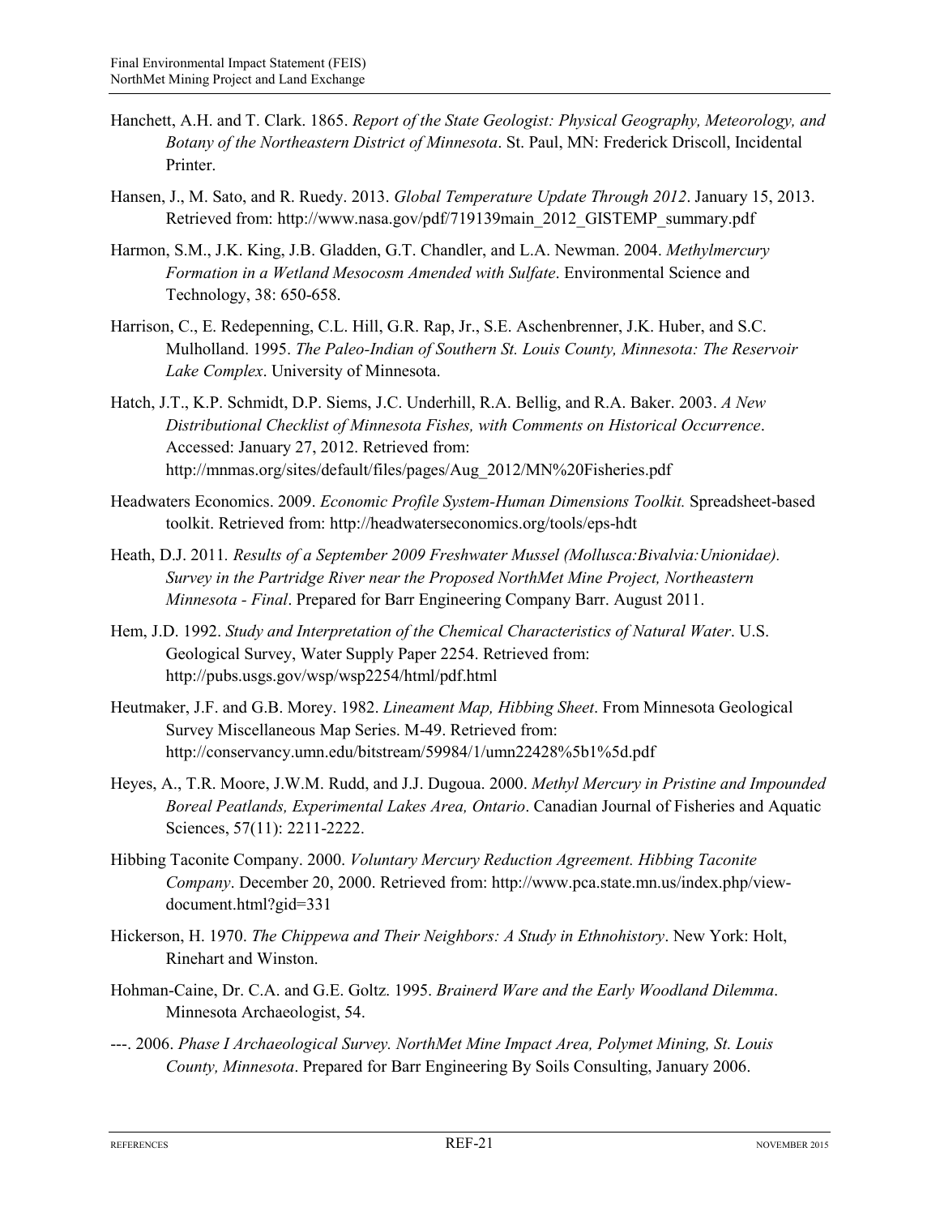Hanchett, A.H. and T. Clark. 1865. *Report of the State Geologist: Physical Geography, Meteorology, and Botany of the Northeastern District of Minnesota*. St. Paul, MN: Frederick Driscoll, Incidental Printer.

Hansen, J., M. Sato, and R. Ruedy. 2013. *Global Temperature Update Through 2012*. January 15, 2013. Retrieved from: http://www.nasa.gov/pdf/719139main_2012_GISTEMP_summary.pdf

Harmon, S.M., J.K. King, J.B. Gladden, G.T. Chandler, and L.A. Newman. 2004. *Methylmercury Formation in a Wetland Mesocosm Amended with Sulfate*. Environmental Science and Technology, 38: 650-658.

Harrison, C., E. Redepenning, C.L. Hill, G.R. Rap, Jr., S.E. Aschenbrenner, J.K. Huber, and S.C. Mulholland. 1995. *The Paleo-Indian of Southern St. Louis County, Minnesota: The Reservoir Lake Complex*. University of Minnesota.

Hatch, J.T., K.P. Schmidt, D.P. Siems, J.C. Underhill, R.A. Bellig, and R.A. Baker. 2003. *A New Distributional Checklist of Minnesota Fishes, with Comments on Historical Occurrence*. Accessed: January 27, 2012. Retrieved from: http://mnmas.org/sites/default/files/pages/Aug_2012/MN%20Fisheries.pdf

Headwaters Economics. 2009. *Economic Profile System-Human Dimensions Toolkit.* Spreadsheet-based toolkit. Retrieved from: http://headwaterseconomics.org/tools/eps-hdt

Heath, D.J. 2011*. Results of a September 2009 Freshwater Mussel (Mollusca:Bivalvia:Unionidae). Survey in the Partridge River near the Proposed NorthMet Mine Project, Northeastern Minnesota - Final*. Prepared for Barr Engineering Company Barr. August 2011.

Hem, J.D. 1992. *Study and Interpretation of the Chemical Characteristics of Natural Water*. U.S. Geological Survey, Water Supply Paper 2254. Retrieved from: http://pubs.usgs.gov/wsp/wsp2254/html/pdf.html

Heutmaker, J.F. and G.B. Morey. 1982. *Lineament Map, Hibbing Sheet*. From Minnesota Geological Survey Miscellaneous Map Series. M-49. Retrieved from: http://conservancy.umn.edu/bitstream/59984/1/umn22428%5b1%5d.pdf

Heyes, A., T.R. Moore, J.W.M. Rudd, and J.J. Dugoua. 2000. *Methyl Mercury in Pristine and Impounded Boreal Peatlands, Experimental Lakes Area, Ontario*. Canadian Journal of Fisheries and Aquatic Sciences, 57(11): 2211-2222.

Hibbing Taconite Company. 2000. *Voluntary Mercury Reduction Agreement. Hibbing Taconite Company*. December 20, 2000. Retrieved from: http://www.pca.state.mn.us/index.php/view-document.html?gid=331

Hickerson, H. 1970. *The Chippewa and Their Neighbors: A Study in Ethnohistory*. New York: Holt, Rinehart and Winston.

Hohman-Caine, Dr. C.A. and G.E. Goltz. 1995. *Brainerd Ware and the Early Woodland Dilemma*. Minnesota Archaeologist, 54.

---. 2006. *Phase I Archaeological Survey. NorthMet Mine Impact Area, Polymet Mining, St. Louis County, Minnesota*. Prepared for Barr Engineering By Soils Consulting, January 2006.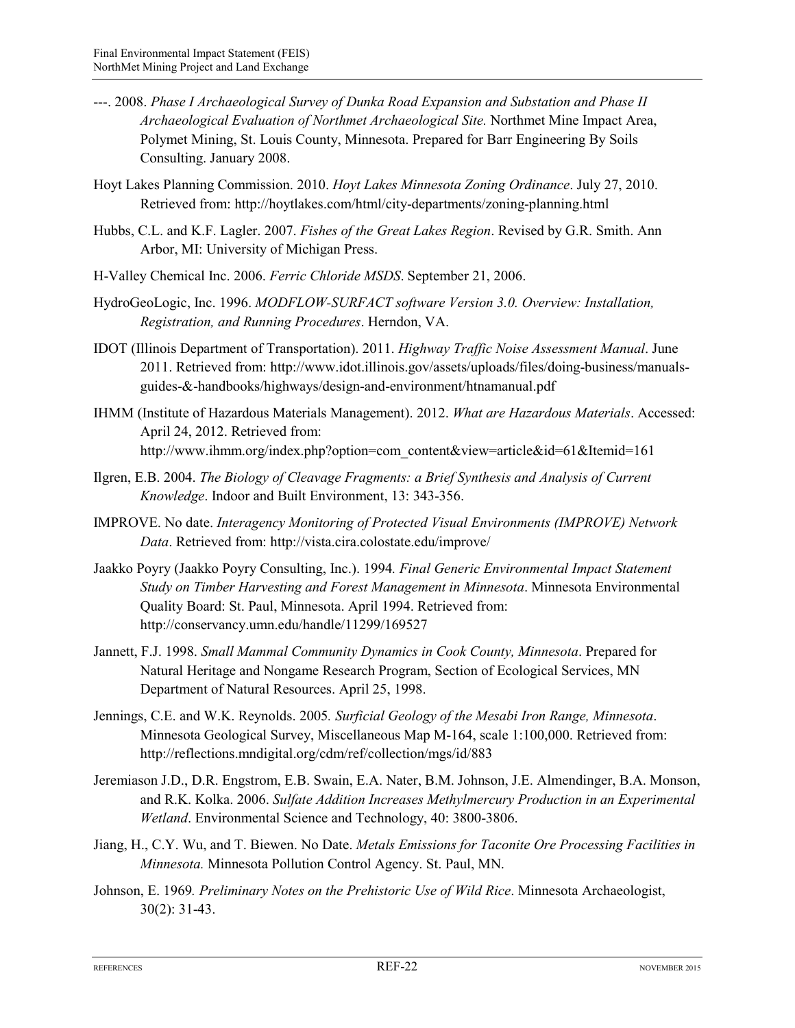---. 2008. *Phase I Archaeological Survey of Dunka Road Expansion and Substation and Phase II Archaeological Evaluation of Northmet Archaeological Site.* Northmet Mine Impact Area, Polymet Mining, St. Louis County, Minnesota. Prepared for Barr Engineering By Soils Consulting. January 2008.

Hoyt Lakes Planning Commission. 2010. *Hoyt Lakes Minnesota Zoning Ordinance*. July 27, 2010. Retrieved from: http://hoytlakes.com/html/city-departments/zoning-planning.html

Hubbs, C.L. and K.F. Lagler. 2007. *Fishes of the Great Lakes Region*. Revised by G.R. Smith. Ann Arbor, MI: University of Michigan Press.

H-Valley Chemical Inc. 2006. *Ferric Chloride MSDS*. September 21, 2006.

HydroGeoLogic, Inc. 1996. *MODFLOW-SURFACT software Version 3.0. Overview: Installation, Registration, and Running Procedures*. Herndon, VA.

IDOT (Illinois Department of Transportation). 2011. *Highway Traffic Noise Assessment Manual*. June 2011. Retrieved from: http://www.idot.illinois.gov/assets/uploads/files/doing-business/manuals-guides-&-handbooks/highways/design-and-environment/htnamanual.pdf

IHMM (Institute of Hazardous Materials Management). 2012. *What are Hazardous Materials*. Accessed: April 24, 2012. Retrieved from: http://www.ihmm.org/index.php?option=com_content&view=article&id=61&Itemid=161

Ilgren, E.B. 2004. *The Biology of Cleavage Fragments: a Brief Synthesis and Analysis of Current Knowledge*. Indoor and Built Environment, 13: 343-356.

IMPROVE. No date. *Interagency Monitoring of Protected Visual Environments (IMPROVE) Network Data*. Retrieved from: http://vista.cira.colostate.edu/improve/

Jaakko Poyry (Jaakko Poyry Consulting, Inc.). 1994*. Final Generic Environmental Impact Statement Study on Timber Harvesting and Forest Management in Minnesota*. Minnesota Environmental Quality Board: St. Paul, Minnesota. April 1994. Retrieved from: http://conservancy.umn.edu/handle/11299/169527

Jannett, F.J. 1998. *Small Mammal Community Dynamics in Cook County, Minnesota*. Prepared for Natural Heritage and Nongame Research Program, Section of Ecological Services, MN Department of Natural Resources. April 25, 1998.

Jennings, C.E. and W.K. Reynolds. 2005*. Surficial Geology of the Mesabi Iron Range, Minnesota*. Minnesota Geological Survey, Miscellaneous Map M-164, scale 1:100,000. Retrieved from: http://reflections.mndigital.org/cdm/ref/collection/mgs/id/883

Jeremiason J.D., D.R. Engstrom, E.B. Swain, E.A. Nater, B.M. Johnson, J.E. Almendinger, B.A. Monson, and R.K. Kolka. 2006. *Sulfate Addition Increases Methylmercury Production in an Experimental Wetland*. Environmental Science and Technology, 40: 3800-3806.

Jiang, H., C.Y. Wu, and T. Biewen. No Date. *Metals Emissions for Taconite Ore Processing Facilities in Minnesota.* Minnesota Pollution Control Agency. St. Paul, MN.

Johnson, E. 1969*. Preliminary Notes on the Prehistoric Use of Wild Rice*. Minnesota Archaeologist, 30(2): 31-43.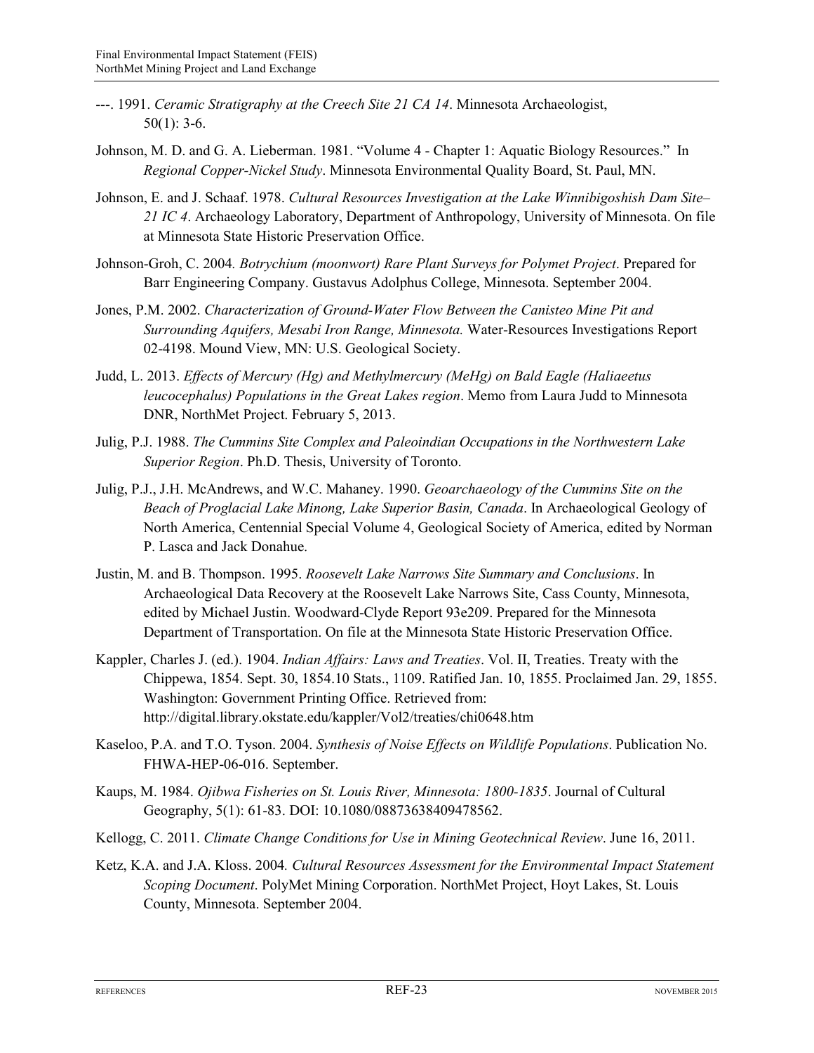---. 1991. *Ceramic Stratigraphy at the Creech Site 21 CA 14*. Minnesota Archaeologist, 50(1): 3-6.

Johnson, M. D. and G. A. Lieberman. 1981. "Volume 4 - Chapter 1: Aquatic Biology Resources." In *Regional Copper-Nickel Study*. Minnesota Environmental Quality Board, St. Paul, MN.

Johnson, E. and J. Schaaf. 1978. *Cultural Resources Investigation at the Lake Winnibigoshish Dam Site–21 IC 4*. Archaeology Laboratory, Department of Anthropology, University of Minnesota. On file at Minnesota State Historic Preservation Office.

Johnson-Groh, C. 2004. *Botrychium (moonwort) Rare Plant Surveys for Polymet Project*. Prepared for Barr Engineering Company. Gustavus Adolphus College, Minnesota. September 2004.

Jones, P.M. 2002. *Characterization of Ground-Water Flow Between the Canisteo Mine Pit and Surrounding Aquifers, Mesabi Iron Range, Minnesota.* Water-Resources Investigations Report 02-4198. Mound View, MN: U.S. Geological Society.

Judd, L. 2013. *Effects of Mercury (Hg) and Methylmercury (MeHg) on Bald Eagle (Haliaeetus leucocephalus) Populations in the Great Lakes region*. Memo from Laura Judd to Minnesota DNR, NorthMet Project. February 5, 2013.

Julig, P.J. 1988. *The Cummins Site Complex and Paleoindian Occupations in the Northwestern Lake Superior Region*. Ph.D. Thesis, University of Toronto.

Julig, P.J., J.H. McAndrews, and W.C. Mahaney. 1990. *Geoarchaeology of the Cummins Site on the Beach of Proglacial Lake Minong, Lake Superior Basin, Canada*. In Archaeological Geology of North America, Centennial Special Volume 4, Geological Society of America, edited by Norman P. Lasca and Jack Donahue.

Justin, M. and B. Thompson. 1995. *Roosevelt Lake Narrows Site Summary and Conclusions*. In Archaeological Data Recovery at the Roosevelt Lake Narrows Site, Cass County, Minnesota, edited by Michael Justin. Woodward-Clyde Report 93e209. Prepared for the Minnesota Department of Transportation. On file at the Minnesota State Historic Preservation Office.

Kappler, Charles J. (ed.). 1904. *Indian Affairs: Laws and Treaties*. Vol. II, Treaties. Treaty with the Chippewa, 1854. Sept. 30, 1854.10 Stats., 1109. Ratified Jan. 10, 1855. Proclaimed Jan. 29, 1855. Washington: Government Printing Office. Retrieved from: http://digital.library.okstate.edu/kappler/Vol2/treaties/chi0648.htm

Kaseloo, P.A. and T.O. Tyson. 2004. *Synthesis of Noise Effects on Wildlife Populations*. Publication No. FHWA-HEP-06-016. September.

Kaups, M. 1984. *Ojibwa Fisheries on St. Louis River, Minnesota: 1800-1835*. Journal of Cultural Geography, 5(1): 61-83. DOI: 10.1080/08873638409478562.

Kellogg, C. 2011. *Climate Change Conditions for Use in Mining Geotechnical Review*. June 16, 2011.

Ketz, K.A. and J.A. Kloss. 2004. *Cultural Resources Assessment for the Environmental Impact Statement Scoping Document*. PolyMet Mining Corporation. NorthMet Project, Hoyt Lakes, St. Louis County, Minnesota. September 2004.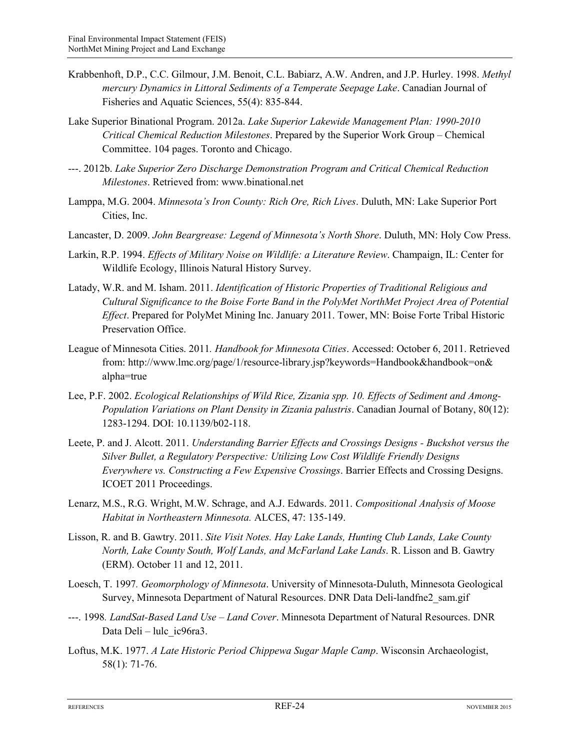Krabbenhoft, D.P., C.C. Gilmour, J.M. Benoit, C.L. Babiarz, A.W. Andren, and J.P. Hurley. 1998. *Methyl mercury Dynamics in Littoral Sediments of a Temperate Seepage Lake*. Canadian Journal of Fisheries and Aquatic Sciences, 55(4): 835-844.

Lake Superior Binational Program. 2012a. *Lake Superior Lakewide Management Plan: 1990-2010 Critical Chemical Reduction Milestones*. Prepared by the Superior Work Group – Chemical Committee. 104 pages. Toronto and Chicago.

---. 2012b. *Lake Superior Zero Discharge Demonstration Program and Critical Chemical Reduction Milestones*. Retrieved from: www.binational.net

Lamppa, M.G. 2004. *Minnesota's Iron County: Rich Ore, Rich Lives*. Duluth, MN: Lake Superior Port Cities, Inc.

Lancaster, D. 2009. *John Beargrease: Legend of Minnesota's North Shore*. Duluth, MN: Holy Cow Press.

Larkin, R.P. 1994. *Effects of Military Noise on Wildlife: a Literature Review*. Champaign, IL: Center for Wildlife Ecology, Illinois Natural History Survey.

Latady, W.R. and M. Isham. 2011. *Identification of Historic Properties of Traditional Religious and Cultural Significance to the Boise Forte Band in the PolyMet NorthMet Project Area of Potential Effect*. Prepared for PolyMet Mining Inc. January 2011. Tower, MN: Boise Forte Tribal Historic Preservation Office.

League of Minnesota Cities. 2011. *Handbook for Minnesota Cities*. Accessed: October 6, 2011. Retrieved from: http://www.lmc.org/page/1/resource-library.jsp?keywords=Handbook&handbook=on&alpha=true

Lee, P.F. 2002. *Ecological Relationships of Wild Rice, Zizania spp. 10. Effects of Sediment and Among-Population Variations on Plant Density in Zizania palustris*. Canadian Journal of Botany, 80(12): 1283-1294. DOI: 10.1139/b02-118.

Leete, P. and J. Alcott. 2011. *Understanding Barrier Effects and Crossings Designs - Buckshot versus the Silver Bullet, a Regulatory Perspective: Utilizing Low Cost Wildlife Friendly Designs Everywhere vs. Constructing a Few Expensive Crossings*. Barrier Effects and Crossing Designs. ICOET 2011 Proceedings.

Lenarz, M.S., R.G. Wright, M.W. Schrage, and A.J. Edwards. 2011. *Compositional Analysis of Moose Habitat in Northeastern Minnesota.* ALCES, 47: 135-149.

Lisson, R. and B. Gawtry. 2011. *Site Visit Notes. Hay Lake Lands, Hunting Club Lands, Lake County North, Lake County South, Wolf Lands, and McFarland Lake Lands*. R. Lisson and B. Gawtry (ERM). October 11 and 12, 2011.

Loesch, T. 1997*. Geomorphology of Minnesota*. University of Minnesota-Duluth, Minnesota Geological Survey, Minnesota Department of Natural Resources. DNR Data Deli-landfne2_sam.gif

---. 1998*. LandSat-Based Land Use – Land Cover*. Minnesota Department of Natural Resources. DNR Data Deli – lulc_ic96ra3.

Loftus, M.K. 1977. *A Late Historic Period Chippewa Sugar Maple Camp*. Wisconsin Archaeologist, 58(1): 71-76.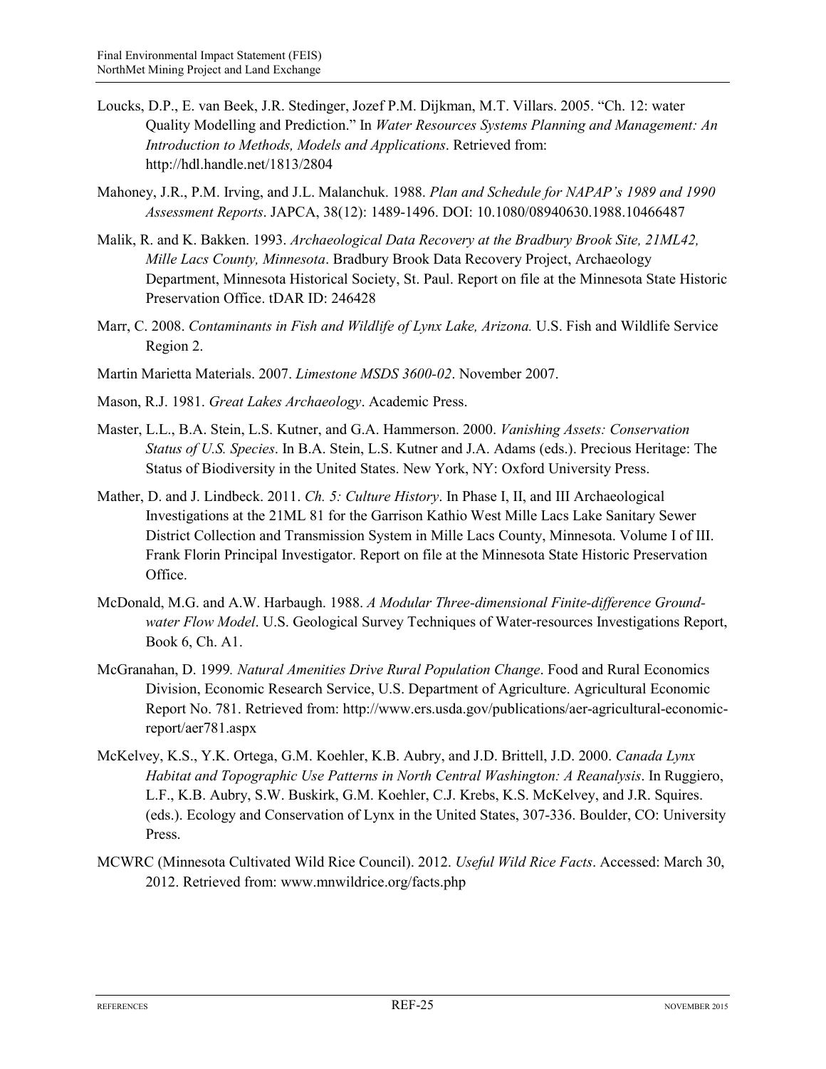Loucks, D.P., E. van Beek, J.R. Stedinger, Jozef P.M. Dijkman, M.T. Villars. 2005. "Ch. 12: water Quality Modelling and Prediction." In *Water Resources Systems Planning and Management: An Introduction to Methods, Models and Applications*. Retrieved from: http://hdl.handle.net/1813/2804

Mahoney, J.R., P.M. Irving, and J.L. Malanchuk. 1988. *Plan and Schedule for NAPAP's 1989 and 1990 Assessment Reports*. JAPCA, 38(12): 1489-1496. DOI: 10.1080/08940630.1988.10466487

Malik, R. and K. Bakken. 1993. *Archaeological Data Recovery at the Bradbury Brook Site, 21ML42, Mille Lacs County, Minnesota*. Bradbury Brook Data Recovery Project, Archaeology Department, Minnesota Historical Society, St. Paul. Report on file at the Minnesota State Historic Preservation Office. tDAR ID: 246428

Marr, C. 2008. *Contaminants in Fish and Wildlife of Lynx Lake, Arizona.* U.S. Fish and Wildlife Service Region 2.

Martin Marietta Materials. 2007. *Limestone MSDS 3600-02*. November 2007.

Mason, R.J. 1981. *Great Lakes Archaeology*. Academic Press.

Master, L.L., B.A. Stein, L.S. Kutner, and G.A. Hammerson. 2000. *Vanishing Assets: Conservation Status of U.S. Species*. In B.A. Stein, L.S. Kutner and J.A. Adams (eds.). Precious Heritage: The Status of Biodiversity in the United States. New York, NY: Oxford University Press.

Mather, D. and J. Lindbeck. 2011. *Ch. 5: Culture History*. In Phase I, II, and III Archaeological Investigations at the 21ML 81 for the Garrison Kathio West Mille Lacs Lake Sanitary Sewer District Collection and Transmission System in Mille Lacs County, Minnesota. Volume I of III. Frank Florin Principal Investigator. Report on file at the Minnesota State Historic Preservation Office.

McDonald, M.G. and A.W. Harbaugh. 1988. *A Modular Three-dimensional Finite-difference Ground-water Flow Model*. U.S. Geological Survey Techniques of Water-resources Investigations Report, Book 6, Ch. A1.

McGranahan, D. 1999*. Natural Amenities Drive Rural Population Change*. Food and Rural Economics Division, Economic Research Service, U.S. Department of Agriculture. Agricultural Economic Report No. 781. Retrieved from: http://www.ers.usda.gov/publications/aer-agricultural-economic-report/aer781.aspx

McKelvey, K.S., Y.K. Ortega, G.M. Koehler, K.B. Aubry, and J.D. Brittell, J.D. 2000. *Canada Lynx Habitat and Topographic Use Patterns in North Central Washington: A Reanalysis*. In Ruggiero, L.F., K.B. Aubry, S.W. Buskirk, G.M. Koehler, C.J. Krebs, K.S. McKelvey, and J.R. Squires. (eds.). Ecology and Conservation of Lynx in the United States, 307-336. Boulder, CO: University Press.

MCWRC (Minnesota Cultivated Wild Rice Council). 2012. *Useful Wild Rice Facts*. Accessed: March 30, 2012. Retrieved from: www.mnwildrice.org/facts.php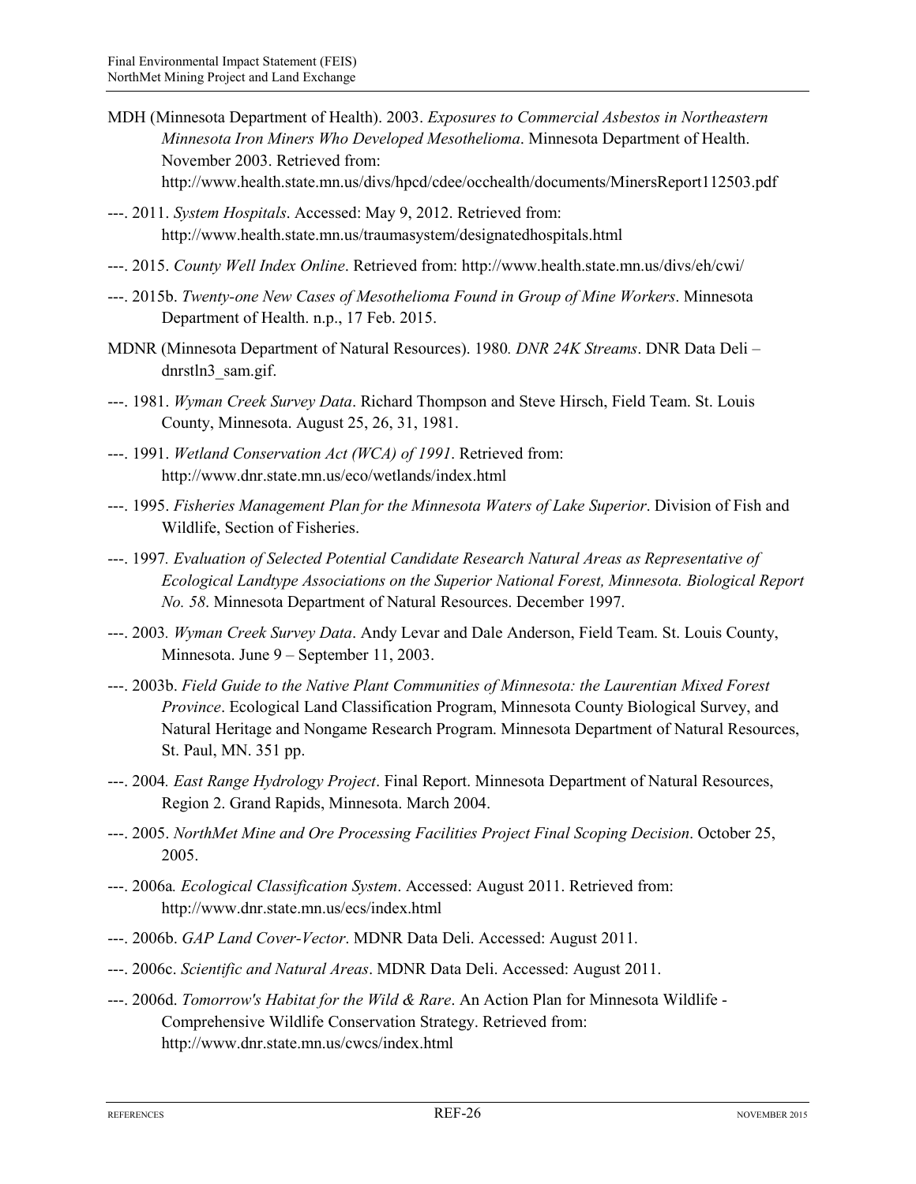MDH (Minnesota Department of Health). 2003. *Exposures to Commercial Asbestos in Northeastern Minnesota Iron Miners Who Developed Mesothelioma*. Minnesota Department of Health. November 2003. Retrieved from: http://www.health.state.mn.us/divs/hpcd/cdee/occhealth/documents/MinersReport112503.pdf

---. 2011. *System Hospitals*. Accessed: May 9, 2012. Retrieved from: http://www.health.state.mn.us/traumasystem/designatedhospitals.html

---. 2015. *County Well Index Online*. Retrieved from: http://www.health.state.mn.us/divs/eh/cwi/

---. 2015b. *Twenty-one New Cases of Mesothelioma Found in Group of Mine Workers*. Minnesota Department of Health. n.p., 17 Feb. 2015.

MDNR (Minnesota Department of Natural Resources). 1980. *DNR 24K Streams*. DNR Data Deli – dnrstln3_sam.gif.

---. 1981. *Wyman Creek Survey Data*. Richard Thompson and Steve Hirsch, Field Team. St. Louis County, Minnesota. August 25, 26, 31, 1981.

---. 1991. *Wetland Conservation Act (WCA) of 1991*. Retrieved from: http://www.dnr.state.mn.us/eco/wetlands/index.html

---. 1995. *Fisheries Management Plan for the Minnesota Waters of Lake Superior*. Division of Fish and Wildlife, Section of Fisheries.

---. 1997. *Evaluation of Selected Potential Candidate Research Natural Areas as Representative of Ecological Landtype Associations on the Superior National Forest, Minnesota. Biological Report No. 58*. Minnesota Department of Natural Resources. December 1997.

---. 2003. *Wyman Creek Survey Data*. Andy Levar and Dale Anderson, Field Team. St. Louis County, Minnesota. June 9 – September 11, 2003.

---. 2003b. *Field Guide to the Native Plant Communities of Minnesota: the Laurentian Mixed Forest Province*. Ecological Land Classification Program, Minnesota County Biological Survey, and Natural Heritage and Nongame Research Program. Minnesota Department of Natural Resources, St. Paul, MN. 351 pp.

---. 2004. *East Range Hydrology Project*. Final Report. Minnesota Department of Natural Resources, Region 2. Grand Rapids, Minnesota. March 2004.

---. 2005. *NorthMet Mine and Ore Processing Facilities Project Final Scoping Decision*. October 25, 2005.

---. 2006a. *Ecological Classification System*. Accessed: August 2011. Retrieved from: http://www.dnr.state.mn.us/ecs/index.html

---. 2006b. *GAP Land Cover-Vector*. MDNR Data Deli. Accessed: August 2011.

---. 2006c. *Scientific and Natural Areas*. MDNR Data Deli. Accessed: August 2011.

---. 2006d. *Tomorrow's Habitat for the Wild & Rare*. An Action Plan for Minnesota Wildlife - Comprehensive Wildlife Conservation Strategy. Retrieved from: http://www.dnr.state.mn.us/cwcs/index.html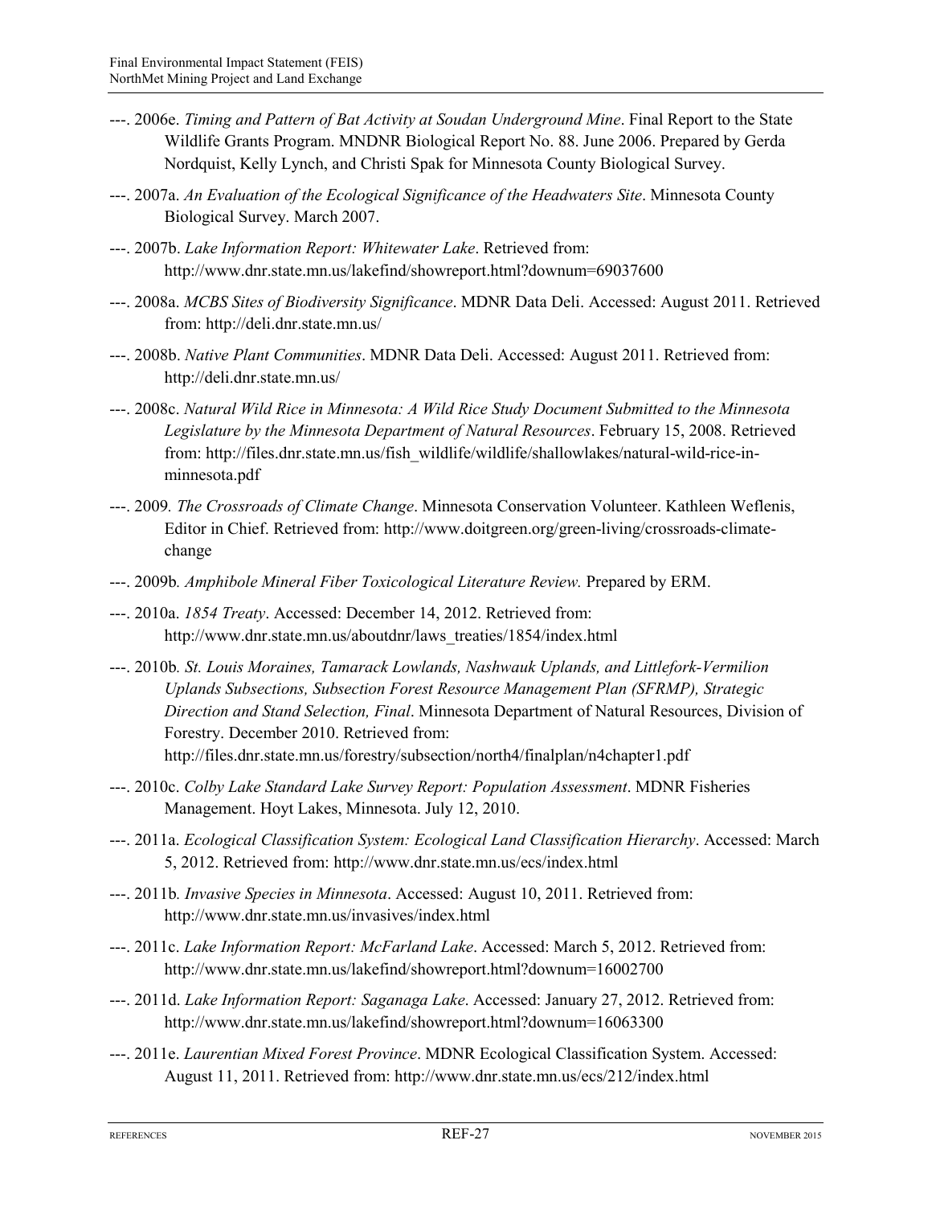---. 2006e. *Timing and Pattern of Bat Activity at Soudan Underground Mine*. Final Report to the State Wildlife Grants Program. MNDNR Biological Report No. 88. June 2006. Prepared by Gerda Nordquist, Kelly Lynch, and Christi Spak for Minnesota County Biological Survey.

---. 2007a. *An Evaluation of the Ecological Significance of the Headwaters Site*. Minnesota County Biological Survey. March 2007.

---. 2007b. *Lake Information Report: Whitewater Lake*. Retrieved from: http://www.dnr.state.mn.us/lakefind/showreport.html?downum=69037600

---. 2008a. *MCBS Sites of Biodiversity Significance*. MDNR Data Deli. Accessed: August 2011. Retrieved from: http://deli.dnr.state.mn.us/

---. 2008b. *Native Plant Communities*. MDNR Data Deli. Accessed: August 2011. Retrieved from: http://deli.dnr.state.mn.us/

---. 2008c. *Natural Wild Rice in Minnesota: A Wild Rice Study Document Submitted to the Minnesota Legislature by the Minnesota Department of Natural Resources*. February 15, 2008. Retrieved from: http://files.dnr.state.mn.us/fish_wildlife/wildlife/shallowlakes/natural-wild-rice-in-minnesota.pdf

---. 2009. *The Crossroads of Climate Change*. Minnesota Conservation Volunteer. Kathleen Weflenis, Editor in Chief. Retrieved from: http://www.doitgreen.org/green-living/crossroads-climate-change

---. 2009b. *Amphibole Mineral Fiber Toxicological Literature Review.* Prepared by ERM.

---. 2010a. *1854 Treaty*. Accessed: December 14, 2012. Retrieved from: http://www.dnr.state.mn.us/aboutdnr/laws_treaties/1854/index.html

---. 2010b. *St. Louis Moraines, Tamarack Lowlands, Nashwauk Uplands, and Littlefork-Vermilion Uplands Subsections, Subsection Forest Resource Management Plan (SFRMP), Strategic Direction and Stand Selection, Final*. Minnesota Department of Natural Resources, Division of Forestry. December 2010. Retrieved from: http://files.dnr.state.mn.us/forestry/subsection/north4/finalplan/n4chapter1.pdf

---. 2010c. *Colby Lake Standard Lake Survey Report: Population Assessment*. MDNR Fisheries Management. Hoyt Lakes, Minnesota. July 12, 2010.

---. 2011a. *Ecological Classification System: Ecological Land Classification Hierarchy*. Accessed: March 5, 2012. Retrieved from: http://www.dnr.state.mn.us/ecs/index.html

---. 2011b. *Invasive Species in Minnesota*. Accessed: August 10, 2011. Retrieved from: http://www.dnr.state.mn.us/invasives/index.html

---. 2011c. *Lake Information Report: McFarland Lake*. Accessed: March 5, 2012. Retrieved from: http://www.dnr.state.mn.us/lakefind/showreport.html?downum=16002700

---. 2011d. *Lake Information Report: Saganaga Lake*. Accessed: January 27, 2012. Retrieved from: http://www.dnr.state.mn.us/lakefind/showreport.html?downum=16063300

---. 2011e. *Laurentian Mixed Forest Province*. MDNR Ecological Classification System. Accessed: August 11, 2011. Retrieved from: http://www.dnr.state.mn.us/ecs/212/index.html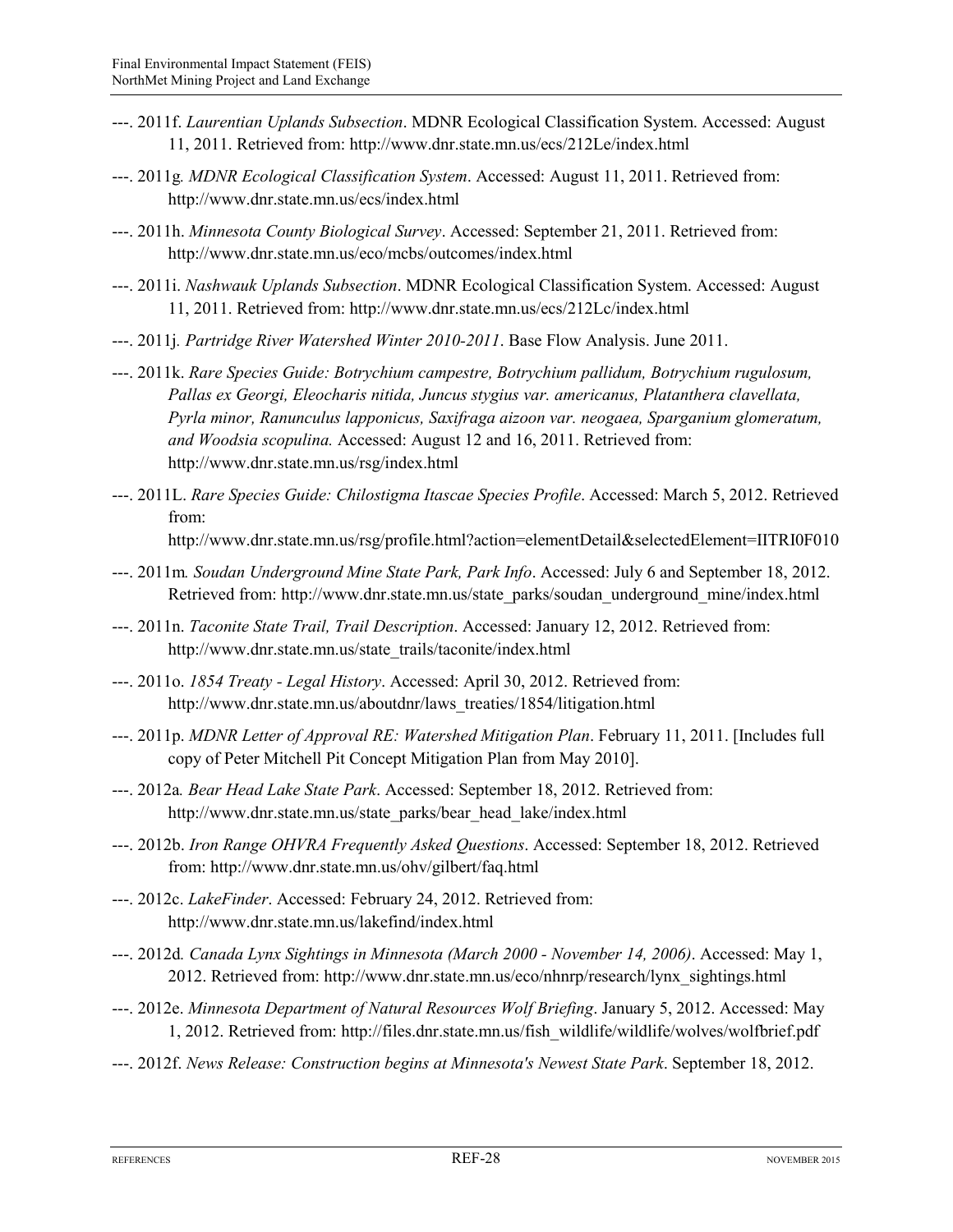---. 2011f. *Laurentian Uplands Subsection*. MDNR Ecological Classification System. Accessed: August 11, 2011. Retrieved from: http://www.dnr.state.mn.us/ecs/212Le/index.html

---. 2011g. *MDNR Ecological Classification System*. Accessed: August 11, 2011. Retrieved from: http://www.dnr.state.mn.us/ecs/index.html

---. 2011h. *Minnesota County Biological Survey*. Accessed: September 21, 2011. Retrieved from: http://www.dnr.state.mn.us/eco/mcbs/outcomes/index.html

---. 2011i. *Nashwauk Uplands Subsection*. MDNR Ecological Classification System. Accessed: August 11, 2011. Retrieved from: http://www.dnr.state.mn.us/ecs/212Lc/index.html

---. 2011j. *Partridge River Watershed Winter 2010-2011*. Base Flow Analysis. June 2011.

---. 2011k. *Rare Species Guide: Botrychium campestre, Botrychium pallidum, Botrychium rugulosum, Pallas ex Georgi, Eleocharis nitida, Juncus stygius var. americanus, Platanthera clavellata, Pyrla minor, Ranunculus lapponicus, Saxifraga aizoon var. neogaea, Sparganium glomeratum, and Woodsia scopulina.* Accessed: August 12 and 16, 2011. Retrieved from: http://www.dnr.state.mn.us/rsg/index.html

---. 2011L. *Rare Species Guide: Chilostigma Itascae Species Profile*. Accessed: March 5, 2012. Retrieved from: http://www.dnr.state.mn.us/rsg/profile.html?action=elementDetail&selectedElement=IITRI0F010

---. 2011m. *Soudan Underground Mine State Park, Park Info*. Accessed: July 6 and September 18, 2012. Retrieved from: http://www.dnr.state.mn.us/state_parks/soudan_underground_mine/index.html

---. 2011n. *Taconite State Trail, Trail Description*. Accessed: January 12, 2012. Retrieved from: http://www.dnr.state.mn.us/state_trails/taconite/index.html

---. 2011o. *1854 Treaty - Legal History*. Accessed: April 30, 2012. Retrieved from: http://www.dnr.state.mn.us/aboutdnr/laws_treaties/1854/litigation.html

---. 2011p. *MDNR Letter of Approval RE: Watershed Mitigation Plan*. February 11, 2011. [Includes full copy of Peter Mitchell Pit Concept Mitigation Plan from May 2010].

---. 2012a. *Bear Head Lake State Park*. Accessed: September 18, 2012. Retrieved from: http://www.dnr.state.mn.us/state_parks/bear_head_lake/index.html

---. 2012b. *Iron Range OHVRA Frequently Asked Questions*. Accessed: September 18, 2012. Retrieved from: http://www.dnr.state.mn.us/ohv/gilbert/faq.html

---. 2012c. *LakeFinder*. Accessed: February 24, 2012. Retrieved from: http://www.dnr.state.mn.us/lakefind/index.html

---. 2012d. *Canada Lynx Sightings in Minnesota (March 2000 - November 14, 2006)*. Accessed: May 1, 2012. Retrieved from: http://www.dnr.state.mn.us/eco/nhnrp/research/lynx_sightings.html

---. 2012e. *Minnesota Department of Natural Resources Wolf Briefing*. January 5, 2012. Accessed: May 1, 2012. Retrieved from: http://files.dnr.state.mn.us/fish_wildlife/wildlife/wolves/wolfbrief.pdf

---. 2012f. *News Release: Construction begins at Minnesota's Newest State Park*. September 18, 2012.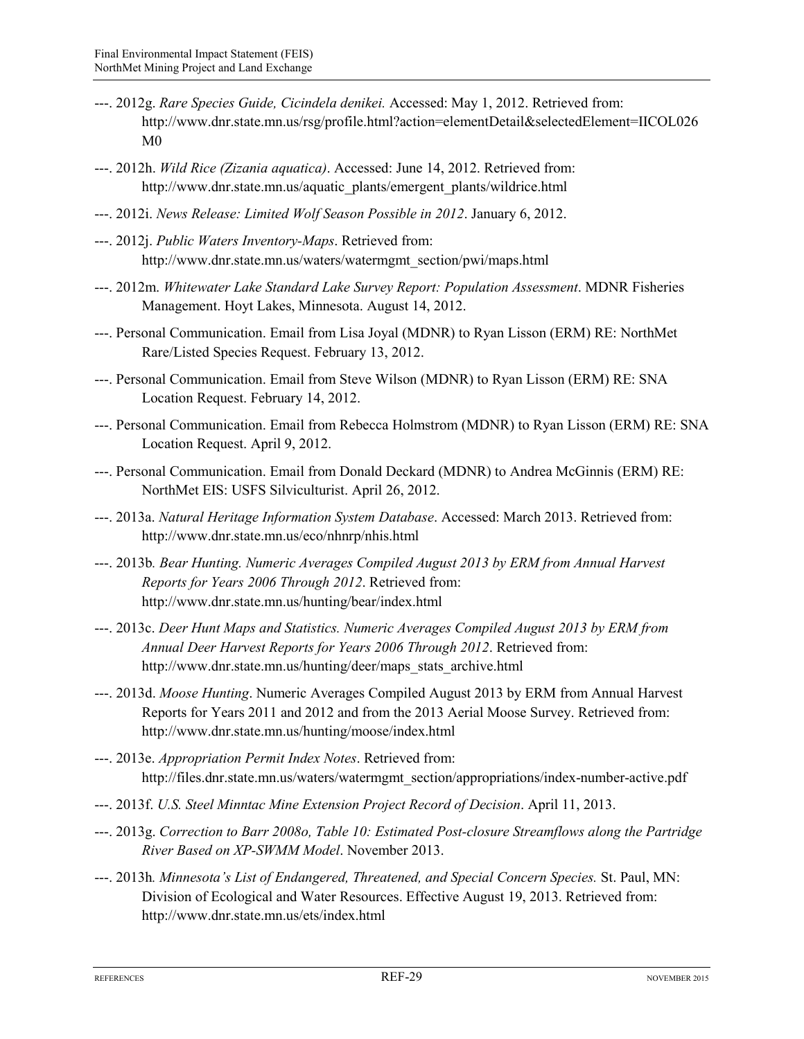---. 2012g. *Rare Species Guide, Cicindela denikei.* Accessed: May 1, 2012. Retrieved from: http://www.dnr.state.mn.us/rsg/profile.html?action=elementDetail&selectedElement=IICOL026M0

---. 2012h. *Wild Rice (Zizania aquatica)*. Accessed: June 14, 2012. Retrieved from: http://www.dnr.state.mn.us/aquatic_plants/emergent_plants/wildrice.html

---. 2012i. *News Release: Limited Wolf Season Possible in 2012*. January 6, 2012.

---. 2012j. *Public Waters Inventory-Maps*. Retrieved from: http://www.dnr.state.mn.us/waters/watermgmt_section/pwi/maps.html

---. 2012m. *Whitewater Lake Standard Lake Survey Report: Population Assessment*. MDNR Fisheries Management. Hoyt Lakes, Minnesota. August 14, 2012.

---. Personal Communication. Email from Lisa Joyal (MDNR) to Ryan Lisson (ERM) RE: NorthMet Rare/Listed Species Request. February 13, 2012.

---. Personal Communication. Email from Steve Wilson (MDNR) to Ryan Lisson (ERM) RE: SNA Location Request. February 14, 2012.

---. Personal Communication. Email from Rebecca Holmstrom (MDNR) to Ryan Lisson (ERM) RE: SNA Location Request. April 9, 2012.

---. Personal Communication. Email from Donald Deckard (MDNR) to Andrea McGinnis (ERM) RE: NorthMet EIS: USFS Silviculturist. April 26, 2012.

---. 2013a. *Natural Heritage Information System Database*. Accessed: March 2013. Retrieved from: http://www.dnr.state.mn.us/eco/nhnrp/nhis.html

---. 2013b. *Bear Hunting. Numeric Averages Compiled August 2013 by ERM from Annual Harvest Reports for Years 2006 Through 2012*. Retrieved from: http://www.dnr.state.mn.us/hunting/bear/index.html

---. 2013c. *Deer Hunt Maps and Statistics. Numeric Averages Compiled August 2013 by ERM from Annual Deer Harvest Reports for Years 2006 Through 2012*. Retrieved from: http://www.dnr.state.mn.us/hunting/deer/maps_stats_archive.html

---. 2013d. *Moose Hunting*. Numeric Averages Compiled August 2013 by ERM from Annual Harvest Reports for Years 2011 and 2012 and from the 2013 Aerial Moose Survey. Retrieved from: http://www.dnr.state.mn.us/hunting/moose/index.html

---. 2013e. *Appropriation Permit Index Notes*. Retrieved from: http://files.dnr.state.mn.us/waters/watermgmt_section/appropriations/index-number-active.pdf

---. 2013f. *U.S. Steel Minntac Mine Extension Project Record of Decision*. April 11, 2013.

---. 2013g. *Correction to Barr 2008o, Table 10: Estimated Post-closure Streamflows along the Partridge River Based on XP-SWMM Model*. November 2013.

---. 2013h. *Minnesota's List of Endangered, Threatened, and Special Concern Species.* St. Paul, MN: Division of Ecological and Water Resources. Effective August 19, 2013. Retrieved from: http://www.dnr.state.mn.us/ets/index.html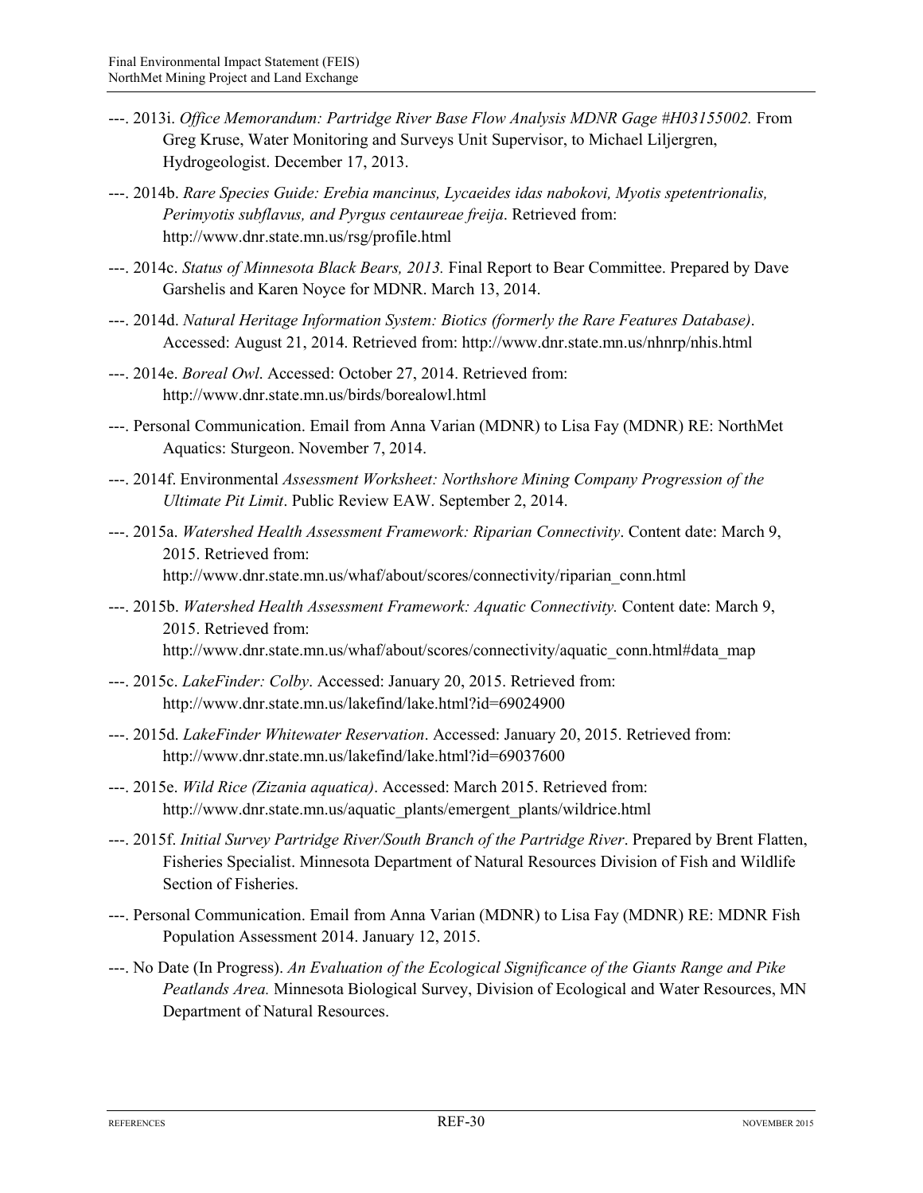---. 2013i. *Office Memorandum: Partridge River Base Flow Analysis MDNR Gage #H03155002.* From Greg Kruse, Water Monitoring and Surveys Unit Supervisor, to Michael Liljergren, Hydrogeologist. December 17, 2013.

---. 2014b. *Rare Species Guide: Erebia mancinus, Lycaeides idas nabokovi, Myotis spetentrionalis, Perimyotis subflavus, and Pyrgus centaureae freija*. Retrieved from: http://www.dnr.state.mn.us/rsg/profile.html

---. 2014c. *Status of Minnesota Black Bears, 2013.* Final Report to Bear Committee. Prepared by Dave Garshelis and Karen Noyce for MDNR. March 13, 2014.

---. 2014d. *Natural Heritage Information System: Biotics (formerly the Rare Features Database)*. Accessed: August 21, 2014. Retrieved from: http://www.dnr.state.mn.us/nhnrp/nhis.html

---. 2014e. *Boreal Owl*. Accessed: October 27, 2014. Retrieved from: http://www.dnr.state.mn.us/birds/borealowl.html

---. Personal Communication. Email from Anna Varian (MDNR) to Lisa Fay (MDNR) RE: NorthMet Aquatics: Sturgeon. November 7, 2014.

---. 2014f. Environmental *Assessment Worksheet: Northshore Mining Company Progression of the Ultimate Pit Limit*. Public Review EAW. September 2, 2014.

---. 2015a. *Watershed Health Assessment Framework: Riparian Connectivity*. Content date: March 9, 2015. Retrieved from: http://www.dnr.state.mn.us/whaf/about/scores/connectivity/riparian_conn.html

---. 2015b. *Watershed Health Assessment Framework: Aquatic Connectivity.* Content date: March 9, 2015. Retrieved from: http://www.dnr.state.mn.us/whaf/about/scores/connectivity/aquatic_conn.html#data_map

---. 2015c. *LakeFinder: Colby*. Accessed: January 20, 2015. Retrieved from: http://www.dnr.state.mn.us/lakefind/lake.html?id=69024900

---. 2015d. *LakeFinder Whitewater Reservation*. Accessed: January 20, 2015. Retrieved from: http://www.dnr.state.mn.us/lakefind/lake.html?id=69037600

---. 2015e. *Wild Rice (Zizania aquatica)*. Accessed: March 2015. Retrieved from: http://www.dnr.state.mn.us/aquatic_plants/emergent_plants/wildrice.html

---. 2015f. *Initial Survey Partridge River/South Branch of the Partridge River*. Prepared by Brent Flatten, Fisheries Specialist. Minnesota Department of Natural Resources Division of Fish and Wildlife Section of Fisheries.

---. Personal Communication. Email from Anna Varian (MDNR) to Lisa Fay (MDNR) RE: MDNR Fish Population Assessment 2014. January 12, 2015.

---. No Date (In Progress). *An Evaluation of the Ecological Significance of the Giants Range and Pike Peatlands Area.* Minnesota Biological Survey, Division of Ecological and Water Resources, MN Department of Natural Resources.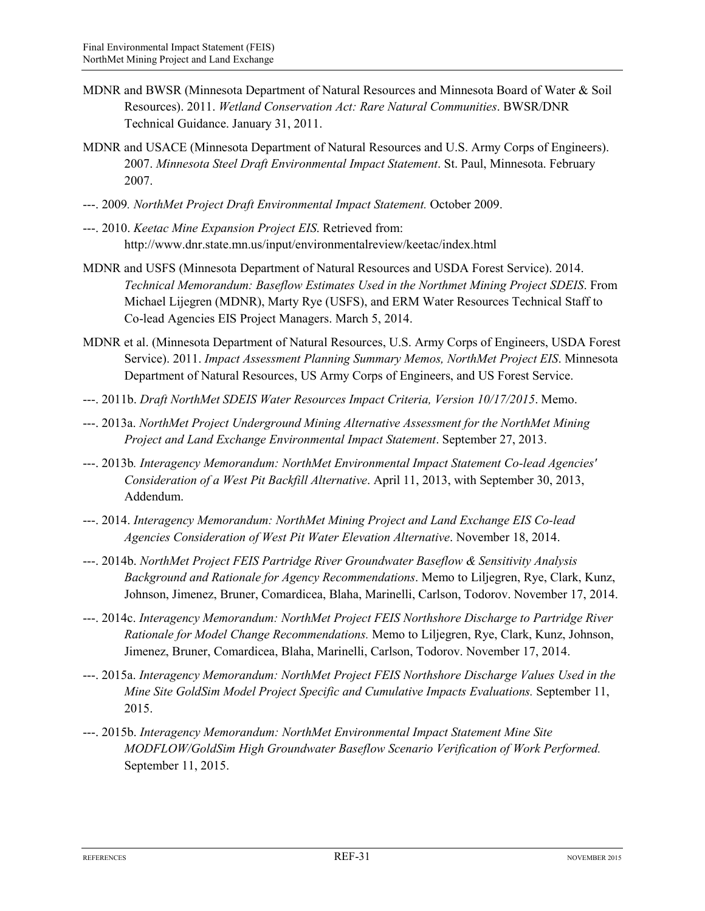MDNR and BWSR (Minnesota Department of Natural Resources and Minnesota Board of Water & Soil Resources). 2011. *Wetland Conservation Act: Rare Natural Communities*. BWSR/DNR Technical Guidance. January 31, 2011.

MDNR and USACE (Minnesota Department of Natural Resources and U.S. Army Corps of Engineers). 2007. *Minnesota Steel Draft Environmental Impact Statement*. St. Paul, Minnesota. February 2007.

---. 2009. *NorthMet Project Draft Environmental Impact Statement.* October 2009.

---. 2010. *Keetac Mine Expansion Project EIS*. Retrieved from: http://www.dnr.state.mn.us/input/environmentalreview/keetac/index.html

MDNR and USFS (Minnesota Department of Natural Resources and USDA Forest Service). 2014. *Technical Memorandum: Baseflow Estimates Used in the Northmet Mining Project SDEIS*. From Michael Lijegren (MDNR), Marty Rye (USFS), and ERM Water Resources Technical Staff to Co-lead Agencies EIS Project Managers. March 5, 2014.

MDNR et al. (Minnesota Department of Natural Resources, U.S. Army Corps of Engineers, USDA Forest Service). 2011. *Impact Assessment Planning Summary Memos, NorthMet Project EIS*. Minnesota Department of Natural Resources, US Army Corps of Engineers, and US Forest Service.

---. 2011b. *Draft NorthMet SDEIS Water Resources Impact Criteria, Version 10/17/2015*. Memo.

---. 2013a. *NorthMet Project Underground Mining Alternative Assessment for the NorthMet Mining Project and Land Exchange Environmental Impact Statement*. September 27, 2013.

---. 2013b. *Interagency Memorandum: NorthMet Environmental Impact Statement Co-lead Agencies' Consideration of a West Pit Backfill Alternative*. April 11, 2013, with September 30, 2013, Addendum.

---. 2014. *Interagency Memorandum: NorthMet Mining Project and Land Exchange EIS Co-lead Agencies Consideration of West Pit Water Elevation Alternative*. November 18, 2014.

---. 2014b. *NorthMet Project FEIS Partridge River Groundwater Baseflow & Sensitivity Analysis Background and Rationale for Agency Recommendations*. Memo to Liljegren, Rye, Clark, Kunz, Johnson, Jimenez, Bruner, Comardicea, Blaha, Marinelli, Carlson, Todorov. November 17, 2014.

---. 2014c. *Interagency Memorandum: NorthMet Project FEIS Northshore Discharge to Partridge River Rationale for Model Change Recommendations.* Memo to Liljegren, Rye, Clark, Kunz, Johnson, Jimenez, Bruner, Comardicea, Blaha, Marinelli, Carlson, Todorov. November 17, 2014.

---. 2015a. *Interagency Memorandum: NorthMet Project FEIS Northshore Discharge Values Used in the Mine Site GoldSim Model Project Specific and Cumulative Impacts Evaluations.* September 11, 2015.

---. 2015b. *Interagency Memorandum: NorthMet Environmental Impact Statement Mine Site MODFLOW/GoldSim High Groundwater Baseflow Scenario Verification of Work Performed.* September 11, 2015.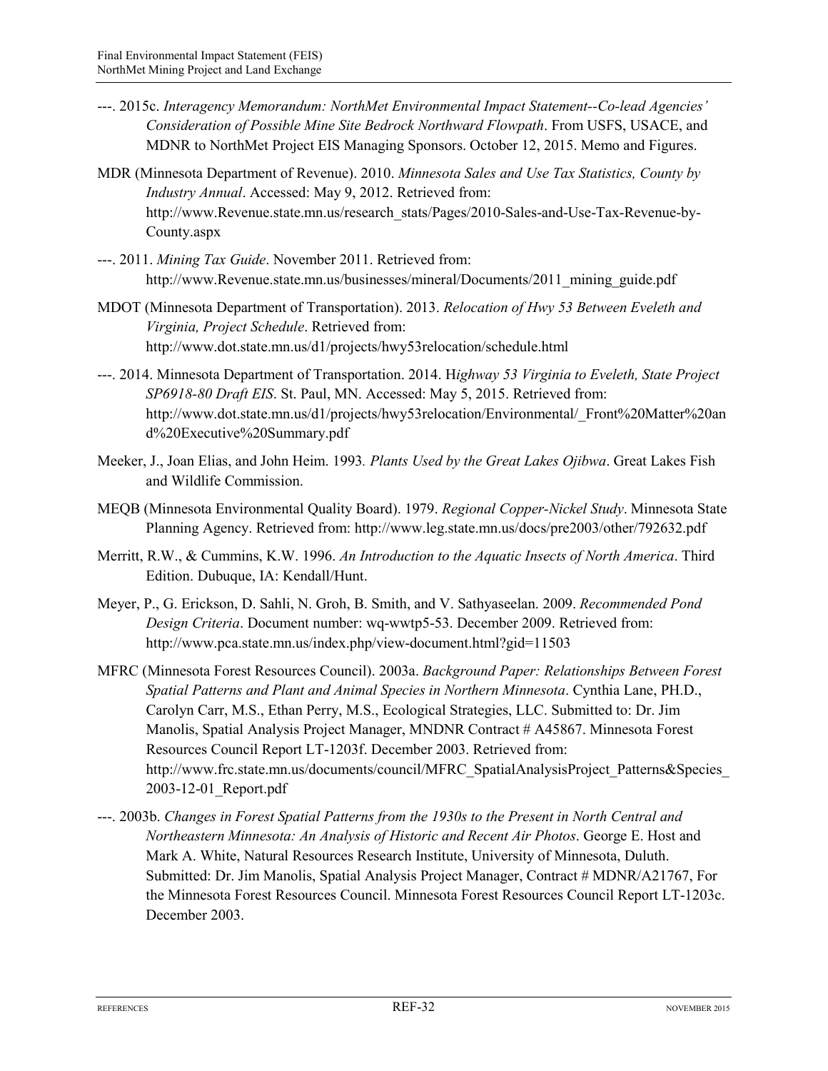---. 2015c. *Interagency Memorandum: NorthMet Environmental Impact Statement--Co-lead Agencies' Consideration of Possible Mine Site Bedrock Northward Flowpath*. From USFS, USACE, and MDNR to NorthMet Project EIS Managing Sponsors. October 12, 2015. Memo and Figures.

MDR (Minnesota Department of Revenue). 2010. *Minnesota Sales and Use Tax Statistics, County by Industry Annual*. Accessed: May 9, 2012. Retrieved from: http://www.Revenue.state.mn.us/research_stats/Pages/2010-Sales-and-Use-Tax-Revenue-by-County.aspx

---. 2011. *Mining Tax Guide*. November 2011. Retrieved from: http://www.Revenue.state.mn.us/businesses/mineral/Documents/2011_mining_guide.pdf

MDOT (Minnesota Department of Transportation). 2013. *Relocation of Hwy 53 Between Eveleth and Virginia, Project Schedule*. Retrieved from: http://www.dot.state.mn.us/d1/projects/hwy53relocation/schedule.html

---. 2014. Minnesota Department of Transportation. 2014. H*ighway 53 Virginia to Eveleth, State Project SP6918-80 Draft EIS*. St. Paul, MN. Accessed: May 5, 2015. Retrieved from: http://www.dot.state.mn.us/d1/projects/hwy53relocation/Environmental/_Front%20Matter%20and%20Executive%20Summary.pdf

Meeker, J., Joan Elias, and John Heim. 1993*. Plants Used by the Great Lakes Ojibwa*. Great Lakes Fish and Wildlife Commission.

MEQB (Minnesota Environmental Quality Board). 1979. *Regional Copper-Nickel Study*. Minnesota State Planning Agency. Retrieved from: http://www.leg.state.mn.us/docs/pre2003/other/792632.pdf

Merritt, R.W., & Cummins, K.W. 1996. *An Introduction to the Aquatic Insects of North America*. Third Edition. Dubuque, IA: Kendall/Hunt.

Meyer, P., G. Erickson, D. Sahli, N. Groh, B. Smith, and V. Sathyaseelan. 2009. *Recommended Pond Design Criteria*. Document number: wq-wwtp5-53. December 2009. Retrieved from: http://www.pca.state.mn.us/index.php/view-document.html?gid=11503

MFRC (Minnesota Forest Resources Council). 2003a. *Background Paper: Relationships Between Forest Spatial Patterns and Plant and Animal Species in Northern Minnesota*. Cynthia Lane, PH.D., Carolyn Carr, M.S., Ethan Perry, M.S., Ecological Strategies, LLC. Submitted to: Dr. Jim Manolis, Spatial Analysis Project Manager, MNDNR Contract # A45867. Minnesota Forest Resources Council Report LT-1203f. December 2003. Retrieved from: http://www.frc.state.mn.us/documents/council/MFRC_SpatialAnalysisProject_Patterns&Species_2003-12-01_Report.pdf

---. 2003b. *Changes in Forest Spatial Patterns from the 1930s to the Present in North Central and Northeastern Minnesota: An Analysis of Historic and Recent Air Photos*. George E. Host and Mark A. White, Natural Resources Research Institute, University of Minnesota, Duluth. Submitted: Dr. Jim Manolis, Spatial Analysis Project Manager, Contract # MDNR/A21767, For the Minnesota Forest Resources Council. Minnesota Forest Resources Council Report LT-1203c. December 2003.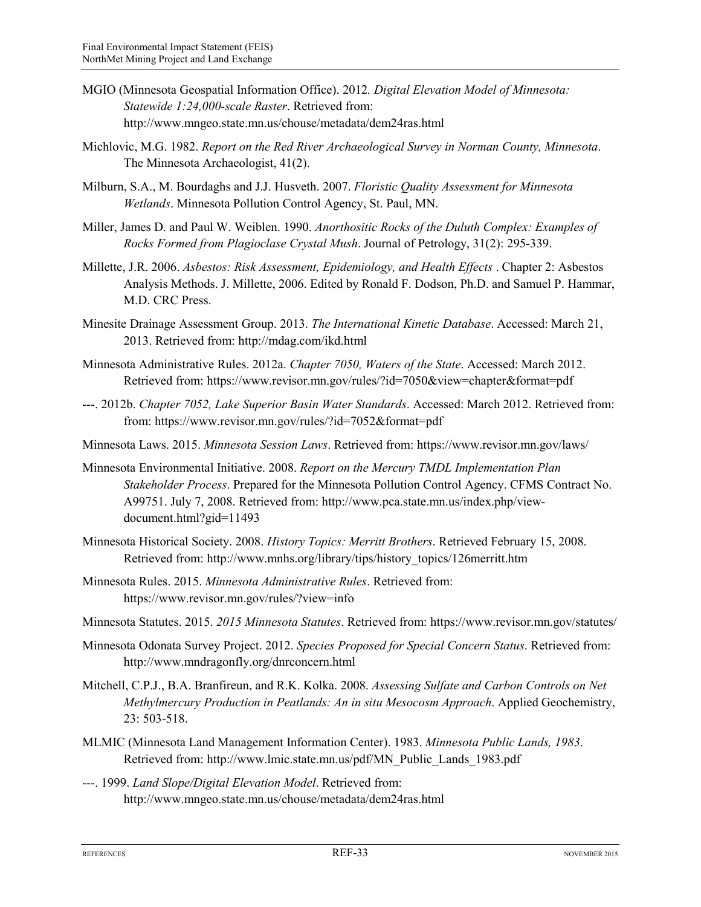MGIO (Minnesota Geospatial Information Office). 2012*. Digital Elevation Model of Minnesota: Statewide 1:24,000-scale Raster*. Retrieved from: http://www.mngeo.state.mn.us/chouse/metadata/dem24ras.html

Michlovic, M.G. 1982. *Report on the Red River Archaeological Survey in Norman County, Minnesota*. The Minnesota Archaeologist, 41(2).

Milburn, S.A., M. Bourdaghs and J.J. Husveth. 2007. *Floristic Quality Assessment for Minnesota Wetlands*. Minnesota Pollution Control Agency, St. Paul, MN.

Miller, James D. and Paul W. Weiblen. 1990. *Anorthositic Rocks of the Duluth Complex: Examples of Rocks Formed from Plagioclase Crystal Mush*. Journal of Petrology, 31(2): 295-339.

Millette, J.R. 2006. *Asbestos: Risk Assessment, Epidemiology, and Health Effects* . Chapter 2: Asbestos Analysis Methods. J. Millette, 2006. Edited by Ronald F. Dodson, Ph.D. and Samuel P. Hammar, M.D. CRC Press.

Minesite Drainage Assessment Group. 2013. *The International Kinetic Database*. Accessed: March 21, 2013. Retrieved from: http://mdag.com/ikd.html

Minnesota Administrative Rules. 2012a. *Chapter 7050, Waters of the State*. Accessed: March 2012. Retrieved from: https://www.revisor.mn.gov/rules/?id=7050&view=chapter&format=pdf

---. 2012b. *Chapter 7052, Lake Superior Basin Water Standards*. Accessed: March 2012. Retrieved from: from: https://www.revisor.mn.gov/rules/?id=7052&format=pdf

Minnesota Laws. 2015. *Minnesota Session Laws*. Retrieved from: https://www.revisor.mn.gov/laws/

Minnesota Environmental Initiative. 2008. *Report on the Mercury TMDL Implementation Plan Stakeholder Process*. Prepared for the Minnesota Pollution Control Agency. CFMS Contract No. A99751. July 7, 2008. Retrieved from: http://www.pca.state.mn.us/index.php/view-document.html?gid=11493

Minnesota Historical Society. 2008. *History Topics: Merritt Brothers*. Retrieved February 15, 2008. Retrieved from: http://www.mnhs.org/library/tips/history_topics/126merritt.htm

Minnesota Rules. 2015. *Minnesota Administrative Rules*. Retrieved from: https://www.revisor.mn.gov/rules/?view=info

Minnesota Statutes. 2015. *2015 Minnesota Statutes*. Retrieved from: https://www.revisor.mn.gov/statutes/

Minnesota Odonata Survey Project. 2012. *Species Proposed for Special Concern Status*. Retrieved from: http://www.mndragonfly.org/dnrconcern.html

Mitchell, C.P.J., B.A. Branfireun, and R.K. Kolka. 2008. *Assessing Sulfate and Carbon Controls on Net Methylmercury Production in Peatlands: An in situ Mesocosm Approach*. Applied Geochemistry, 23: 503-518.

MLMIC (Minnesota Land Management Information Center). 1983. *Minnesota Public Lands, 1983*. Retrieved from: http://www.lmic.state.mn.us/pdf/MN_Public_Lands_1983.pdf

---. 1999. *Land Slope/Digital Elevation Model*. Retrieved from: http://www.mngeo.state.mn.us/chouse/metadata/dem24ras.html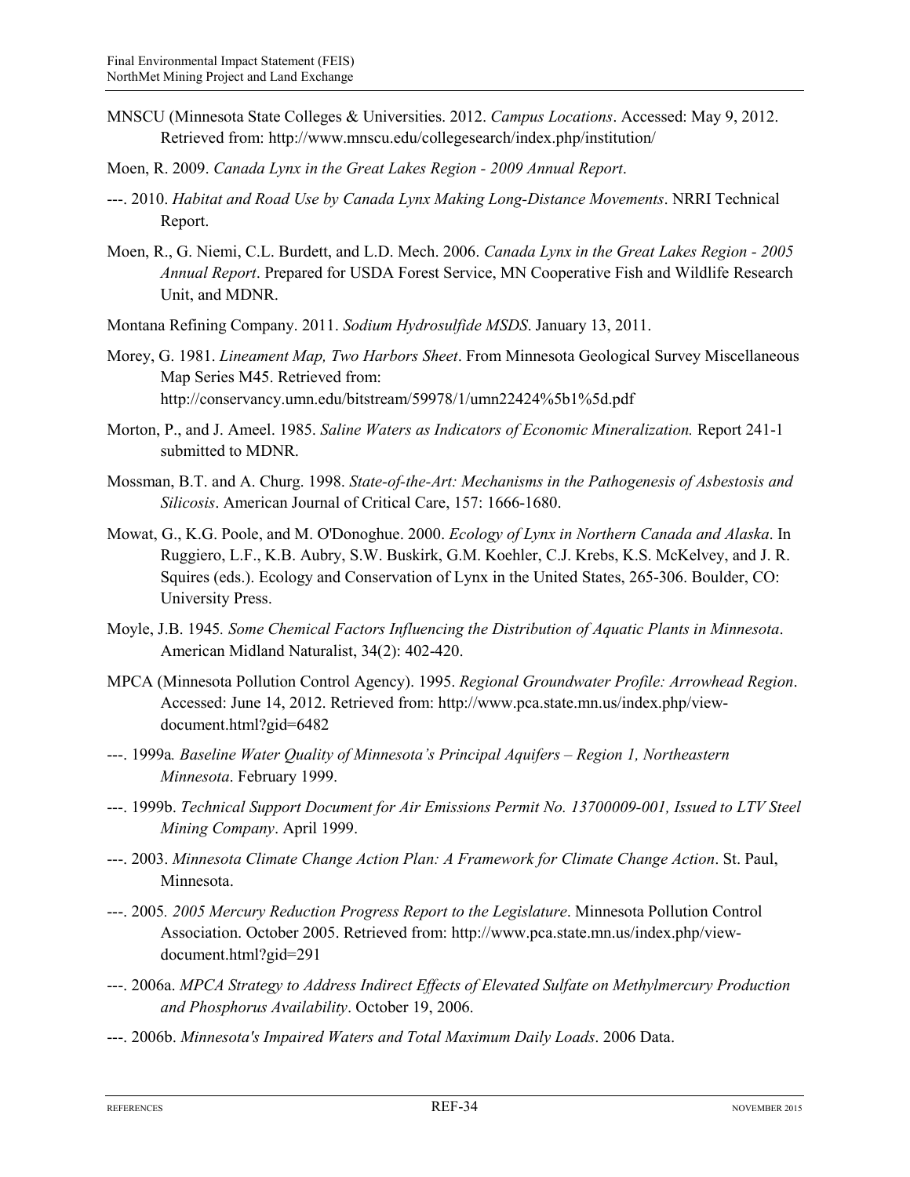MNSCU (Minnesota State Colleges & Universities. 2012. *Campus Locations*. Accessed: May 9, 2012. Retrieved from: http://www.mnscu.edu/collegesearch/index.php/institution/

Moen, R. 2009. *Canada Lynx in the Great Lakes Region - 2009 Annual Report*.

---. 2010. *Habitat and Road Use by Canada Lynx Making Long-Distance Movements*. NRRI Technical Report.

Moen, R., G. Niemi, C.L. Burdett, and L.D. Mech. 2006. *Canada Lynx in the Great Lakes Region - 2005 Annual Report*. Prepared for USDA Forest Service, MN Cooperative Fish and Wildlife Research Unit, and MDNR.

Montana Refining Company. 2011. *Sodium Hydrosulfide MSDS*. January 13, 2011.

Morey, G. 1981. *Lineament Map, Two Harbors Sheet*. From Minnesota Geological Survey Miscellaneous Map Series M45. Retrieved from: http://conservancy.umn.edu/bitstream/59978/1/umn22424%5b1%5d.pdf

Morton, P., and J. Ameel. 1985. *Saline Waters as Indicators of Economic Mineralization.* Report 241-1 submitted to MDNR.

Mossman, B.T. and A. Churg. 1998. *State-of-the-Art: Mechanisms in the Pathogenesis of Asbestosis and Silicosis*. American Journal of Critical Care, 157: 1666-1680.

Mowat, G., K.G. Poole, and M. O'Donoghue. 2000. *Ecology of Lynx in Northern Canada and Alaska*. In Ruggiero, L.F., K.B. Aubry, S.W. Buskirk, G.M. Koehler, C.J. Krebs, K.S. McKelvey, and J. R. Squires (eds.). Ecology and Conservation of Lynx in the United States, 265-306. Boulder, CO: University Press.

Moyle, J.B. 1945*. Some Chemical Factors Influencing the Distribution of Aquatic Plants in Minnesota*. American Midland Naturalist, 34(2): 402-420.

MPCA (Minnesota Pollution Control Agency). 1995. *Regional Groundwater Profile: Arrowhead Region*. Accessed: June 14, 2012. Retrieved from: http://www.pca.state.mn.us/index.php/view-document.html?gid=6482

---. 1999a*. Baseline Water Quality of Minnesota's Principal Aquifers – Region 1, Northeastern Minnesota*. February 1999.

---. 1999b. *Technical Support Document for Air Emissions Permit No. 13700009-001, Issued to LTV Steel Mining Company*. April 1999.

---. 2003. *Minnesota Climate Change Action Plan: A Framework for Climate Change Action*. St. Paul, Minnesota.

---. 2005*. 2005 Mercury Reduction Progress Report to the Legislature*. Minnesota Pollution Control Association. October 2005. Retrieved from: http://www.pca.state.mn.us/index.php/view-document.html?gid=291

---. 2006a. *MPCA Strategy to Address Indirect Effects of Elevated Sulfate on Methylmercury Production and Phosphorus Availability*. October 19, 2006.

---. 2006b. *Minnesota's Impaired Waters and Total Maximum Daily Loads*. 2006 Data.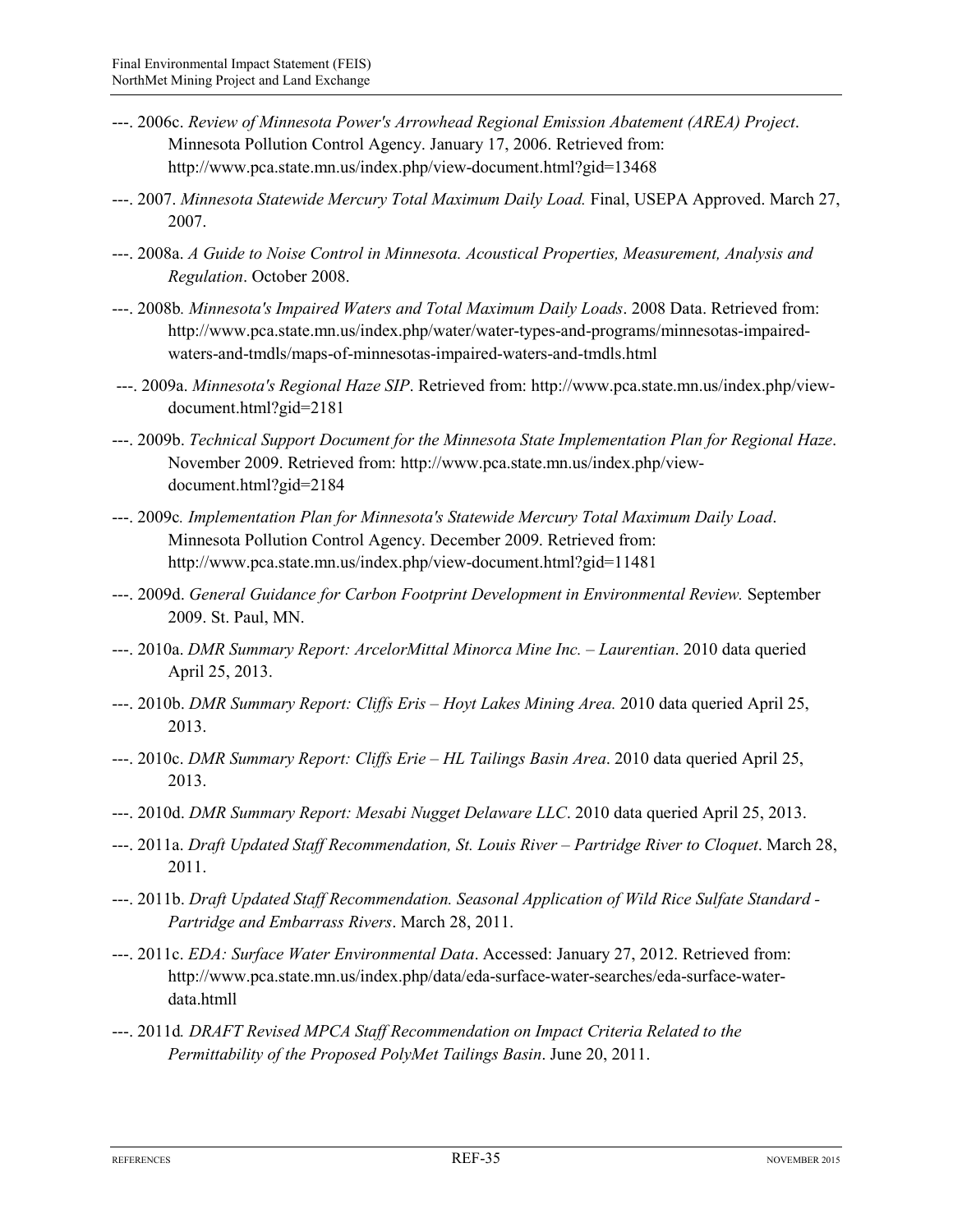---. 2006c. *Review of Minnesota Power's Arrowhead Regional Emission Abatement (AREA) Project*. Minnesota Pollution Control Agency. January 17, 2006. Retrieved from: http://www.pca.state.mn.us/index.php/view-document.html?gid=13468

---. 2007. *Minnesota Statewide Mercury Total Maximum Daily Load.* Final, USEPA Approved. March 27, 2007.

---. 2008a. *A Guide to Noise Control in Minnesota. Acoustical Properties, Measurement, Analysis and Regulation*. October 2008.

---. 2008b*. Minnesota's Impaired Waters and Total Maximum Daily Loads*. 2008 Data. Retrieved from: http://www.pca.state.mn.us/index.php/water/water-types-and-programs/minnesotas-impaired-waters-and-tmdls/maps-of-minnesotas-impaired-waters-and-tmdls.html

---. 2009a. *Minnesota's Regional Haze SIP*. Retrieved from: http://www.pca.state.mn.us/index.php/view-document.html?gid=2181

---. 2009b. *Technical Support Document for the Minnesota State Implementation Plan for Regional Haze*. November 2009. Retrieved from: http://www.pca.state.mn.us/index.php/view-document.html?gid=2184

---. 2009c*. Implementation Plan for Minnesota's Statewide Mercury Total Maximum Daily Load*. Minnesota Pollution Control Agency. December 2009. Retrieved from: http://www.pca.state.mn.us/index.php/view-document.html?gid=11481

---. 2009d. *General Guidance for Carbon Footprint Development in Environmental Review.* September 2009. St. Paul, MN.

---. 2010a. *DMR Summary Report: ArcelorMittal Minorca Mine Inc. – Laurentian*. 2010 data queried April 25, 2013.

---. 2010b. *DMR Summary Report: Cliffs Eris – Hoyt Lakes Mining Area.* 2010 data queried April 25, 2013.

---. 2010c. *DMR Summary Report: Cliffs Erie – HL Tailings Basin Area*. 2010 data queried April 25, 2013.

---. 2010d. *DMR Summary Report: Mesabi Nugget Delaware LLC*. 2010 data queried April 25, 2013.

---. 2011a. *Draft Updated Staff Recommendation, St. Louis River – Partridge River to Cloquet*. March 28, 2011.

---. 2011b. *Draft Updated Staff Recommendation. Seasonal Application of Wild Rice Sulfate Standard - Partridge and Embarrass Rivers*. March 28, 2011.

---. 2011c. *EDA: Surface Water Environmental Data*. Accessed: January 27, 2012. Retrieved from: http://www.pca.state.mn.us/index.php/data/eda-surface-water-searches/eda-surface-water-data.htmll

---. 2011d*. DRAFT Revised MPCA Staff Recommendation on Impact Criteria Related to the Permittability of the Proposed PolyMet Tailings Basin*. June 20, 2011.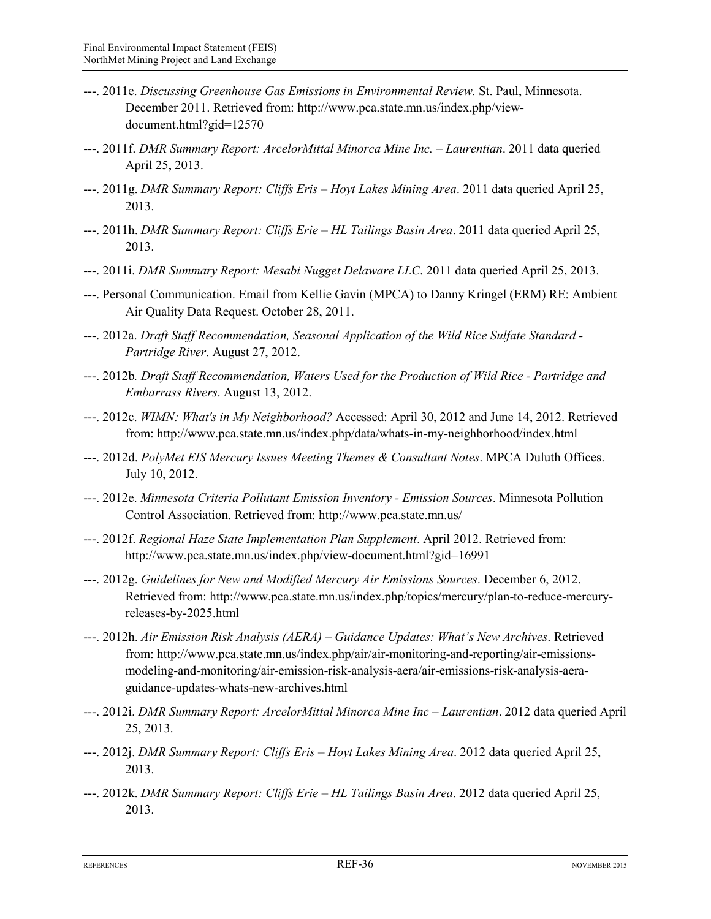---. 2011e. *Discussing Greenhouse Gas Emissions in Environmental Review.* St. Paul, Minnesota. December 2011. Retrieved from: http://www.pca.state.mn.us/index.php/view-document.html?gid=12570

---. 2011f. *DMR Summary Report: ArcelorMittal Minorca Mine Inc. – Laurentian*. 2011 data queried April 25, 2013.

---. 2011g. *DMR Summary Report: Cliffs Eris – Hoyt Lakes Mining Area*. 2011 data queried April 25, 2013.

---. 2011h. *DMR Summary Report: Cliffs Erie – HL Tailings Basin Area*. 2011 data queried April 25, 2013.

---. 2011i. *DMR Summary Report: Mesabi Nugget Delaware LLC*. 2011 data queried April 25, 2013.

---. Personal Communication. Email from Kellie Gavin (MPCA) to Danny Kringel (ERM) RE: Ambient Air Quality Data Request. October 28, 2011.

---. 2012a. *Draft Staff Recommendation, Seasonal Application of the Wild Rice Sulfate Standard - Partridge River*. August 27, 2012.

---. 2012b*. Draft Staff Recommendation, Waters Used for the Production of Wild Rice - Partridge and Embarrass Rivers*. August 13, 2012.

---. 2012c. *WIMN: What's in My Neighborhood?* Accessed: April 30, 2012 and June 14, 2012. Retrieved from: http://www.pca.state.mn.us/index.php/data/whats-in-my-neighborhood/index.html

---. 2012d. *PolyMet EIS Mercury Issues Meeting Themes & Consultant Notes*. MPCA Duluth Offices. July 10, 2012.

---. 2012e. *Minnesota Criteria Pollutant Emission Inventory - Emission Sources*. Minnesota Pollution Control Association. Retrieved from: http://www.pca.state.mn.us/

---. 2012f. *Regional Haze State Implementation Plan Supplement*. April 2012. Retrieved from: http://www.pca.state.mn.us/index.php/view-document.html?gid=16991

---. 2012g. *Guidelines for New and Modified Mercury Air Emissions Sources*. December 6, 2012. Retrieved from: http://www.pca.state.mn.us/index.php/topics/mercury/plan-to-reduce-mercury-releases-by-2025.html

---. 2012h. *Air Emission Risk Analysis (AERA) – Guidance Updates: What's New Archives*. Retrieved from: http://www.pca.state.mn.us/index.php/air/air-monitoring-and-reporting/air-emissions-modeling-and-monitoring/air-emission-risk-analysis-aera/air-emissions-risk-analysis-aera-guidance-updates-whats-new-archives.html

---. 2012i. *DMR Summary Report: ArcelorMittal Minorca Mine Inc – Laurentian*. 2012 data queried April 25, 2013.

---. 2012j. *DMR Summary Report: Cliffs Eris – Hoyt Lakes Mining Area*. 2012 data queried April 25, 2013.

---. 2012k. *DMR Summary Report: Cliffs Erie – HL Tailings Basin Area*. 2012 data queried April 25, 2013.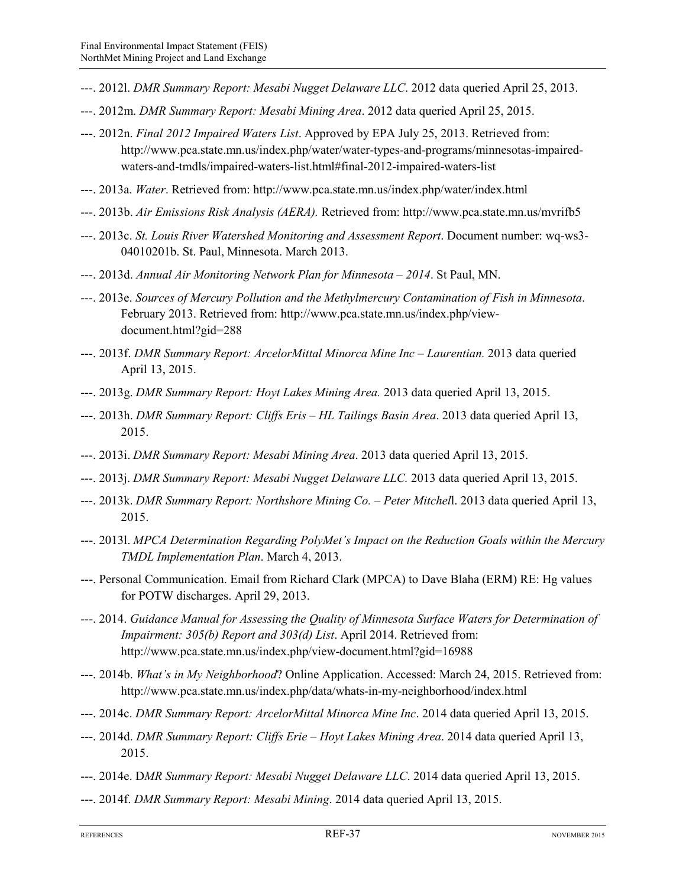---. 2012l. *DMR Summary Report: Mesabi Nugget Delaware LLC*. 2012 data queried April 25, 2013.

---. 2012m. *DMR Summary Report: Mesabi Mining Area*. 2012 data queried April 25, 2015.

---. 2012n. *Final 2012 Impaired Waters List*. Approved by EPA July 25, 2013. Retrieved from: http://www.pca.state.mn.us/index.php/water/water-types-and-programs/minnesotas-impaired-waters-and-tmdls/impaired-waters-list.html#final-2012-impaired-waters-list

---. 2013a. *Water*. Retrieved from: http://www.pca.state.mn.us/index.php/water/index.html

---. 2013b. *Air Emissions Risk Analysis (AERA).* Retrieved from: http://www.pca.state.mn.us/mvrifb5

---. 2013c. *St. Louis River Watershed Monitoring and Assessment Report*. Document number: wq-ws3-04010201b. St. Paul, Minnesota. March 2013.

---. 2013d. *Annual Air Monitoring Network Plan for Minnesota – 2014*. St Paul, MN.

---. 2013e. *Sources of Mercury Pollution and the Methylmercury Contamination of Fish in Minnesota*. February 2013. Retrieved from: http://www.pca.state.mn.us/index.php/view-document.html?gid=288

---. 2013f. *DMR Summary Report: ArcelorMittal Minorca Mine Inc – Laurentian.* 2013 data queried April 13, 2015.

---. 2013g. *DMR Summary Report: Hoyt Lakes Mining Area.* 2013 data queried April 13, 2015.

---. 2013h. *DMR Summary Report: Cliffs Eris – HL Tailings Basin Area*. 2013 data queried April 13, 2015.

---. 2013i. *DMR Summary Report: Mesabi Mining Area*. 2013 data queried April 13, 2015.

---. 2013j. *DMR Summary Report: Mesabi Nugget Delaware LLC.* 2013 data queried April 13, 2015.

---. 2013k. *DMR Summary Report: Northshore Mining Co. – Peter Mitchel*l. 2013 data queried April 13, 2015.

---. 2013l. *MPCA Determination Regarding PolyMet's Impact on the Reduction Goals within the Mercury TMDL Implementation Plan*. March 4, 2013.

---. Personal Communication. Email from Richard Clark (MPCA) to Dave Blaha (ERM) RE: Hg values for POTW discharges. April 29, 2013.

---. 2014. *Guidance Manual for Assessing the Quality of Minnesota Surface Waters for Determination of Impairment: 305(b) Report and 303(d) List*. April 2014. Retrieved from: http://www.pca.state.mn.us/index.php/view-document.html?gid=16988

---. 2014b. *What's in My Neighborhood*? Online Application. Accessed: March 24, 2015. Retrieved from: http://www.pca.state.mn.us/index.php/data/whats-in-my-neighborhood/index.html

---. 2014c. *DMR Summary Report: ArcelorMittal Minorca Mine Inc*. 2014 data queried April 13, 2015.

---. 2014d. *DMR Summary Report: Cliffs Erie – Hoyt Lakes Mining Area*. 2014 data queried April 13, 2015.

---. 2014e. D*MR Summary Report: Mesabi Nugget Delaware LLC*. 2014 data queried April 13, 2015.

---. 2014f. *DMR Summary Report: Mesabi Mining*. 2014 data queried April 13, 2015.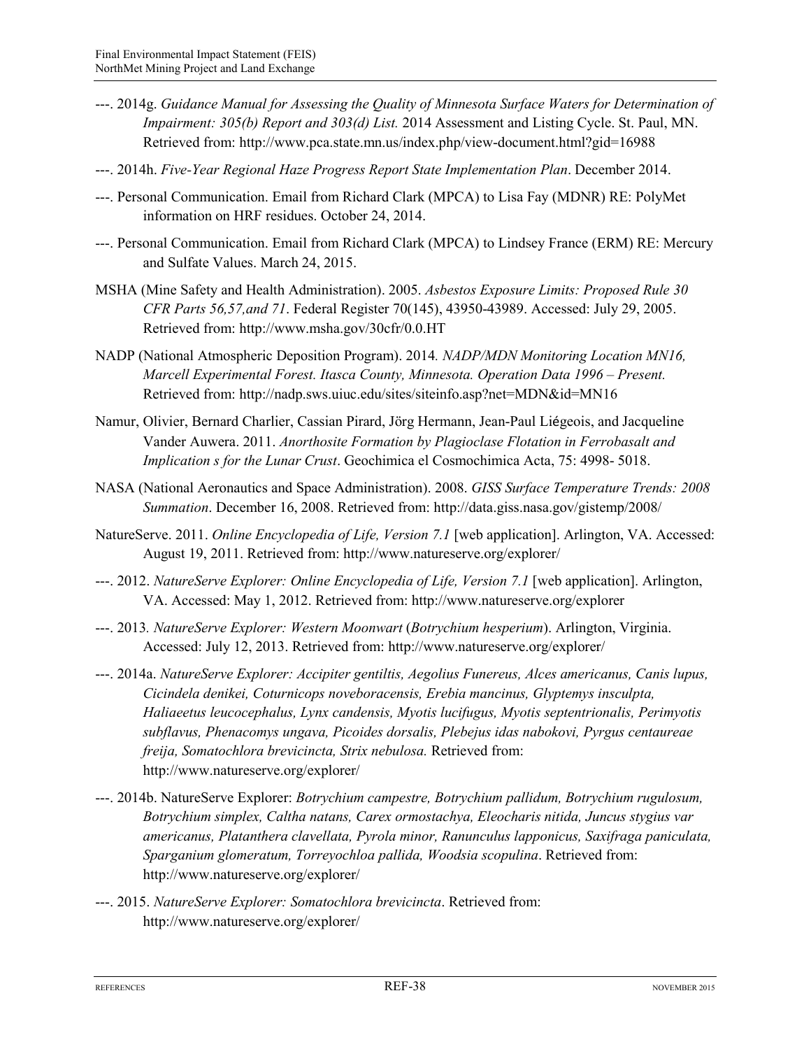---. 2014g. *Guidance Manual for Assessing the Quality of Minnesota Surface Waters for Determination of Impairment: 305(b) Report and 303(d) List.* 2014 Assessment and Listing Cycle. St. Paul, MN. Retrieved from: http://www.pca.state.mn.us/index.php/view-document.html?gid=16988

---. 2014h. *Five-Year Regional Haze Progress Report State Implementation Plan*. December 2014.

---. Personal Communication. Email from Richard Clark (MPCA) to Lisa Fay (MDNR) RE: PolyMet information on HRF residues. October 24, 2014.

---. Personal Communication. Email from Richard Clark (MPCA) to Lindsey France (ERM) RE: Mercury and Sulfate Values. March 24, 2015.

MSHA (Mine Safety and Health Administration). 2005. *Asbestos Exposure Limits: Proposed Rule 30 CFR Parts 56,57,and 71*. Federal Register 70(145), 43950-43989. Accessed: July 29, 2005. Retrieved from: http://www.msha.gov/30cfr/0.0.HT

NADP (National Atmospheric Deposition Program). 2014*. NADP/MDN Monitoring Location MN16, Marcell Experimental Forest. Itasca County, Minnesota. Operation Data 1996 – Present.* Retrieved from: http://nadp.sws.uiuc.edu/sites/siteinfo.asp?net=MDN&id=MN16

Namur, Olivier, Bernard Charlier, Cassian Pirard, Jörg Hermann, Jean-Paul Liégeois, and Jacqueline Vander Auwera. 2011. *Anorthosite Formation by Plagioclase Flotation in Ferrobasalt and Implication s for the Lunar Crust*. Geochimica el Cosmochimica Acta, 75: 4998- 5018.

NASA (National Aeronautics and Space Administration). 2008. *GISS Surface Temperature Trends: 2008 Summation*. December 16, 2008. Retrieved from: http://data.giss.nasa.gov/gistemp/2008/

NatureServe. 2011. *Online Encyclopedia of Life, Version 7.1* [web application]. Arlington, VA. Accessed: August 19, 2011. Retrieved from: http://www.natureserve.org/explorer/

---. 2012. *NatureServe Explorer: Online Encyclopedia of Life, Version 7.1* [web application]. Arlington, VA. Accessed: May 1, 2012. Retrieved from: http://www.natureserve.org/explorer

---. 2013*. NatureServe Explorer: Western Moonwart* (*Botrychium hesperium*). Arlington, Virginia. Accessed: July 12, 2013. Retrieved from: http://www.natureserve.org/explorer/

---. 2014a. *NatureServe Explorer: Accipiter gentiltis, Aegolius Funereus, Alces americanus, Canis lupus, Cicindela denikei, Coturnicops noveboracensis, Erebia mancinus, Glyptemys insculpta, Haliaeetus leucocephalus, Lynx candensis, Myotis lucifugus, Myotis septentrionalis, Perimyotis subflavus, Phenacomys ungava, Picoides dorsalis, Plebejus idas nabokovi, Pyrgus centaureae freija, Somatochlora brevicincta, Strix nebulosa.* Retrieved from: http://www.natureserve.org/explorer/

---. 2014b. NatureServe Explorer: *Botrychium campestre, Botrychium pallidum, Botrychium rugulosum, Botrychium simplex, Caltha natans, Carex ormostachya, Eleocharis nitida, Juncus stygius var americanus, Platanthera clavellata, Pyrola minor, Ranunculus lapponicus, Saxifraga paniculata, Sparganium glomeratum, Torreyochloa pallida, Woodsia scopulina*. Retrieved from: http://www.natureserve.org/explorer/

---. 2015. *NatureServe Explorer: Somatochlora brevicincta*. Retrieved from: http://www.natureserve.org/explorer/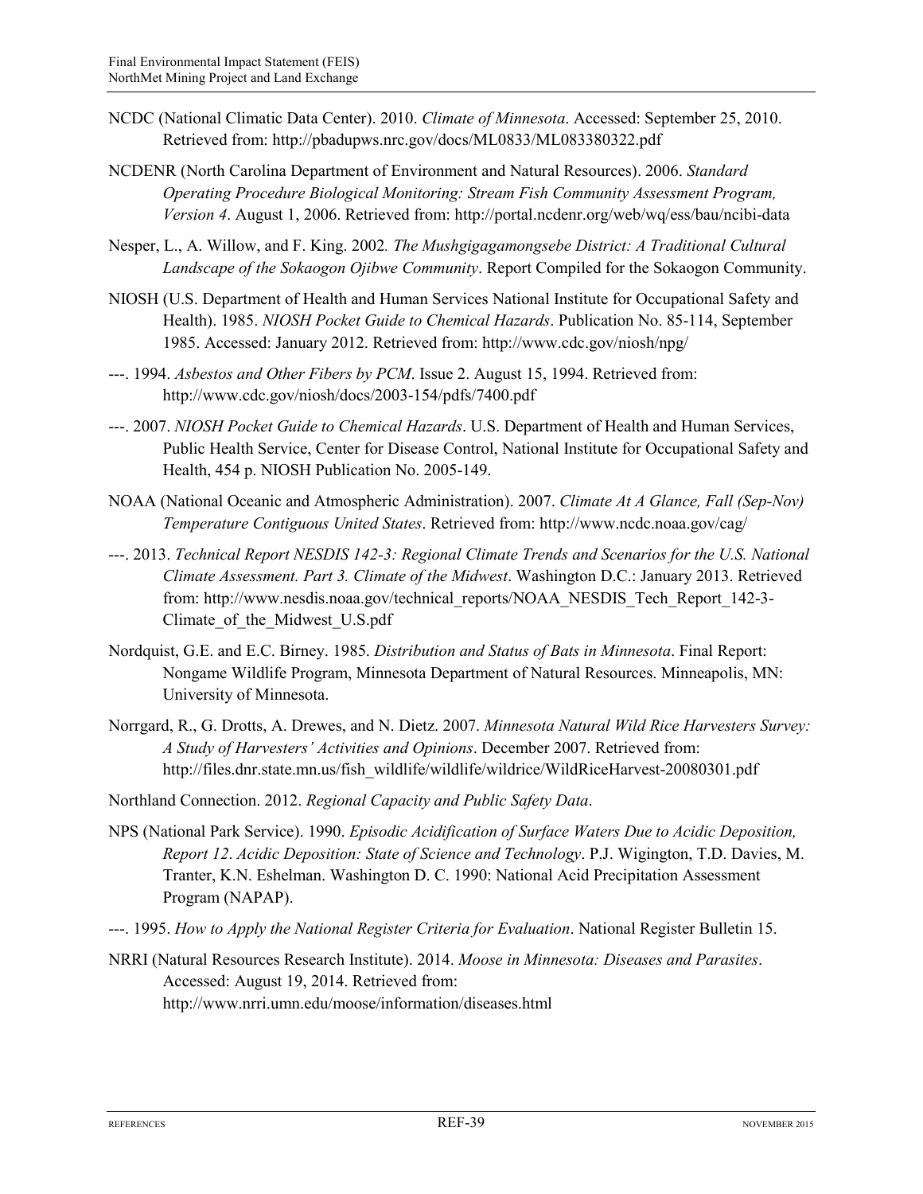NCDC (National Climatic Data Center). 2010. *Climate of Minnesota*. Accessed: September 25, 2010. Retrieved from: http://pbadupws.nrc.gov/docs/ML0833/ML083380322.pdf

NCDENR (North Carolina Department of Environment and Natural Resources). 2006. *Standard Operating Procedure Biological Monitoring: Stream Fish Community Assessment Program, Version 4*. August 1, 2006. Retrieved from: http://portal.ncdenr.org/web/wq/ess/bau/ncibi-data

Nesper, L., A. Willow, and F. King. 2002*. The Mushgigagamongsebe District: A Traditional Cultural Landscape of the Sokaogon Ojibwe Community*. Report Compiled for the Sokaogon Community.

NIOSH (U.S. Department of Health and Human Services National Institute for Occupational Safety and Health). 1985. *NIOSH Pocket Guide to Chemical Hazards*. Publication No. 85-114, September 1985. Accessed: January 2012. Retrieved from: http://www.cdc.gov/niosh/npg/

---. 1994. *Asbestos and Other Fibers by PCM*. Issue 2. August 15, 1994. Retrieved from: http://www.cdc.gov/niosh/docs/2003-154/pdfs/7400.pdf

---. 2007. *NIOSH Pocket Guide to Chemical Hazards*. U.S. Department of Health and Human Services, Public Health Service, Center for Disease Control, National Institute for Occupational Safety and Health, 454 p. NIOSH Publication No. 2005-149.

NOAA (National Oceanic and Atmospheric Administration). 2007. *Climate At A Glance, Fall (Sep-Nov) Temperature Contiguous United States*. Retrieved from: http://www.ncdc.noaa.gov/cag/

---. 2013. *Technical Report NESDIS 142-3: Regional Climate Trends and Scenarios for the U.S. National Climate Assessment. Part 3. Climate of the Midwest*. Washington D.C.: January 2013. Retrieved from: http://www.nesdis.noaa.gov/technical_reports/NOAA_NESDIS_Tech_Report_142-3-Climate_of_the_Midwest_U.S.pdf

Nordquist, G.E. and E.C. Birney. 1985. *Distribution and Status of Bats in Minnesota*. Final Report: Nongame Wildlife Program, Minnesota Department of Natural Resources. Minneapolis, MN: University of Minnesota.

Norrgard, R., G. Drotts, A. Drewes, and N. Dietz. 2007. *Minnesota Natural Wild Rice Harvesters Survey: A Study of Harvesters' Activities and Opinions*. December 2007. Retrieved from: http://files.dnr.state.mn.us/fish_wildlife/wildlife/wildrice/WildRiceHarvest-20080301.pdf

Northland Connection. 2012. *Regional Capacity and Public Safety Data*.

NPS (National Park Service). 1990. *Episodic Acidification of Surface Waters Due to Acidic Deposition, Report 12*. *Acidic Deposition: State of Science and Technology*. P.J. Wigington, T.D. Davies, M. Tranter, K.N. Eshelman. Washington D. C. 1990: National Acid Precipitation Assessment Program (NAPAP).

---. 1995. *How to Apply the National Register Criteria for Evaluation*. National Register Bulletin 15.

NRRI (Natural Resources Research Institute). 2014. *Moose in Minnesota: Diseases and Parasites*. Accessed: August 19, 2014. Retrieved from: http://www.nrri.umn.edu/moose/information/diseases.html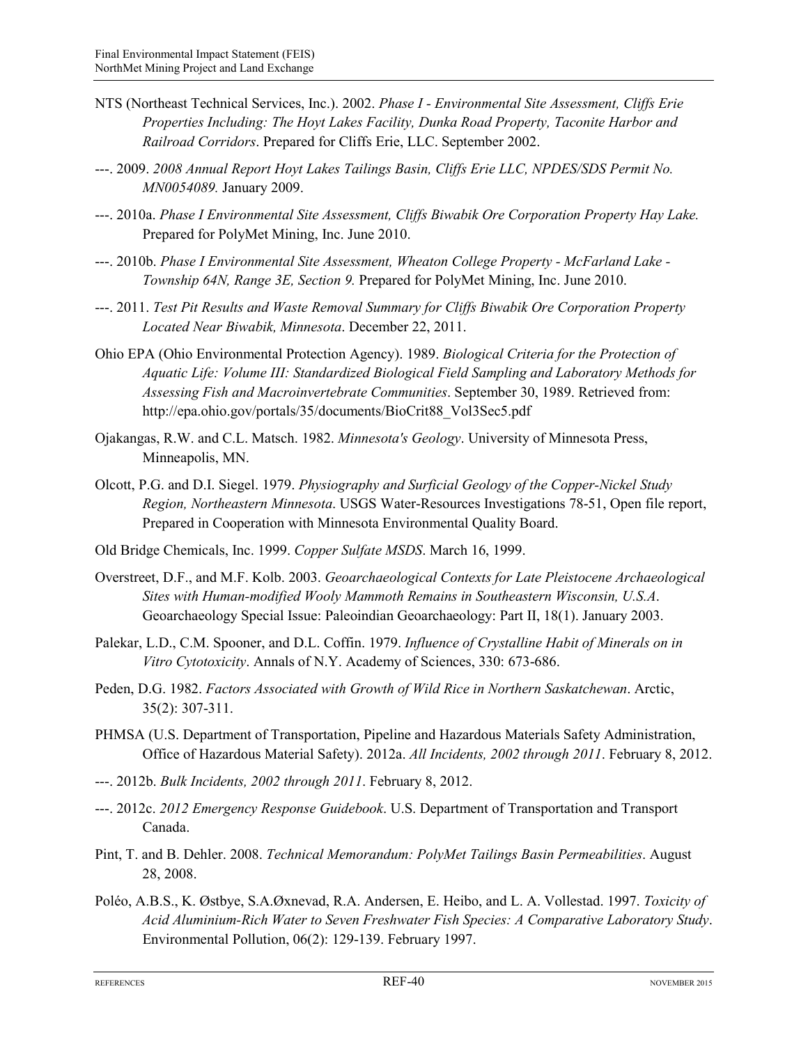NTS (Northeast Technical Services, Inc.). 2002. *Phase I - Environmental Site Assessment, Cliffs Erie Properties Including: The Hoyt Lakes Facility, Dunka Road Property, Taconite Harbor and Railroad Corridors*. Prepared for Cliffs Erie, LLC. September 2002.

---. 2009. *2008 Annual Report Hoyt Lakes Tailings Basin, Cliffs Erie LLC, NPDES/SDS Permit No. MN0054089.* January 2009.

---. 2010a. *Phase I Environmental Site Assessment, Cliffs Biwabik Ore Corporation Property Hay Lake.* Prepared for PolyMet Mining, Inc. June 2010.

---. 2010b. *Phase I Environmental Site Assessment, Wheaton College Property - McFarland Lake - Township 64N, Range 3E, Section 9.* Prepared for PolyMet Mining, Inc. June 2010.

---. 2011. *Test Pit Results and Waste Removal Summary for Cliffs Biwabik Ore Corporation Property Located Near Biwabik, Minnesota*. December 22, 2011.

Ohio EPA (Ohio Environmental Protection Agency). 1989. *Biological Criteria for the Protection of Aquatic Life: Volume III: Standardized Biological Field Sampling and Laboratory Methods for Assessing Fish and Macroinvertebrate Communities*. September 30, 1989. Retrieved from: http://epa.ohio.gov/portals/35/documents/BioCrit88_Vol3Sec5.pdf

Ojakangas, R.W. and C.L. Matsch. 1982. *Minnesota's Geology*. University of Minnesota Press, Minneapolis, MN.

Olcott, P.G. and D.I. Siegel. 1979. *Physiography and Surficial Geology of the Copper-Nickel Study Region, Northeastern Minnesota*. USGS Water-Resources Investigations 78-51, Open file report, Prepared in Cooperation with Minnesota Environmental Quality Board.

Old Bridge Chemicals, Inc. 1999. *Copper Sulfate MSDS*. March 16, 1999.

Overstreet, D.F., and M.F. Kolb. 2003. *Geoarchaeological Contexts for Late Pleistocene Archaeological Sites with Human-modified Wooly Mammoth Remains in Southeastern Wisconsin, U.S.A*. Geoarchaeology Special Issue: Paleoindian Geoarchaeology: Part II, 18(1). January 2003.

Palekar, L.D., C.M. Spooner, and D.L. Coffin. 1979. *Influence of Crystalline Habit of Minerals on in Vitro Cytotoxicity*. Annals of N.Y. Academy of Sciences, 330: 673-686.

Peden, D.G. 1982. *Factors Associated with Growth of Wild Rice in Northern Saskatchewan*. Arctic, 35(2): 307-311.

PHMSA (U.S. Department of Transportation, Pipeline and Hazardous Materials Safety Administration, Office of Hazardous Material Safety). 2012a. *All Incidents, 2002 through 2011*. February 8, 2012.

---. 2012b. *Bulk Incidents, 2002 through 2011*. February 8, 2012.

---. 2012c. *2012 Emergency Response Guidebook*. U.S. Department of Transportation and Transport Canada.

Pint, T. and B. Dehler. 2008. *Technical Memorandum: PolyMet Tailings Basin Permeabilities*. August 28, 2008.

Poléo, A.B.S., K. Østbye, S.A.Øxnevad, R.A. Andersen, E. Heibo, and L. A. Vollestad. 1997. *Toxicity of Acid Aluminium-Rich Water to Seven Freshwater Fish Species: A Comparative Laboratory Study*. Environmental Pollution, 06(2): 129-139. February 1997.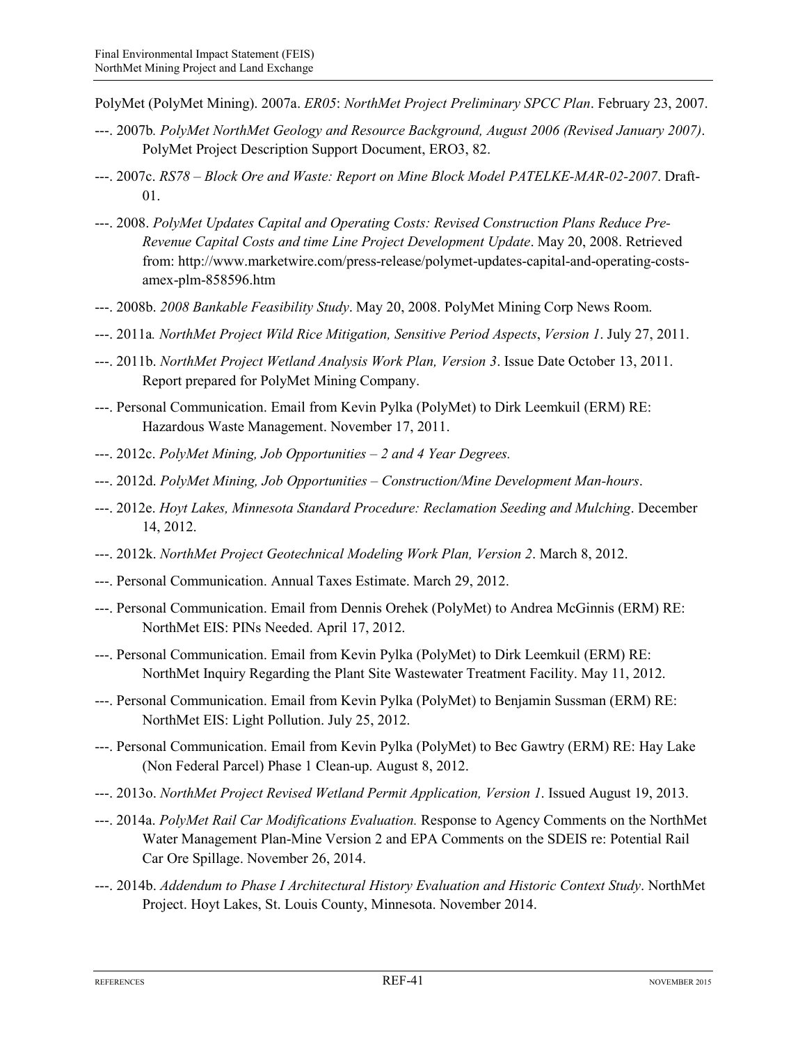PolyMet (PolyMet Mining). 2007a. *ER05*: *NorthMet Project Preliminary SPCC Plan*. February 23, 2007.

---. 2007b*. PolyMet NorthMet Geology and Resource Background, August 2006 (Revised January 2007)*. PolyMet Project Description Support Document, ERO3, 82.

---. 2007c. *RS78 – Block Ore and Waste: Report on Mine Block Model PATELKE-MAR-02-2007*. Draft-01.

---. 2008. *PolyMet Updates Capital and Operating Costs: Revised Construction Plans Reduce Pre-Revenue Capital Costs and time Line Project Development Update*. May 20, 2008. Retrieved from: http://www.marketwire.com/press-release/polymet-updates-capital-and-operating-costs-amex-plm-858596.htm

---. 2008b. *2008 Bankable Feasibility Study*. May 20, 2008. PolyMet Mining Corp News Room.

---. 2011a*. NorthMet Project Wild Rice Mitigation, Sensitive Period Aspects*, *Version 1*. July 27, 2011.

---. 2011b. *NorthMet Project Wetland Analysis Work Plan, Version 3*. Issue Date October 13, 2011. Report prepared for PolyMet Mining Company.

---. Personal Communication. Email from Kevin Pylka (PolyMet) to Dirk Leemkuil (ERM) RE: Hazardous Waste Management. November 17, 2011.

---. 2012c. *PolyMet Mining, Job Opportunities – 2 and 4 Year Degrees.*

---. 2012d. *PolyMet Mining, Job Opportunities – Construction/Mine Development Man-hours*.

---. 2012e. *Hoyt Lakes, Minnesota Standard Procedure: Reclamation Seeding and Mulching*. December 14, 2012.

---. 2012k. *NorthMet Project Geotechnical Modeling Work Plan, Version 2*. March 8, 2012.

---. Personal Communication. Annual Taxes Estimate. March 29, 2012.

---. Personal Communication. Email from Dennis Orehek (PolyMet) to Andrea McGinnis (ERM) RE: NorthMet EIS: PINs Needed. April 17, 2012.

---. Personal Communication. Email from Kevin Pylka (PolyMet) to Dirk Leemkuil (ERM) RE: NorthMet Inquiry Regarding the Plant Site Wastewater Treatment Facility. May 11, 2012.

---. Personal Communication. Email from Kevin Pylka (PolyMet) to Benjamin Sussman (ERM) RE: NorthMet EIS: Light Pollution. July 25, 2012.

---. Personal Communication. Email from Kevin Pylka (PolyMet) to Bec Gawtry (ERM) RE: Hay Lake (Non Federal Parcel) Phase 1 Clean-up. August 8, 2012.

---. 2013o. *NorthMet Project Revised Wetland Permit Application, Version 1*. Issued August 19, 2013.

---. 2014a. *PolyMet Rail Car Modifications Evaluation.* Response to Agency Comments on the NorthMet Water Management Plan-Mine Version 2 and EPA Comments on the SDEIS re: Potential Rail Car Ore Spillage. November 26, 2014.

---. 2014b. *Addendum to Phase I Architectural History Evaluation and Historic Context Study*. NorthMet Project. Hoyt Lakes, St. Louis County, Minnesota. November 2014.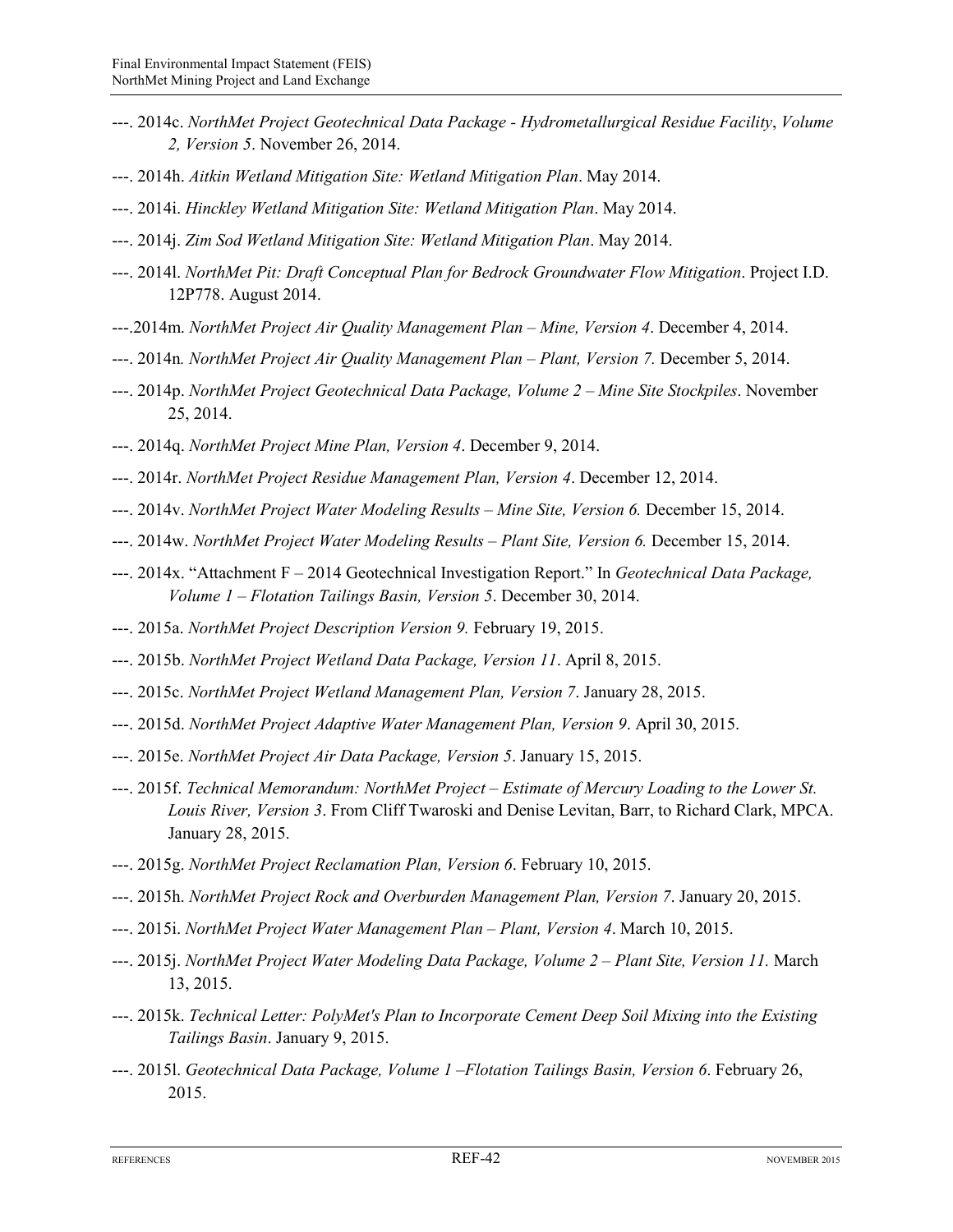---. 2014c. *NorthMet Project Geotechnical Data Package - Hydrometallurgical Residue Facility*, *Volume 2, Version 5*. November 26, 2014.

---. 2014h. *Aitkin Wetland Mitigation Site: Wetland Mitigation Plan*. May 2014.

---. 2014i. *Hinckley Wetland Mitigation Site: Wetland Mitigation Plan*. May 2014.

---. 2014j. *Zim Sod Wetland Mitigation Site: Wetland Mitigation Plan*. May 2014.

---. 2014l. *NorthMet Pit: Draft Conceptual Plan for Bedrock Groundwater Flow Mitigation*. Project I.D. 12P778. August 2014.

---.2014m. *NorthMet Project Air Quality Management Plan – Mine, Version 4*. December 4, 2014.

---. 2014n*. NorthMet Project Air Quality Management Plan – Plant, Version 7.* December 5, 2014.

---. 2014p. *NorthMet Project Geotechnical Data Package, Volume 2 – Mine Site Stockpiles*. November 25, 2014.

---. 2014q. *NorthMet Project Mine Plan, Version 4*. December 9, 2014.

---. 2014r. *NorthMet Project Residue Management Plan, Version 4*. December 12, 2014.

---. 2014v. *NorthMet Project Water Modeling Results – Mine Site, Version 6.* December 15, 2014.

---. 2014w. *NorthMet Project Water Modeling Results – Plant Site, Version 6.* December 15, 2014.

---. 2014x. "Attachment F – 2014 Geotechnical Investigation Report." In *Geotechnical Data Package, Volume 1 – Flotation Tailings Basin, Version 5*. December 30, 2014.

---. 2015a. *NorthMet Project Description Version 9.* February 19, 2015.

---. 2015b. *NorthMet Project Wetland Data Package, Version 11*. April 8, 2015.

---. 2015c. *NorthMet Project Wetland Management Plan, Version 7*. January 28, 2015.

---. 2015d. *NorthMet Project Adaptive Water Management Plan, Version 9*. April 30, 2015.

---. 2015e. *NorthMet Project Air Data Package, Version 5*. January 15, 2015.

---. 2015f. *Technical Memorandum: NorthMet Project – Estimate of Mercury Loading to the Lower St. Louis River, Version 3*. From Cliff Twaroski and Denise Levitan, Barr, to Richard Clark, MPCA. January 28, 2015.

---. 2015g. *NorthMet Project Reclamation Plan, Version 6*. February 10, 2015.

---. 2015h. *NorthMet Project Rock and Overburden Management Plan, Version 7*. January 20, 2015.

---. 2015i. *NorthMet Project Water Management Plan – Plant, Version 4*. March 10, 2015.

---. 2015j. *NorthMet Project Water Modeling Data Package, Volume 2 – Plant Site, Version 11.* March 13, 2015.

---. 2015k. *Technical Letter: PolyMet's Plan to Incorporate Cement Deep Soil Mixing into the Existing Tailings Basin*. January 9, 2015.

---. 2015l. *Geotechnical Data Package, Volume 1 –Flotation Tailings Basin, Version 6*. February 26, 2015.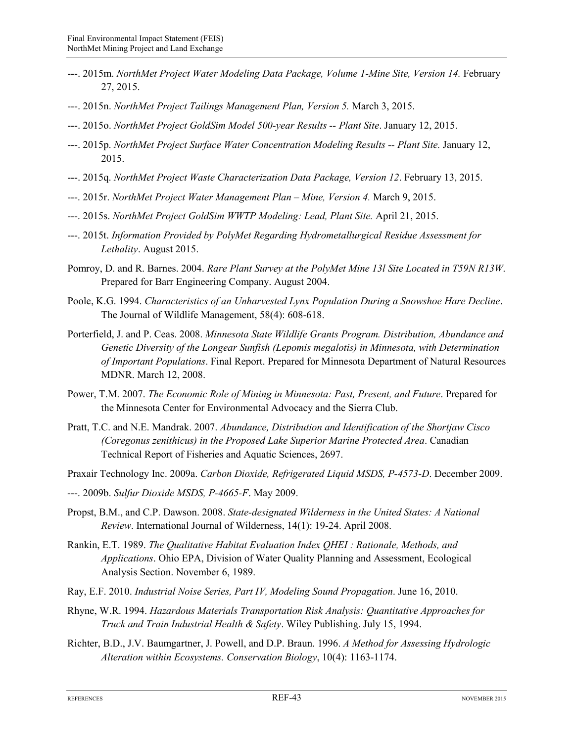---. 2015m. *NorthMet Project Water Modeling Data Package, Volume 1-Mine Site, Version 14.* February 27, 2015.

---. 2015n. *NorthMet Project Tailings Management Plan, Version 5.* March 3, 2015.

---. 2015o. *NorthMet Project GoldSim Model 500-year Results -- Plant Site*. January 12, 2015.

---. 2015p. *NorthMet Project Surface Water Concentration Modeling Results -- Plant Site.* January 12, 2015.

---. 2015q. *NorthMet Project Waste Characterization Data Package, Version 12*. February 13, 2015.

---. 2015r. *NorthMet Project Water Management Plan – Mine, Version 4.* March 9, 2015.

---. 2015s. *NorthMet Project GoldSim WWTP Modeling: Lead, Plant Site.* April 21, 2015.

---. 2015t. *Information Provided by PolyMet Regarding Hydrometallurgical Residue Assessment for Lethality*. August 2015.

Pomroy, D. and R. Barnes. 2004. *Rare Plant Survey at the PolyMet Mine 13l Site Located in T59N R13W.* Prepared for Barr Engineering Company. August 2004.

Poole, K.G. 1994. *Characteristics of an Unharvested Lynx Population During a Snowshoe Hare Decline*. The Journal of Wildlife Management, 58(4): 608-618.

Porterfield, J. and P. Ceas. 2008. *Minnesota State Wildlife Grants Program. Distribution, Abundance and Genetic Diversity of the Longear Sunfish (Lepomis megalotis) in Minnesota, with Determination of Important Populations*. Final Report. Prepared for Minnesota Department of Natural Resources MDNR. March 12, 2008.

Power, T.M. 2007. *The Economic Role of Mining in Minnesota: Past, Present, and Future*. Prepared for the Minnesota Center for Environmental Advocacy and the Sierra Club.

Pratt, T.C. and N.E. Mandrak. 2007. *Abundance, Distribution and Identification of the Shortjaw Cisco (Coregonus zenithicus) in the Proposed Lake Superior Marine Protected Area*. Canadian Technical Report of Fisheries and Aquatic Sciences, 2697.

Praxair Technology Inc. 2009a. *Carbon Dioxide, Refrigerated Liquid MSDS, P-4573-D*. December 2009.

---. 2009b. *Sulfur Dioxide MSDS, P-4665-F*. May 2009.

Propst, B.M., and C.P. Dawson. 2008. *State-designated Wilderness in the United States: A National Review*. International Journal of Wilderness, 14(1): 19-24. April 2008.

Rankin, E.T. 1989. *The Qualitative Habitat Evaluation Index QHEI : Rationale, Methods, and Applications*. Ohio EPA, Division of Water Quality Planning and Assessment, Ecological Analysis Section. November 6, 1989.

Ray, E.F. 2010. *Industrial Noise Series, Part IV, Modeling Sound Propagation*. June 16, 2010.

Rhyne, W.R. 1994. *Hazardous Materials Transportation Risk Analysis: Quantitative Approaches for Truck and Train Industrial Health & Safety*. Wiley Publishing. July 15, 1994.

Richter, B.D., J.V. Baumgartner, J. Powell, and D.P. Braun. 1996. *A Method for Assessing Hydrologic Alteration within Ecosystems. Conservation Biology*, 10(4): 1163-1174.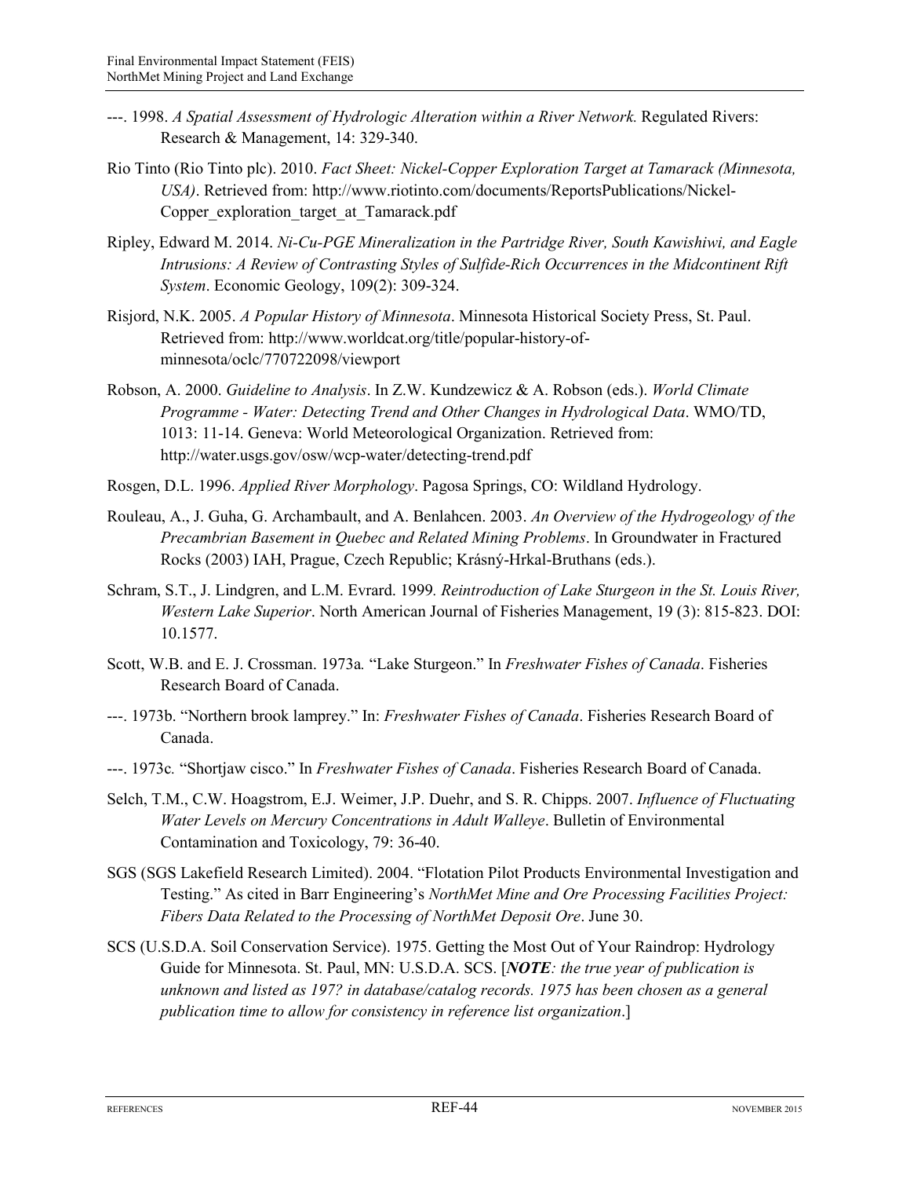---. 1998. *A Spatial Assessment of Hydrologic Alteration within a River Network.* Regulated Rivers: Research & Management, 14: 329-340.

Rio Tinto (Rio Tinto plc). 2010. *Fact Sheet: Nickel-Copper Exploration Target at Tamarack (Minnesota, USA)*. Retrieved from: http://www.riotinto.com/documents/ReportsPublications/Nickel-Copper_exploration_target_at_Tamarack.pdf

Ripley, Edward M. 2014. *Ni-Cu-PGE Mineralization in the Partridge River, South Kawishiwi, and Eagle Intrusions: A Review of Contrasting Styles of Sulfide-Rich Occurrences in the Midcontinent Rift System*. Economic Geology, 109(2): 309-324.

Risjord, N.K. 2005. *A Popular History of Minnesota*. Minnesota Historical Society Press, St. Paul. Retrieved from: http://www.worldcat.org/title/popular-history-of-minnesota/oclc/770722098/viewport

Robson, A. 2000. *Guideline to Analysis*. In Z.W. Kundzewicz & A. Robson (eds.). *World Climate Programme - Water: Detecting Trend and Other Changes in Hydrological Data*. WMO/TD, 1013: 11-14. Geneva: World Meteorological Organization. Retrieved from: http://water.usgs.gov/osw/wcp-water/detecting-trend.pdf

Rosgen, D.L. 1996. *Applied River Morphology*. Pagosa Springs, CO: Wildland Hydrology.

Rouleau, A., J. Guha, G. Archambault, and A. Benlahcen. 2003. *An Overview of the Hydrogeology of the Precambrian Basement in Quebec and Related Mining Problems*. In Groundwater in Fractured Rocks (2003) IAH, Prague, Czech Republic; Krásný-Hrkal-Bruthans (eds.).

Schram, S.T., J. Lindgren, and L.M. Evrard. 1999*. Reintroduction of Lake Sturgeon in the St. Louis River, Western Lake Superior*. North American Journal of Fisheries Management, 19 (3): 815-823. DOI: 10.1577.

Scott, W.B. and E. J. Crossman. 1973a*.* "Lake Sturgeon." In *Freshwater Fishes of Canada*. Fisheries Research Board of Canada.

---. 1973b. "Northern brook lamprey." In: *Freshwater Fishes of Canada*. Fisheries Research Board of Canada.

---. 1973c*.* "Shortjaw cisco." In *Freshwater Fishes of Canada*. Fisheries Research Board of Canada.

Selch, T.M., C.W. Hoagstrom, E.J. Weimer, J.P. Duehr, and S. R. Chipps. 2007. *Influence of Fluctuating Water Levels on Mercury Concentrations in Adult Walleye*. Bulletin of Environmental Contamination and Toxicology, 79: 36-40.

SGS (SGS Lakefield Research Limited). 2004. "Flotation Pilot Products Environmental Investigation and Testing." As cited in Barr Engineering's *NorthMet Mine and Ore Processing Facilities Project: Fibers Data Related to the Processing of NorthMet Deposit Ore*. June 30.

SCS (U.S.D.A. Soil Conservation Service). 1975. Getting the Most Out of Your Raindrop: Hydrology Guide for Minnesota. St. Paul, MN: U.S.D.A. SCS. [***NOTE****: the true year of publication is unknown and listed as 197? in database/catalog records. 1975 has been chosen as a general publication time to allow for consistency in reference list organization*.]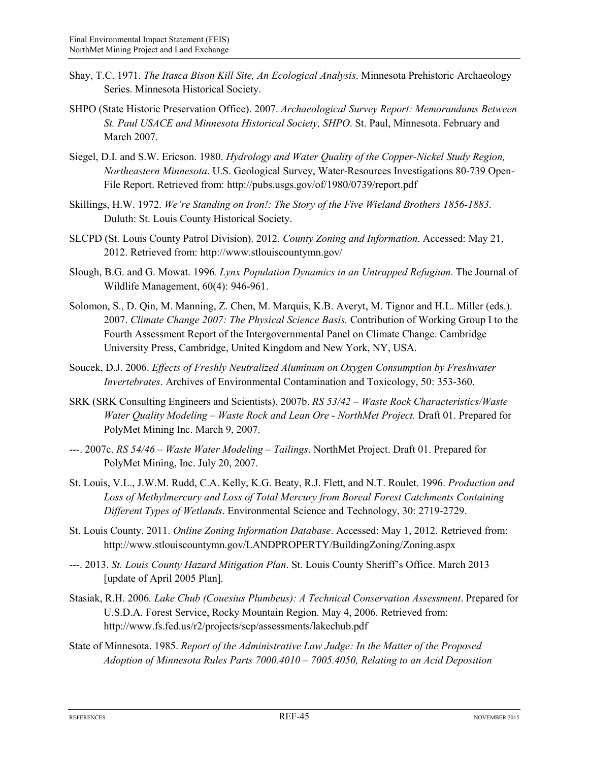Shay, T.C. 1971. *The Itasca Bison Kill Site, An Ecological Analysis*. Minnesota Prehistoric Archaeology Series. Minnesota Historical Society.

SHPO (State Historic Preservation Office). 2007. *Archaeological Survey Report: Memorandums Between St. Paul USACE and Minnesota Historical Society, SHPO*. St. Paul, Minnesota. February and March 2007.

Siegel, D.I. and S.W. Ericson. 1980. *Hydrology and Water Quality of the Copper-Nickel Study Region, Northeastern Minnesota*. U.S. Geological Survey, Water-Resources Investigations 80-739 Open-File Report. Retrieved from: http://pubs.usgs.gov/of/1980/0739/report.pdf

Skillings, H.W. 1972. *We're Standing on Iron!: The Story of the Five Wieland Brothers 1856-1883*. Duluth: St. Louis County Historical Society.

SLCPD (St. Louis County Patrol Division). 2012. *County Zoning and Information*. Accessed: May 21, 2012. Retrieved from: http://www.stlouiscountymn.gov/

Slough, B.G. and G. Mowat. 1996*. Lynx Population Dynamics in an Untrapped Refugium*. The Journal of Wildlife Management, 60(4): 946-961.

Solomon, S., D. Qin, M. Manning, Z. Chen, M. Marquis, K.B. Averyt, M. Tignor and H.L. Miller (eds.). 2007. *Climate Change 2007: The Physical Science Basis.* Contribution of Working Group I to the Fourth Assessment Report of the Intergovernmental Panel on Climate Change. Cambridge University Press, Cambridge, United Kingdom and New York, NY, USA.

Soucek, D.J. 2006. *Effects of Freshly Neutralized Aluminum on Oxygen Consumption by Freshwater Invertebrates*. Archives of Environmental Contamination and Toxicology, 50: 353-360.

SRK (SRK Consulting Engineers and Scientists). 2007b. *RS 53/42 – Waste Rock Characteristics/Waste Water Quality Modeling – Waste Rock and Lean Ore - NorthMet Project.* Draft 01. Prepared for PolyMet Mining Inc. March 9, 2007.

---. 2007c. *RS 54/46 – Waste Water Modeling – Tailings*. NorthMet Project. Draft 01. Prepared for PolyMet Mining, Inc. July 20, 2007.

St. Louis, V.L., J.W.M. Rudd, C.A. Kelly, K.G. Beaty, R.J. Flett, and N.T. Roulet. 1996. *Production and Loss of Methylmercury and Loss of Total Mercury from Boreal Forest Catchments Containing Different Types of Wetlands*. Environmental Science and Technology, 30: 2719-2729.

St. Louis County. 2011. *Online Zoning Information Database*. Accessed: May 1, 2012. Retrieved from: http://www.stlouiscountymn.gov/LANDPROPERTY/BuildingZoning/Zoning.aspx

---. 2013. *St. Louis County Hazard Mitigation Plan*. St. Louis County Sheriff's Office. March 2013 [update of April 2005 Plan].

Stasiak, R.H. 2006*. Lake Chub (Couesius Plumbeus): A Technical Conservation Assessment*. Prepared for U.S.D.A. Forest Service, Rocky Mountain Region. May 4, 2006. Retrieved from: http://www.fs.fed.us/r2/projects/scp/assessments/lakechub.pdf

State of Minnesota. 1985. *Report of the Administrative Law Judge: In the Matter of the Proposed Adoption of Minnesota Rules Parts 7000.4010 – 7005.4050, Relating to an Acid Deposition*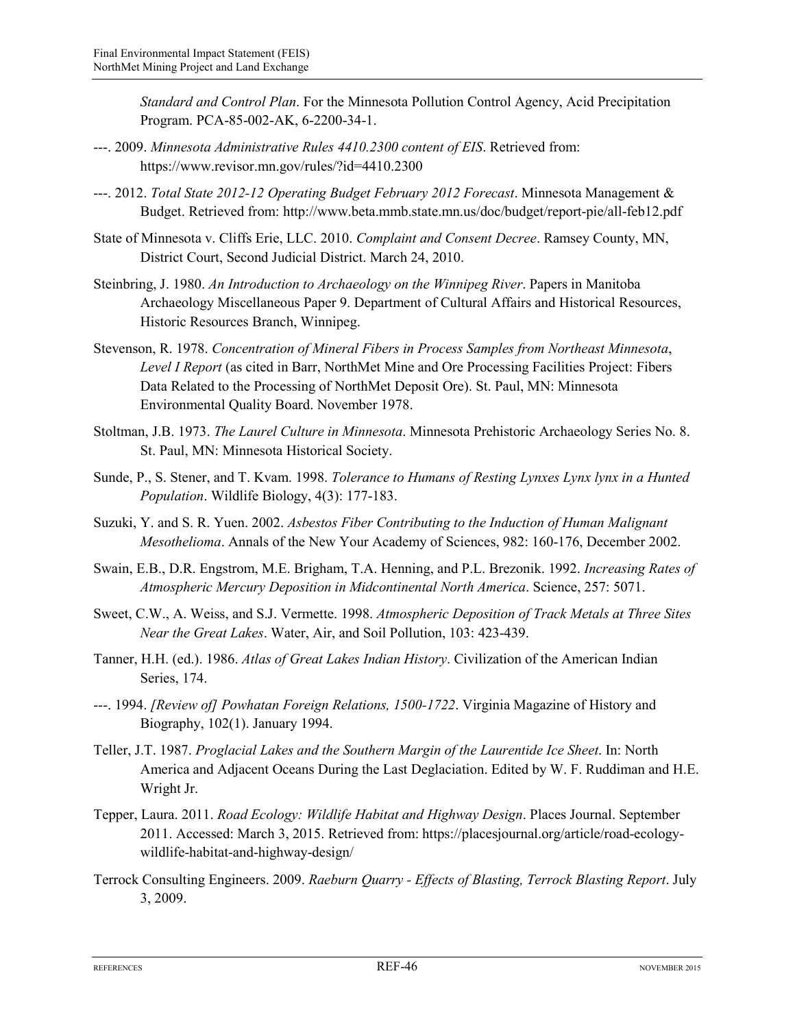*Standard and Control Plan*. For the Minnesota Pollution Control Agency, Acid Precipitation Program. PCA-85-002-AK, 6-2200-34-1.

---. 2009. *Minnesota Administrative Rules 4410.2300 content of EIS*. Retrieved from: https://www.revisor.mn.gov/rules/?id=4410.2300

---. 2012. *Total State 2012-12 Operating Budget February 2012 Forecast*. Minnesota Management & Budget. Retrieved from: http://www.beta.mmb.state.mn.us/doc/budget/report-pie/all-feb12.pdf

State of Minnesota v. Cliffs Erie, LLC. 2010. *Complaint and Consent Decree*. Ramsey County, MN, District Court, Second Judicial District. March 24, 2010.

Steinbring, J. 1980. *An Introduction to Archaeology on the Winnipeg River*. Papers in Manitoba Archaeology Miscellaneous Paper 9. Department of Cultural Affairs and Historical Resources, Historic Resources Branch, Winnipeg.

Stevenson, R. 1978. *Concentration of Mineral Fibers in Process Samples from Northeast Minnesota, Level I Report* (as cited in Barr, NorthMet Mine and Ore Processing Facilities Project: Fibers Data Related to the Processing of NorthMet Deposit Ore). St. Paul, MN: Minnesota Environmental Quality Board. November 1978.

Stoltman, J.B. 1973. *The Laurel Culture in Minnesota*. Minnesota Prehistoric Archaeology Series No. 8. St. Paul, MN: Minnesota Historical Society.

Sunde, P., S. Stener, and T. Kvam. 1998. *Tolerance to Humans of Resting Lynxes Lynx lynx in a Hunted Population*. Wildlife Biology, 4(3): 177-183.

Suzuki, Y. and S. R. Yuen. 2002. *Asbestos Fiber Contributing to the Induction of Human Malignant Mesothelioma*. Annals of the New Your Academy of Sciences, 982: 160-176, December 2002.

Swain, E.B., D.R. Engstrom, M.E. Brigham, T.A. Henning, and P.L. Brezonik. 1992. *Increasing Rates of Atmospheric Mercury Deposition in Midcontinental North America*. Science, 257: 5071.

Sweet, C.W., A. Weiss, and S.J. Vermette. 1998. *Atmospheric Deposition of Track Metals at Three Sites Near the Great Lakes*. Water, Air, and Soil Pollution, 103: 423-439.

Tanner, H.H. (ed.). 1986. *Atlas of Great Lakes Indian History*. Civilization of the American Indian Series, 174.

---. 1994. *[Review of] Powhatan Foreign Relations, 1500-1722*. Virginia Magazine of History and Biography, 102(1). January 1994.

Teller, J.T. 1987. *Proglacial Lakes and the Southern Margin of the Laurentide Ice Sheet*. In: North America and Adjacent Oceans During the Last Deglaciation. Edited by W. F. Ruddiman and H.E. Wright Jr.

Tepper, Laura. 2011. *Road Ecology: Wildlife Habitat and Highway Design*. Places Journal. September 2011. Accessed: March 3, 2015. Retrieved from: https://placesjournal.org/article/road-ecology-wildlife-habitat-and-highway-design/

Terrock Consulting Engineers. 2009. *Raeburn Quarry - Effects of Blasting, Terrock Blasting Report*. July 3, 2009.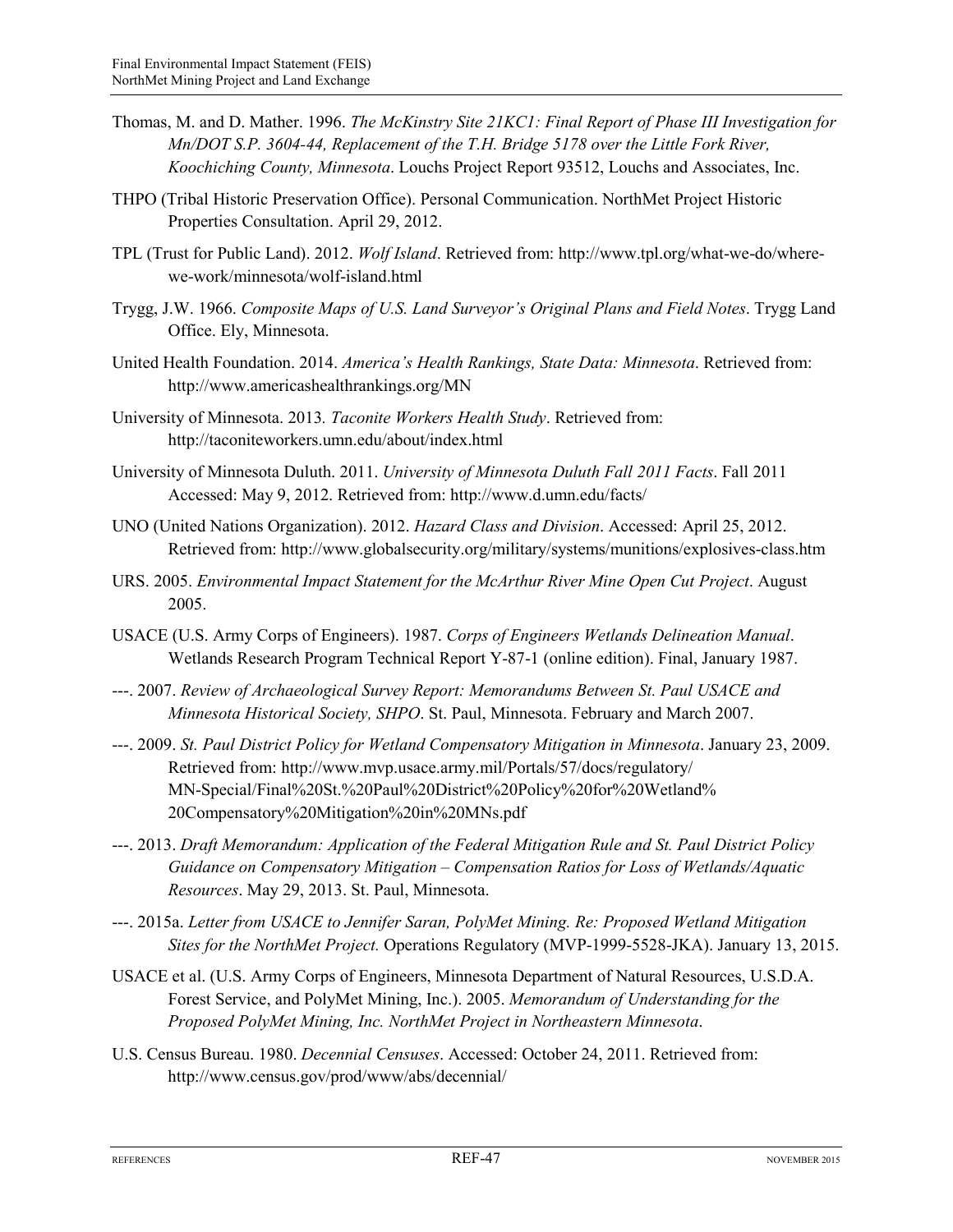Thomas, M. and D. Mather. 1996. *The McKinstry Site 21KC1: Final Report of Phase III Investigation for Mn/DOT S.P. 3604-44, Replacement of the T.H. Bridge 5178 over the Little Fork River, Koochiching County, Minnesota*. Louchs Project Report 93512, Louchs and Associates, Inc.

THPO (Tribal Historic Preservation Office). Personal Communication. NorthMet Project Historic Properties Consultation. April 29, 2012.

TPL (Trust for Public Land). 2012. *Wolf Island*. Retrieved from: http://www.tpl.org/what-we-do/where-we-work/minnesota/wolf-island.html

Trygg, J.W. 1966. *Composite Maps of U.S. Land Surveyor's Original Plans and Field Notes*. Trygg Land Office. Ely, Minnesota.

United Health Foundation. 2014. *America's Health Rankings, State Data: Minnesota*. Retrieved from: http://www.americashealthrankings.org/MN

University of Minnesota. 2013. *Taconite Workers Health Study*. Retrieved from: http://taconiteworkers.umn.edu/about/index.html

University of Minnesota Duluth. 2011. *University of Minnesota Duluth Fall 2011 Facts*. Fall 2011 Accessed: May 9, 2012. Retrieved from: http://www.d.umn.edu/facts/

UNO (United Nations Organization). 2012. *Hazard Class and Division*. Accessed: April 25, 2012. Retrieved from: http://www.globalsecurity.org/military/systems/munitions/explosives-class.htm

URS. 2005. *Environmental Impact Statement for the McArthur River Mine Open Cut Project*. August 2005.

USACE (U.S. Army Corps of Engineers). 1987. *Corps of Engineers Wetlands Delineation Manual*. Wetlands Research Program Technical Report Y-87-1 (online edition). Final, January 1987.

---. 2007. *Review of Archaeological Survey Report: Memorandums Between St. Paul USACE and Minnesota Historical Society, SHPO*. St. Paul, Minnesota. February and March 2007.

---. 2009. *St. Paul District Policy for Wetland Compensatory Mitigation in Minnesota*. January 23, 2009. Retrieved from: http://www.mvp.usace.army.mil/Portals/57/docs/regulatory/MN-Special/Final%20St.%20Paul%20District%20Policy%20for%20Wetland%20Compensatory%20Mitigation%20in%20MNs.pdf

---. 2013. *Draft Memorandum: Application of the Federal Mitigation Rule and St. Paul District Policy Guidance on Compensatory Mitigation – Compensation Ratios for Loss of Wetlands/Aquatic Resources*. May 29, 2013. St. Paul, Minnesota.

---. 2015a. *Letter from USACE to Jennifer Saran, PolyMet Mining. Re: Proposed Wetland Mitigation Sites for the NorthMet Project.* Operations Regulatory (MVP-1999-5528-JKA). January 13, 2015.

USACE et al. (U.S. Army Corps of Engineers, Minnesota Department of Natural Resources, U.S.D.A. Forest Service, and PolyMet Mining, Inc.). 2005. *Memorandum of Understanding for the Proposed PolyMet Mining, Inc. NorthMet Project in Northeastern Minnesota*.

U.S. Census Bureau. 1980. *Decennial Censuses*. Accessed: October 24, 2011. Retrieved from: http://www.census.gov/prod/www/abs/decennial/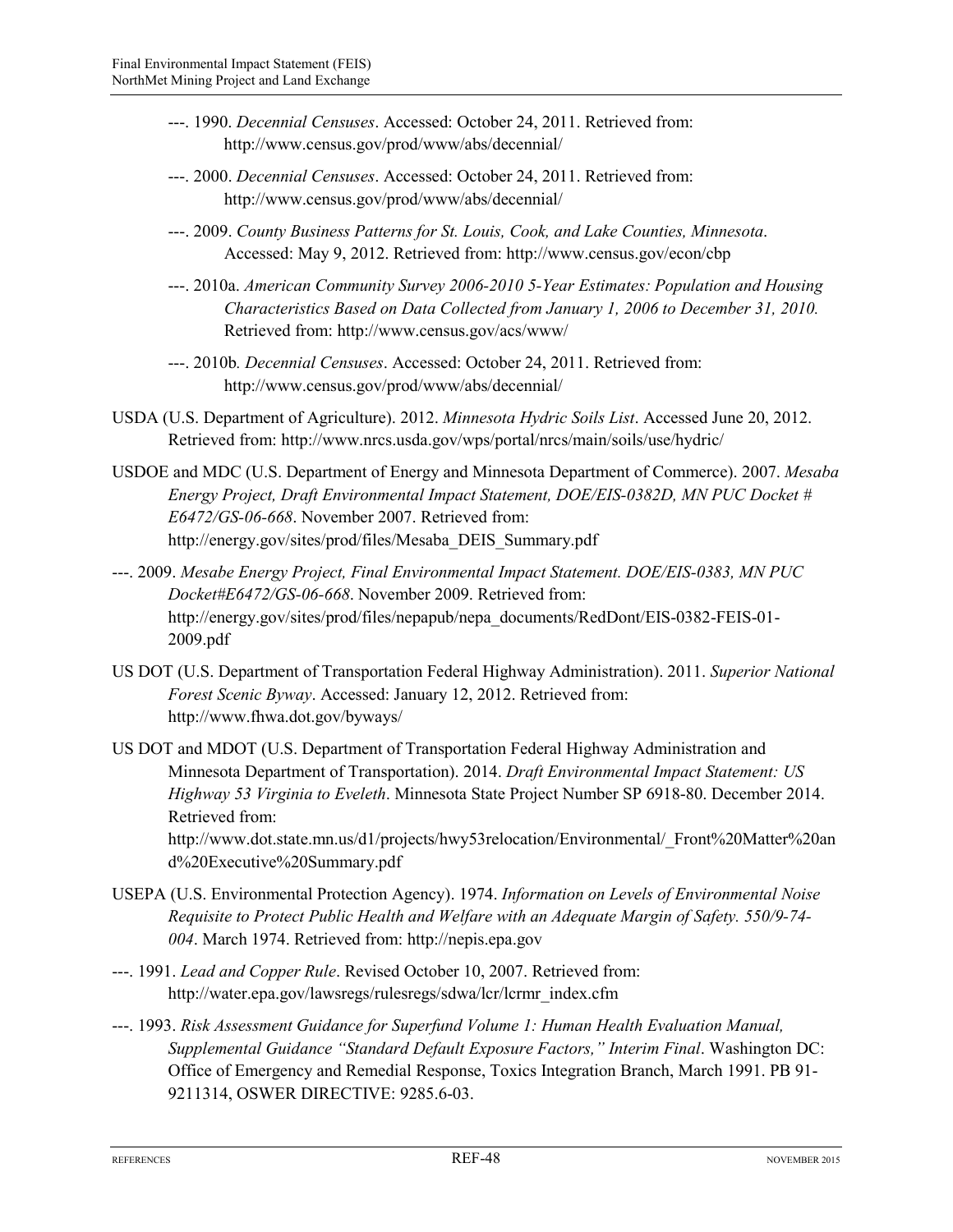---. 1990. *Decennial Censuses*. Accessed: October 24, 2011. Retrieved from: http://www.census.gov/prod/www/abs/decennial/

---. 2000. *Decennial Censuses*. Accessed: October 24, 2011. Retrieved from: http://www.census.gov/prod/www/abs/decennial/

---. 2009. *County Business Patterns for St. Louis, Cook, and Lake Counties, Minnesota*. Accessed: May 9, 2012. Retrieved from: http://www.census.gov/econ/cbp

---. 2010a. *American Community Survey 2006-2010 5-Year Estimates: Population and Housing Characteristics Based on Data Collected from January 1, 2006 to December 31, 2010.* Retrieved from: http://www.census.gov/acs/www/

---. 2010b*. Decennial Censuses*. Accessed: October 24, 2011. Retrieved from: http://www.census.gov/prod/www/abs/decennial/

USDA (U.S. Department of Agriculture). 2012. *Minnesota Hydric Soils List*. Accessed June 20, 2012. Retrieved from: http://www.nrcs.usda.gov/wps/portal/nrcs/main/soils/use/hydric/

USDOE and MDC (U.S. Department of Energy and Minnesota Department of Commerce). 2007. *Mesaba Energy Project, Draft Environmental Impact Statement, DOE/EIS-0382D, MN PUC Docket # E6472/GS-06-668*. November 2007. Retrieved from: http://energy.gov/sites/prod/files/Mesaba_DEIS_Summary.pdf

---. 2009. *Mesabe Energy Project, Final Environmental Impact Statement. DOE/EIS-0383, MN PUC Docket#E6472/GS-06-668*. November 2009. Retrieved from: http://energy.gov/sites/prod/files/nepapub/nepa_documents/RedDont/EIS-0382-FEIS-01-2009.pdf

US DOT (U.S. Department of Transportation Federal Highway Administration). 2011. *Superior National Forest Scenic Byway*. Accessed: January 12, 2012. Retrieved from: http://www.fhwa.dot.gov/byways/

US DOT and MDOT (U.S. Department of Transportation Federal Highway Administration and Minnesota Department of Transportation). 2014. *Draft Environmental Impact Statement: US Highway 53 Virginia to Eveleth*. Minnesota State Project Number SP 6918-80. December 2014. Retrieved from: http://www.dot.state.mn.us/d1/projects/hwy53relocation/Environmental/_Front%20Matter%20and%20Executive%20Summary.pdf

USEPA (U.S. Environmental Protection Agency). 1974. *Information on Levels of Environmental Noise Requisite to Protect Public Health and Welfare with an Adequate Margin of Safety. 550/9-74-004*. March 1974. Retrieved from: http://nepis.epa.gov

---. 1991. *Lead and Copper Rule*. Revised October 10, 2007. Retrieved from: http://water.epa.gov/lawsregs/rulesregs/sdwa/lcr/lcrmr_index.cfm

---. 1993. *Risk Assessment Guidance for Superfund Volume 1: Human Health Evaluation Manual, Supplemental Guidance "Standard Default Exposure Factors," Interim Final*. Washington DC: Office of Emergency and Remedial Response, Toxics Integration Branch, March 1991. PB 91-9211314, OSWER DIRECTIVE: 9285.6-03.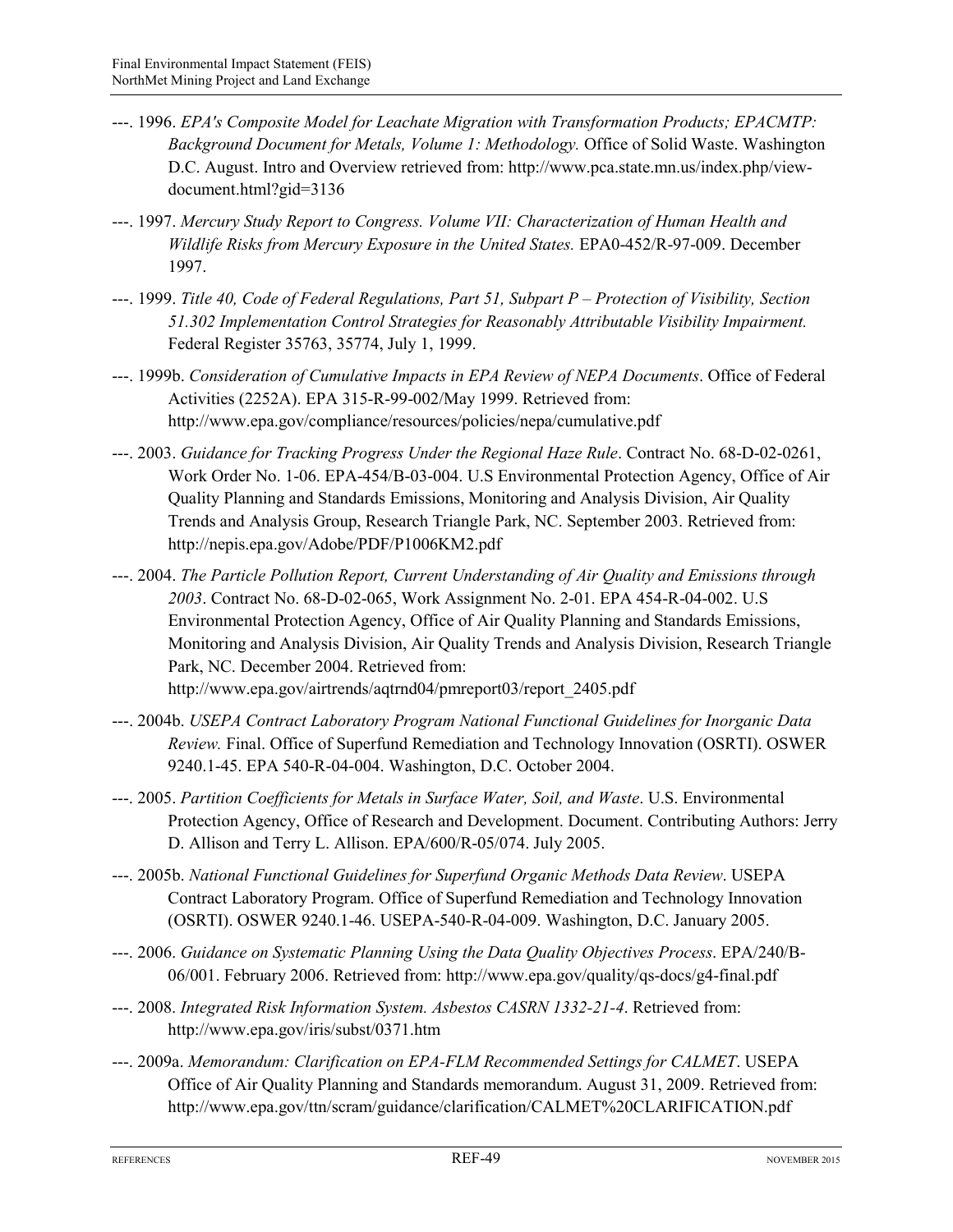---. 1996. *EPA's Composite Model for Leachate Migration with Transformation Products; EPACMTP: Background Document for Metals, Volume 1: Methodology.* Office of Solid Waste. Washington D.C. August. Intro and Overview retrieved from: http://www.pca.state.mn.us/index.php/view-document.html?gid=3136

---. 1997. *Mercury Study Report to Congress. Volume VII: Characterization of Human Health and Wildlife Risks from Mercury Exposure in the United States.* EPA0-452/R-97-009. December 1997.

---. 1999. *Title 40, Code of Federal Regulations, Part 51, Subpart P – Protection of Visibility, Section 51.302 Implementation Control Strategies for Reasonably Attributable Visibility Impairment.* Federal Register 35763, 35774, July 1, 1999.

---. 1999b. *Consideration of Cumulative Impacts in EPA Review of NEPA Documents*. Office of Federal Activities (2252A). EPA 315-R-99-002/May 1999. Retrieved from: http://www.epa.gov/compliance/resources/policies/nepa/cumulative.pdf

---. 2003. *Guidance for Tracking Progress Under the Regional Haze Rule*. Contract No. 68-D-02-0261, Work Order No. 1-06. EPA-454/B-03-004. U.S Environmental Protection Agency, Office of Air Quality Planning and Standards Emissions, Monitoring and Analysis Division, Air Quality Trends and Analysis Group, Research Triangle Park, NC. September 2003. Retrieved from: http://nepis.epa.gov/Adobe/PDF/P1006KM2.pdf

---. 2004. *The Particle Pollution Report, Current Understanding of Air Quality and Emissions through 2003*. Contract No. 68-D-02-065, Work Assignment No. 2-01. EPA 454-R-04-002. U.S Environmental Protection Agency, Office of Air Quality Planning and Standards Emissions, Monitoring and Analysis Division, Air Quality Trends and Analysis Division, Research Triangle Park, NC. December 2004. Retrieved from: http://www.epa.gov/airtrends/aqtrnd04/pmreport03/report_2405.pdf

---. 2004b. *USEPA Contract Laboratory Program National Functional Guidelines for Inorganic Data Review.* Final. Office of Superfund Remediation and Technology Innovation (OSRTI). OSWER 9240.1-45. EPA 540-R-04-004. Washington, D.C. October 2004.

---. 2005. *Partition Coefficients for Metals in Surface Water, Soil, and Waste*. U.S. Environmental Protection Agency, Office of Research and Development. Document. Contributing Authors: Jerry D. Allison and Terry L. Allison. EPA/600/R-05/074. July 2005.

---. 2005b. *National Functional Guidelines for Superfund Organic Methods Data Review*. USEPA Contract Laboratory Program. Office of Superfund Remediation and Technology Innovation (OSRTI). OSWER 9240.1-46. USEPA-540-R-04-009. Washington, D.C. January 2005.

---. 2006. *Guidance on Systematic Planning Using the Data Quality Objectives Process*. EPA/240/B-06/001. February 2006. Retrieved from: http://www.epa.gov/quality/qs-docs/g4-final.pdf

---. 2008. *Integrated Risk Information System. Asbestos CASRN 1332-21-4*. Retrieved from: http://www.epa.gov/iris/subst/0371.htm

---. 2009a. *Memorandum: Clarification on EPA-FLM Recommended Settings for CALMET*. USEPA Office of Air Quality Planning and Standards memorandum. August 31, 2009. Retrieved from: http://www.epa.gov/ttn/scram/guidance/clarification/CALMET%20CLARIFICATION.pdf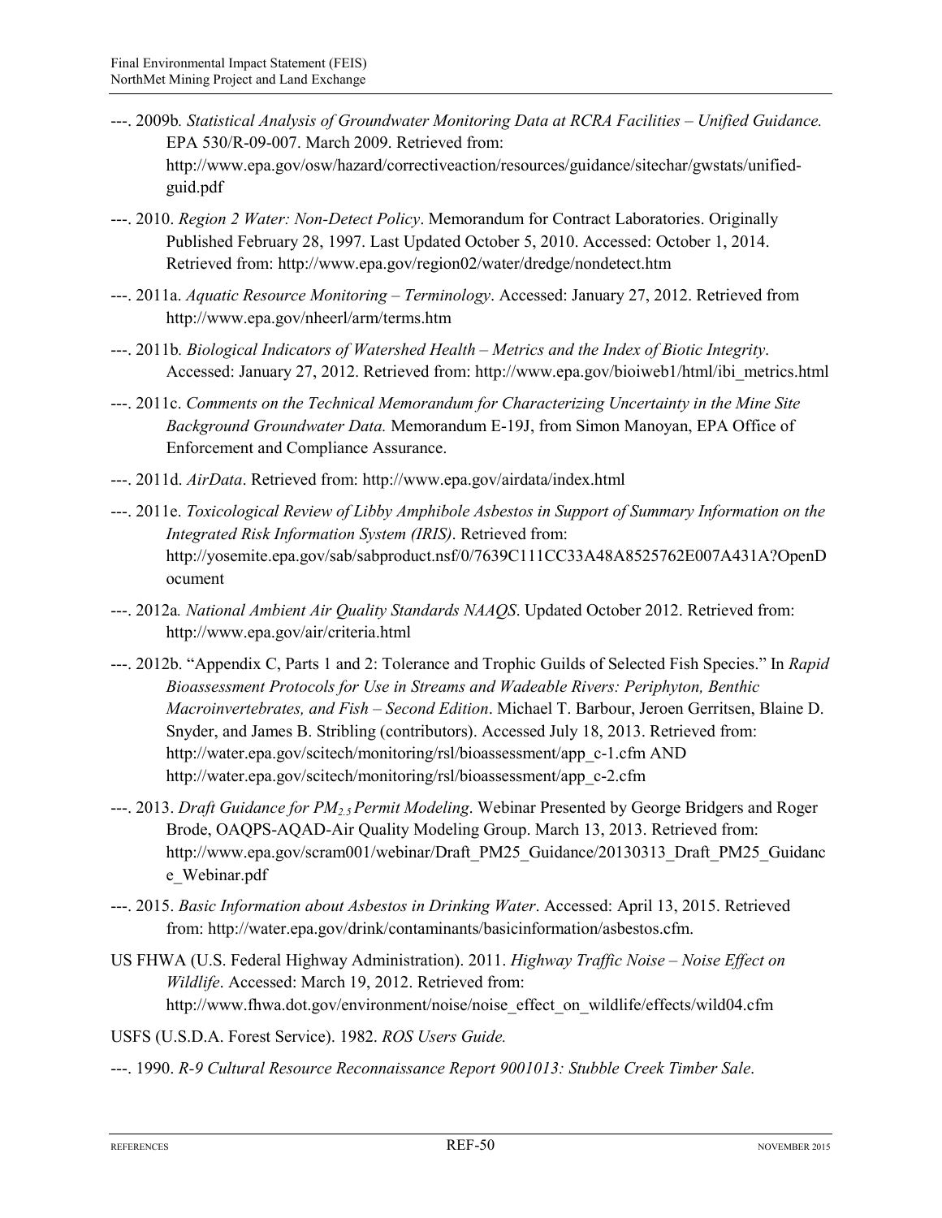---. 2009b*. Statistical Analysis of Groundwater Monitoring Data at RCRA Facilities – Unified Guidance.* EPA 530/R-09-007. March 2009. Retrieved from: http://www.epa.gov/osw/hazard/correctiveaction/resources/guidance/sitechar/gwstats/unified-guid.pdf

---. 2010. *Region 2 Water: Non-Detect Policy*. Memorandum for Contract Laboratories. Originally Published February 28, 1997. Last Updated October 5, 2010. Accessed: October 1, 2014. Retrieved from: http://www.epa.gov/region02/water/dredge/nondetect.htm

---. 2011a. *Aquatic Resource Monitoring – Terminology*. Accessed: January 27, 2012. Retrieved from http://www.epa.gov/nheerl/arm/terms.htm

---. 2011b*. Biological Indicators of Watershed Health – Metrics and the Index of Biotic Integrity*. Accessed: January 27, 2012. Retrieved from: http://www.epa.gov/bioiweb1/html/ibi_metrics.html

---. 2011c. *Comments on the Technical Memorandum for Characterizing Uncertainty in the Mine Site Background Groundwater Data.* Memorandum E-19J, from Simon Manoyan, EPA Office of Enforcement and Compliance Assurance.

---. 2011d. *AirData*. Retrieved from: http://www.epa.gov/airdata/index.html

---. 2011e. *Toxicological Review of Libby Amphibole Asbestos in Support of Summary Information on the Integrated Risk Information System (IRIS)*. Retrieved from: http://yosemite.epa.gov/sab/sabproduct.nsf/0/7639C111CC33A48A8525762E007A431A?OpenDocument

---. 2012a*. National Ambient Air Quality Standards NAAQS*. Updated October 2012. Retrieved from: http://www.epa.gov/air/criteria.html

---. 2012b. "Appendix C, Parts 1 and 2: Tolerance and Trophic Guilds of Selected Fish Species." In *Rapid Bioassessment Protocols for Use in Streams and Wadeable Rivers: Periphyton, Benthic Macroinvertebrates, and Fish – Second Edition*. Michael T. Barbour, Jeroen Gerritsen, Blaine D. Snyder, and James B. Stribling (contributors). Accessed July 18, 2013. Retrieved from: http://water.epa.gov/scitech/monitoring/rsl/bioassessment/app_c-1.cfm AND http://water.epa.gov/scitech/monitoring/rsl/bioassessment/app_c-2.cfm

---. 2013. *Draft Guidance for $PM_{2.5}$ Permit Modeling*. Webinar Presented by George Bridgers and Roger Brode, OAQPS-AQAD-Air Quality Modeling Group. March 13, 2013. Retrieved from: http://www.epa.gov/scram001/webinar/Draft_PM25_Guidance/20130313_Draft_PM25_Guidance_Webinar.pdf

---. 2015. *Basic Information about Asbestos in Drinking Water*. Accessed: April 13, 2015. Retrieved from: http://water.epa.gov/drink/contaminants/basicinformation/asbestos.cfm.

US FHWA (U.S. Federal Highway Administration). 2011. *Highway Traffic Noise – Noise Effect on Wildlife*. Accessed: March 19, 2012. Retrieved from: http://www.fhwa.dot.gov/environment/noise/noise_effect_on_wildlife/effects/wild04.cfm

USFS (U.S.D.A. Forest Service). 1982. *ROS Users Guide.*

---. 1990. *R-9 Cultural Resource Reconnaissance Report 9001013: Stubble Creek Timber Sale*.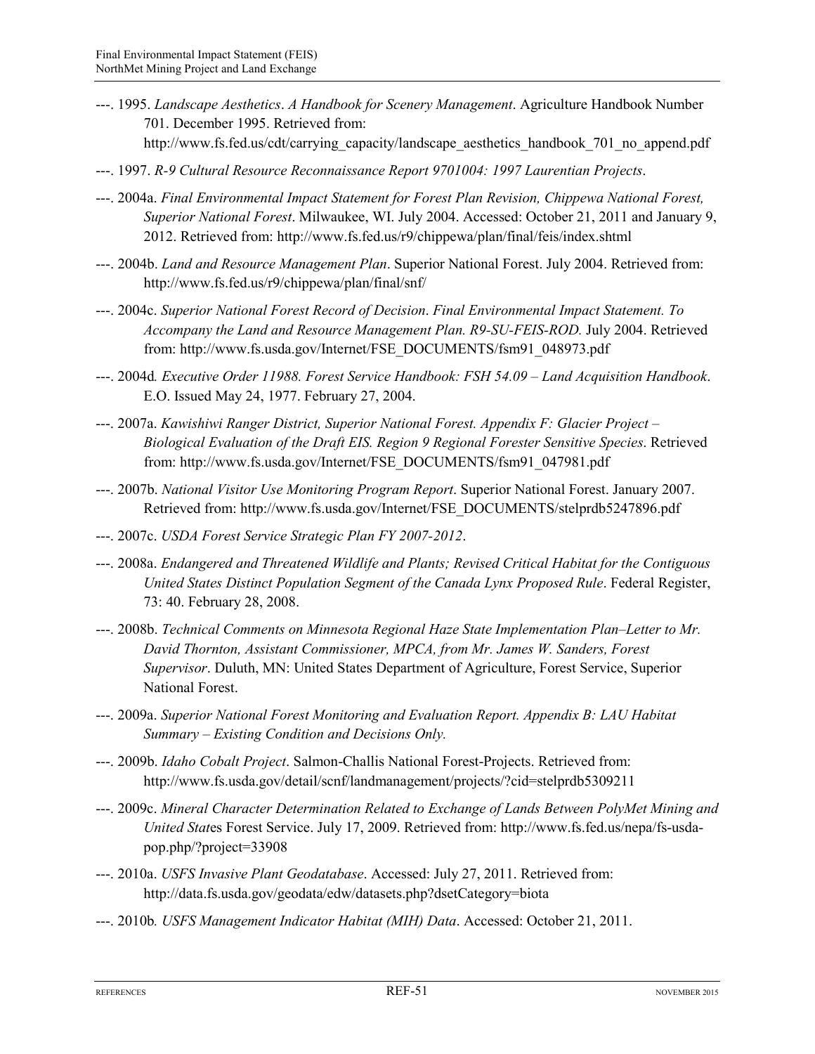---. 1995. *Landscape Aesthetics*. *A Handbook for Scenery Management*. Agriculture Handbook Number 701. December 1995. Retrieved from: http://www.fs.fed.us/cdt/carrying_capacity/landscape_aesthetics_handbook_701_no_append.pdf

---. 1997. *R-9 Cultural Resource Reconnaissance Report 9701004: 1997 Laurentian Projects*.

---. 2004a. *Final Environmental Impact Statement for Forest Plan Revision, Chippewa National Forest, Superior National Forest*. Milwaukee, WI. July 2004. Accessed: October 21, 2011 and January 9, 2012. Retrieved from: http://www.fs.fed.us/r9/chippewa/plan/final/feis/index.shtml

---. 2004b. *Land and Resource Management Plan*. Superior National Forest. July 2004. Retrieved from: http://www.fs.fed.us/r9/chippewa/plan/final/snf/

---. 2004c. *Superior National Forest Record of Decision*. *Final Environmental Impact Statement. To Accompany the Land and Resource Management Plan. R9-SU-FEIS-ROD.* July 2004. Retrieved from: http://www.fs.usda.gov/Internet/FSE_DOCUMENTS/fsm91_048973.pdf

---. 2004d*. Executive Order 11988. Forest Service Handbook: FSH 54.09 – Land Acquisition Handbook*. E.O. Issued May 24, 1977. February 27, 2004.

---. 2007a. *Kawishiwi Ranger District, Superior National Forest. Appendix F: Glacier Project – Biological Evaluation of the Draft EIS. Region 9 Regional Forester Sensitive Species*. Retrieved from: http://www.fs.usda.gov/Internet/FSE_DOCUMENTS/fsm91_047981.pdf

---. 2007b. *National Visitor Use Monitoring Program Report*. Superior National Forest. January 2007. Retrieved from: http://www.fs.usda.gov/Internet/FSE_DOCUMENTS/stelprdb5247896.pdf

---. 2007c. *USDA Forest Service Strategic Plan FY 2007-2012*.

---. 2008a. *Endangered and Threatened Wildlife and Plants; Revised Critical Habitat for the Contiguous United States Distinct Population Segment of the Canada Lynx Proposed Rule*. Federal Register, 73: 40. February 28, 2008.

---. 2008b. *Technical Comments on Minnesota Regional Haze State Implementation Plan–Letter to Mr. David Thornton, Assistant Commissioner, MPCA, from Mr. James W. Sanders, Forest Supervisor*. Duluth, MN: United States Department of Agriculture, Forest Service, Superior National Forest.

---. 2009a. *Superior National Forest Monitoring and Evaluation Report. Appendix B: LAU Habitat Summary – Existing Condition and Decisions Only.*

---. 2009b. *Idaho Cobalt Project*. Salmon-Challis National Forest-Projects. Retrieved from: http://www.fs.usda.gov/detail/scnf/landmanagement/projects/?cid=stelprdb5309211

---. 2009c. *Mineral Character Determination Related to Exchange of Lands Between PolyMet Mining and United Stat*es Forest Service. July 17, 2009. Retrieved from: http://www.fs.fed.us/nepa/fs-usda-pop.php/?project=33908

---. 2010a. *USFS Invasive Plant Geodatabase*. Accessed: July 27, 2011. Retrieved from: http://data.fs.usda.gov/geodata/edw/datasets.php?dsetCategory=biota

---. 2010b*. USFS Management Indicator Habitat (MIH) Data*. Accessed: October 21, 2011.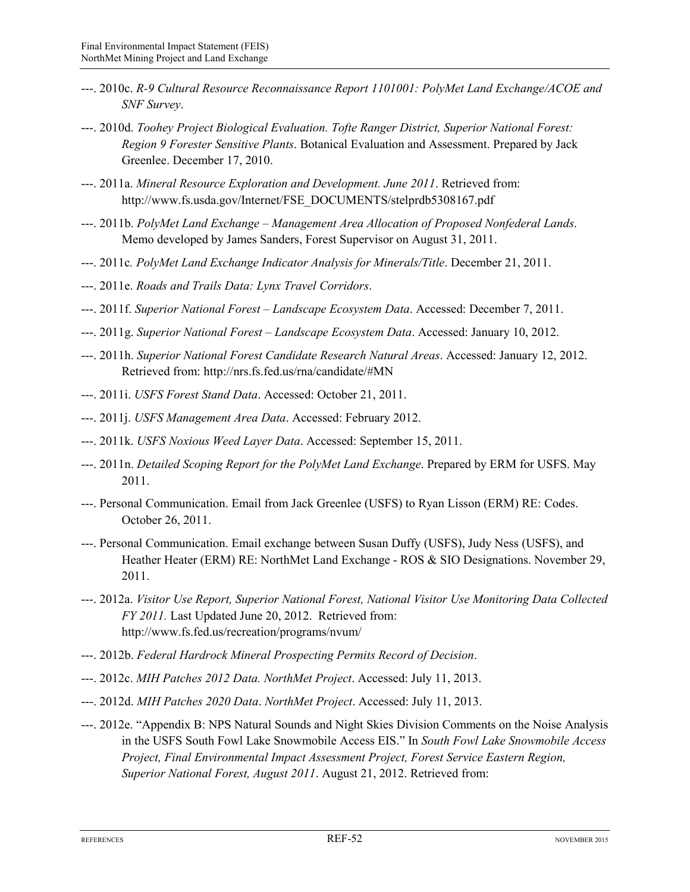---. 2010c. *R-9 Cultural Resource Reconnaissance Report 1101001: PolyMet Land Exchange/ACOE and SNF Survey*.

---. 2010d. *Toohey Project Biological Evaluation. Tofte Ranger District, Superior National Forest: Region 9 Forester Sensitive Plants*. Botanical Evaluation and Assessment. Prepared by Jack Greenlee. December 17, 2010.

---. 2011a. *Mineral Resource Exploration and Development. June 2011*. Retrieved from: http://www.fs.usda.gov/Internet/FSE_DOCUMENTS/stelprdb5308167.pdf

---. 2011b. *PolyMet Land Exchange – Management Area Allocation of Proposed Nonfederal Lands*. Memo developed by James Sanders, Forest Supervisor on August 31, 2011.

---. 2011c. *PolyMet Land Exchange Indicator Analysis for Minerals/Title*. December 21, 2011.

---. 2011e. *Roads and Trails Data: Lynx Travel Corridors*.

---. 2011f. *Superior National Forest – Landscape Ecosystem Data*. Accessed: December 7, 2011.

---. 2011g. *Superior National Forest – Landscape Ecosystem Data*. Accessed: January 10, 2012.

---. 2011h. *Superior National Forest Candidate Research Natural Areas*. Accessed: January 12, 2012. Retrieved from: http://nrs.fs.fed.us/rna/candidate/#MN

---. 2011i. *USFS Forest Stand Data*. Accessed: October 21, 2011.

---. 2011j. *USFS Management Area Data*. Accessed: February 2012.

---. 2011k. *USFS Noxious Weed Layer Data*. Accessed: September 15, 2011.

---. 2011n. *Detailed Scoping Report for the PolyMet Land Exchange*. Prepared by ERM for USFS. May 2011.

---. Personal Communication. Email from Jack Greenlee (USFS) to Ryan Lisson (ERM) RE: Codes. October 26, 2011.

---. Personal Communication. Email exchange between Susan Duffy (USFS), Judy Ness (USFS), and Heather Heater (ERM) RE: NorthMet Land Exchange - ROS & SIO Designations. November 29, 2011.

---. 2012a. *Visitor Use Report, Superior National Forest, National Visitor Use Monitoring Data Collected FY 2011.* Last Updated June 20, 2012. Retrieved from: http://www.fs.fed.us/recreation/programs/nvum/

---. 2012b. *Federal Hardrock Mineral Prospecting Permits Record of Decision*.

---. 2012c. *MIH Patches 2012 Data. NorthMet Project*. Accessed: July 11, 2013.

---. 2012d. *MIH Patches 2020 Data*. *NorthMet Project*. Accessed: July 11, 2013.

---. 2012e. "Appendix B: NPS Natural Sounds and Night Skies Division Comments on the Noise Analysis in the USFS South Fowl Lake Snowmobile Access EIS." In *South Fowl Lake Snowmobile Access Project, Final Environmental Impact Assessment Project, Forest Service Eastern Region, Superior National Forest, August 2011*. August 21, 2012. Retrieved from: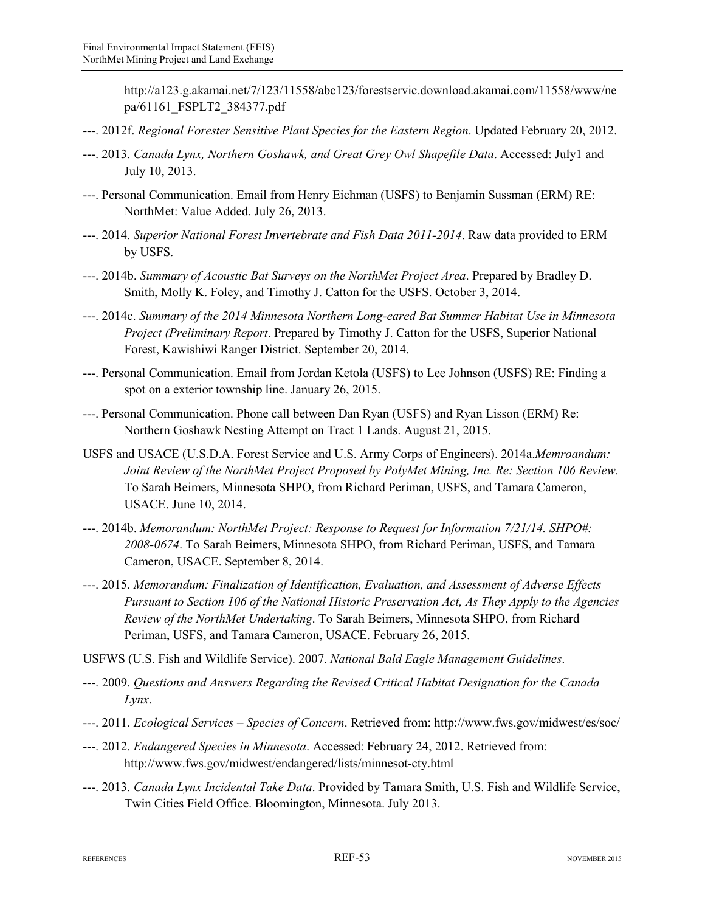http://a123.g.akamai.net/7/123/11558/abc123/forestservic.download.akamai.com/11558/www/nepa/61161_FSPLT2_384377.pdf

---. 2012f. *Regional Forester Sensitive Plant Species for the Eastern Region*. Updated February 20, 2012.

---. 2013. *Canada Lynx, Northern Goshawk, and Great Grey Owl Shapefile Data*. Accessed: July1 and July 10, 2013.

---. Personal Communication. Email from Henry Eichman (USFS) to Benjamin Sussman (ERM) RE: NorthMet: Value Added. July 26, 2013.

---. 2014. *Superior National Forest Invertebrate and Fish Data 2011-2014*. Raw data provided to ERM by USFS.

---. 2014b. *Summary of Acoustic Bat Surveys on the NorthMet Project Area*. Prepared by Bradley D. Smith, Molly K. Foley, and Timothy J. Catton for the USFS. October 3, 2014.

---. 2014c. *Summary of the 2014 Minnesota Northern Long-eared Bat Summer Habitat Use in Minnesota Project (Preliminary Report*. Prepared by Timothy J. Catton for the USFS, Superior National Forest, Kawishiwi Ranger District. September 20, 2014.

---. Personal Communication. Email from Jordan Ketola (USFS) to Lee Johnson (USFS) RE: Finding a spot on a exterior township line. January 26, 2015.

---. Personal Communication. Phone call between Dan Ryan (USFS) and Ryan Lisson (ERM) Re: Northern Goshawk Nesting Attempt on Tract 1 Lands. August 21, 2015.

USFS and USACE (U.S.D.A. Forest Service and U.S. Army Corps of Engineers). 2014a.*Memroandum: Joint Review of the NorthMet Project Proposed by PolyMet Mining, Inc. Re: Section 106 Review.* To Sarah Beimers, Minnesota SHPO, from Richard Periman, USFS, and Tamara Cameron, USACE. June 10, 2014.

---. 2014b. *Memorandum: NorthMet Project: Response to Request for Information 7/21/14. SHPO#: 2008-0674*. To Sarah Beimers, Minnesota SHPO, from Richard Periman, USFS, and Tamara Cameron, USACE. September 8, 2014.

---. 2015. *Memorandum: Finalization of Identification, Evaluation, and Assessment of Adverse Effects Pursuant to Section 106 of the National Historic Preservation Act, As They Apply to the Agencies Review of the NorthMet Undertaking*. To Sarah Beimers, Minnesota SHPO, from Richard Periman, USFS, and Tamara Cameron, USACE. February 26, 2015.

USFWS (U.S. Fish and Wildlife Service). 2007. *National Bald Eagle Management Guidelines*.

---. 2009. *Questions and Answers Regarding the Revised Critical Habitat Designation for the Canada Lynx*.

---. 2011. *Ecological Services – Species of Concern*. Retrieved from: http://www.fws.gov/midwest/es/soc/

---. 2012. *Endangered Species in Minnesota*. Accessed: February 24, 2012. Retrieved from: http://www.fws.gov/midwest/endangered/lists/minnesot-cty.html

---. 2013. *Canada Lynx Incidental Take Data*. Provided by Tamara Smith, U.S. Fish and Wildlife Service, Twin Cities Field Office. Bloomington, Minnesota. July 2013.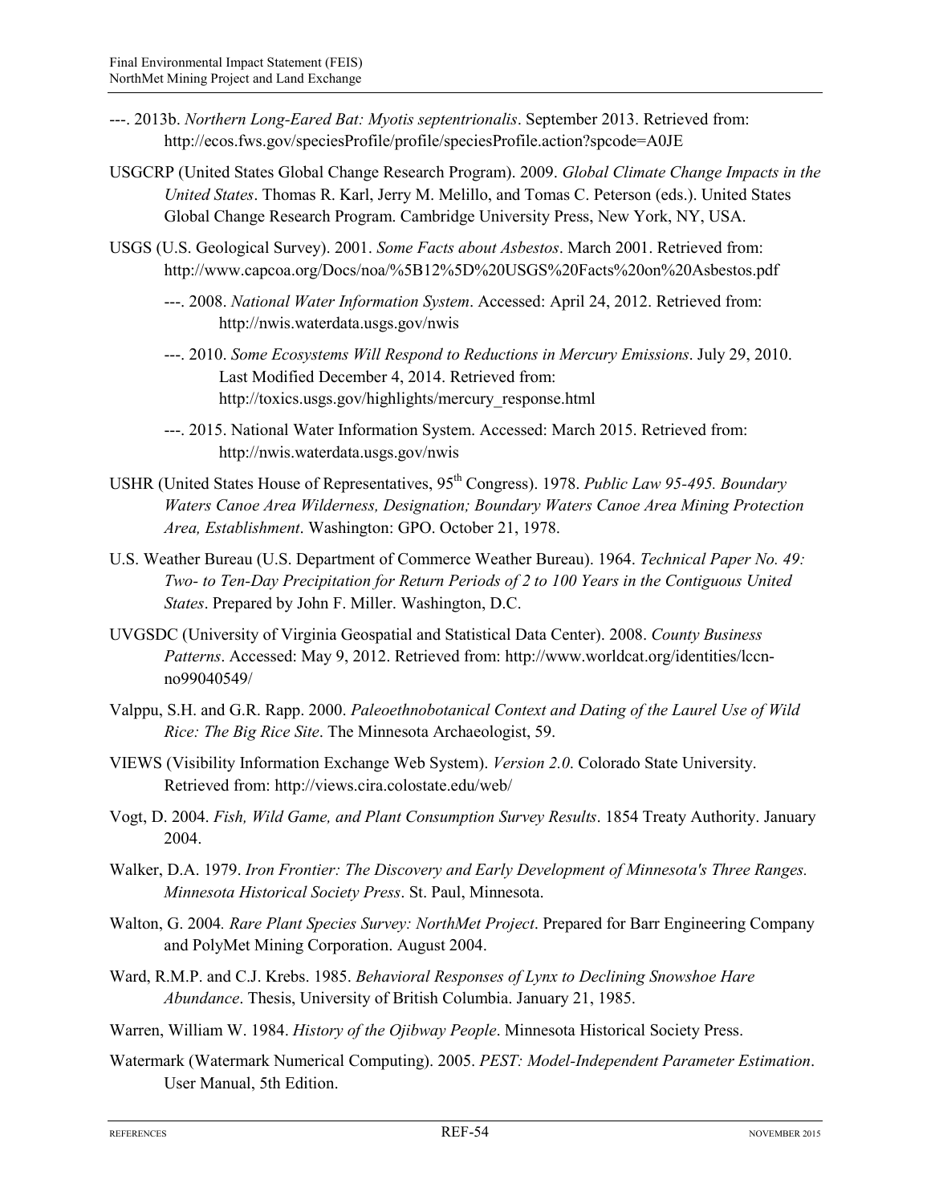---. 2013b. *Northern Long-Eared Bat: Myotis septentrionalis*. September 2013. Retrieved from: http://ecos.fws.gov/speciesProfile/profile/speciesProfile.action?spcode=A0JE

USGCRP (United States Global Change Research Program). 2009. *Global Climate Change Impacts in the United States*. Thomas R. Karl, Jerry M. Melillo, and Tomas C. Peterson (eds.). United States Global Change Research Program. Cambridge University Press, New York, NY, USA.

USGS (U.S. Geological Survey). 2001. *Some Facts about Asbestos*. March 2001. Retrieved from: http://www.capcoa.org/Docs/noa/%5B12%5D%20USGS%20Facts%20on%20Asbestos.pdf

---. 2008. *National Water Information System*. Accessed: April 24, 2012. Retrieved from: http://nwis.waterdata.usgs.gov/nwis

---. 2010. *Some Ecosystems Will Respond to Reductions in Mercury Emissions*. July 29, 2010. Last Modified December 4, 2014. Retrieved from: http://toxics.usgs.gov/highlights/mercury_response.html

---. 2015. National Water Information System. Accessed: March 2015. Retrieved from: http://nwis.waterdata.usgs.gov/nwis

USHR (United States House of Representatives, 95th Congress). 1978. *Public Law 95-495. Boundary Waters Canoe Area Wilderness, Designation; Boundary Waters Canoe Area Mining Protection Area, Establishment*. Washington: GPO. October 21, 1978.

U.S. Weather Bureau (U.S. Department of Commerce Weather Bureau). 1964. *Technical Paper No. 49: Two- to Ten-Day Precipitation for Return Periods of 2 to 100 Years in the Contiguous United States*. Prepared by John F. Miller. Washington, D.C.

UVGSDC (University of Virginia Geospatial and Statistical Data Center). 2008. *County Business Patterns*. Accessed: May 9, 2012. Retrieved from: http://www.worldcat.org/identities/lccn-no99040549/

Valppu, S.H. and G.R. Rapp. 2000. *Paleoethnobotanical Context and Dating of the Laurel Use of Wild Rice: The Big Rice Site*. The Minnesota Archaeologist, 59.

VIEWS (Visibility Information Exchange Web System). *Version 2.0*. Colorado State University. Retrieved from: http://views.cira.colostate.edu/web/

Vogt, D. 2004. *Fish, Wild Game, and Plant Consumption Survey Results*. 1854 Treaty Authority. January 2004.

Walker, D.A. 1979. *Iron Frontier: The Discovery and Early Development of Minnesota's Three Ranges. Minnesota Historical Society Press*. St. Paul, Minnesota.

Walton, G. 2004. *Rare Plant Species Survey: NorthMet Project*. Prepared for Barr Engineering Company and PolyMet Mining Corporation. August 2004.

Ward, R.M.P. and C.J. Krebs. 1985. *Behavioral Responses of Lynx to Declining Snowshoe Hare Abundance*. Thesis, University of British Columbia. January 21, 1985.

Warren, William W. 1984. *History of the Ojibway People*. Minnesota Historical Society Press.

Watermark (Watermark Numerical Computing). 2005. *PEST: Model-Independent Parameter Estimation*. User Manual, 5th Edition.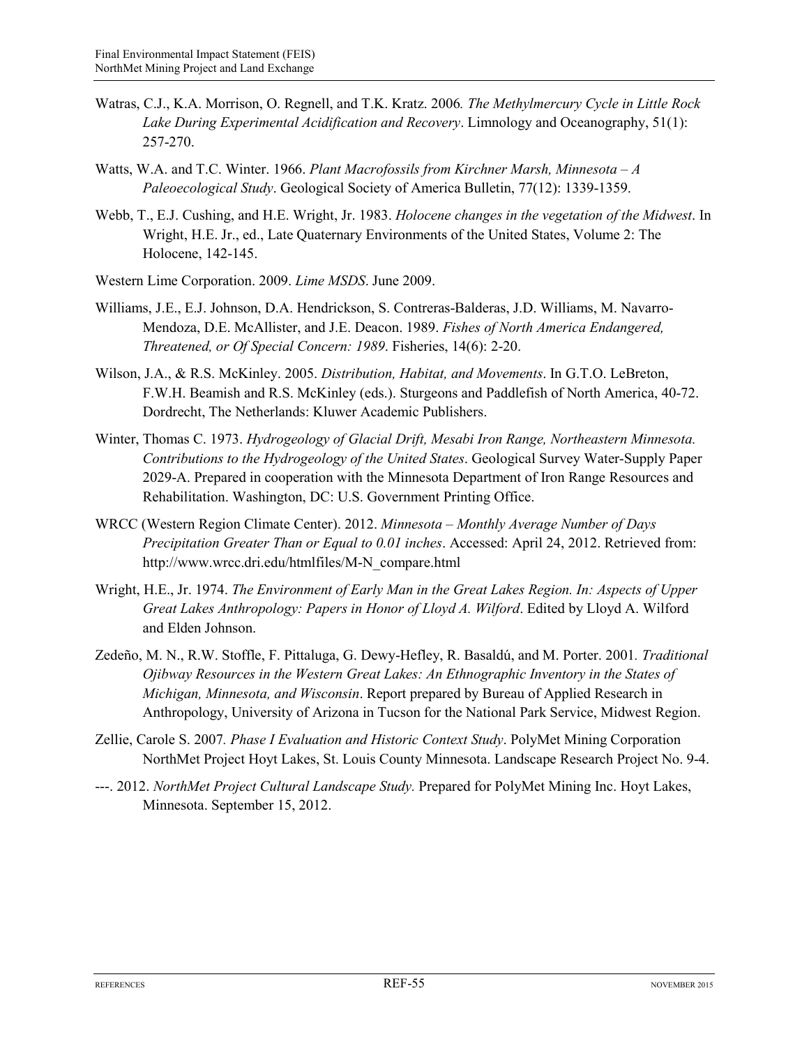Watras, C.J., K.A. Morrison, O. Regnell, and T.K. Kratz. 2006. *The Methylmercury Cycle in Little Rock Lake During Experimental Acidification and Recovery*. Limnology and Oceanography, 51(1): 257-270.

Watts, W.A. and T.C. Winter. 1966. *Plant Macrofossils from Kirchner Marsh, Minnesota – A Paleoecological Study*. Geological Society of America Bulletin, 77(12): 1339-1359.

Webb, T., E.J. Cushing, and H.E. Wright, Jr. 1983. *Holocene changes in the vegetation of the Midwest*. In Wright, H.E. Jr., ed., Late Quaternary Environments of the United States, Volume 2: The Holocene, 142-145.

Western Lime Corporation. 2009. *Lime MSDS*. June 2009.

Williams, J.E., E.J. Johnson, D.A. Hendrickson, S. Contreras-Balderas, J.D. Williams, M. Navarro-Mendoza, D.E. McAllister, and J.E. Deacon. 1989. *Fishes of North America Endangered, Threatened, or Of Special Concern: 1989*. Fisheries, 14(6): 2-20.

Wilson, J.A., & R.S. McKinley. 2005. *Distribution, Habitat, and Movements*. In G.T.O. LeBreton, F.W.H. Beamish and R.S. McKinley (eds.). Sturgeons and Paddlefish of North America, 40-72. Dordrecht, The Netherlands: Kluwer Academic Publishers.

Winter, Thomas C. 1973. *Hydrogeology of Glacial Drift, Mesabi Iron Range, Northeastern Minnesota. Contributions to the Hydrogeology of the United States*. Geological Survey Water-Supply Paper 2029-A. Prepared in cooperation with the Minnesota Department of Iron Range Resources and Rehabilitation. Washington, DC: U.S. Government Printing Office.

WRCC (Western Region Climate Center). 2012. *Minnesota – Monthly Average Number of Days Precipitation Greater Than or Equal to 0.01 inches*. Accessed: April 24, 2012. Retrieved from: http://www.wrcc.dri.edu/htmlfiles/M-N_compare.html

Wright, H.E., Jr. 1974. *The Environment of Early Man in the Great Lakes Region. In: Aspects of Upper Great Lakes Anthropology: Papers in Honor of Lloyd A. Wilford*. Edited by Lloyd A. Wilford and Elden Johnson.

Zedeño, M. N., R.W. Stoffle, F. Pittaluga, G. Dewy-Hefley, R. Basaldú, and M. Porter. 2001. *Traditional Ojibway Resources in the Western Great Lakes: An Ethnographic Inventory in the States of Michigan, Minnesota, and Wisconsin*. Report prepared by Bureau of Applied Research in Anthropology, University of Arizona in Tucson for the National Park Service, Midwest Region.

Zellie, Carole S. 2007. *Phase I Evaluation and Historic Context Study*. PolyMet Mining Corporation NorthMet Project Hoyt Lakes, St. Louis County Minnesota. Landscape Research Project No. 9-4.

---. 2012. *NorthMet Project Cultural Landscape Study.* Prepared for PolyMet Mining Inc. Hoyt Lakes, Minnesota. September 15, 2012.